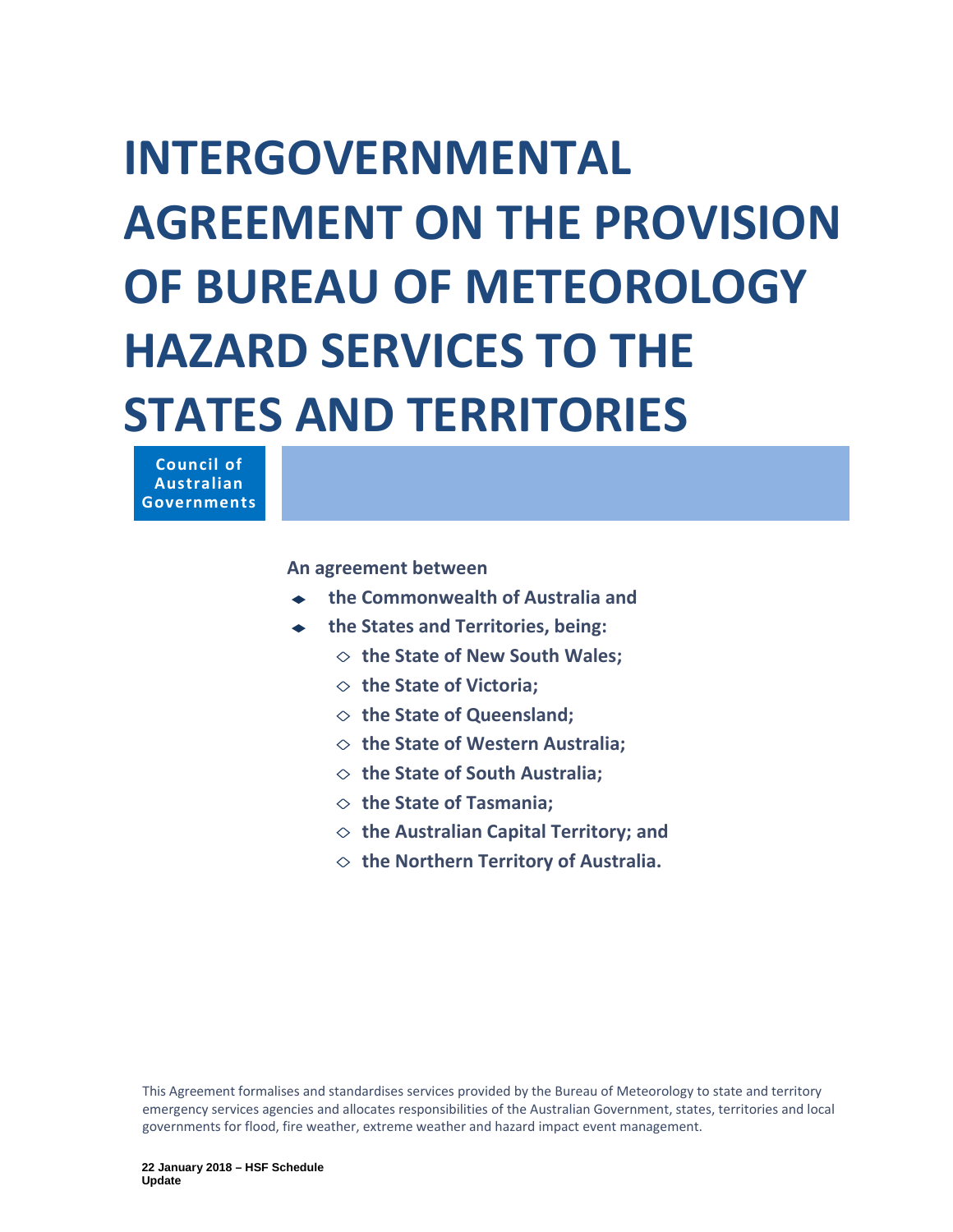# INTERGOVERNMENTAL AGREEMENT ON THE PROVISION OF BUREAU OF METEOROLOGY HAZARD SERVICES TO THE STATES AND TERRITORIES

**Council of Australian Governments**

**An agreement between**

- **the Commonwealth of Australia and**
- **the States and Territories, being:**
  - **the State of New South Wales;**
  - **the State of Victoria;**
  - **the State of Queensland;**
  - **the State of Western Australia;**
  - **the State of South Australia;**
  - **the State of Tasmania;**
  - **the Australian Capital Territory; and**
  - **the Northern Territory of Australia.**

This Agreement formalises and standardises services provided by the Bureau of Meteorology to state and territory emergency services agencies and allocates responsibilities of the Australian Government, states, territories and local governments for flood, fire weather, extreme weather and hazard impact event management.

**22 January 2018 – HSF Schedule Update**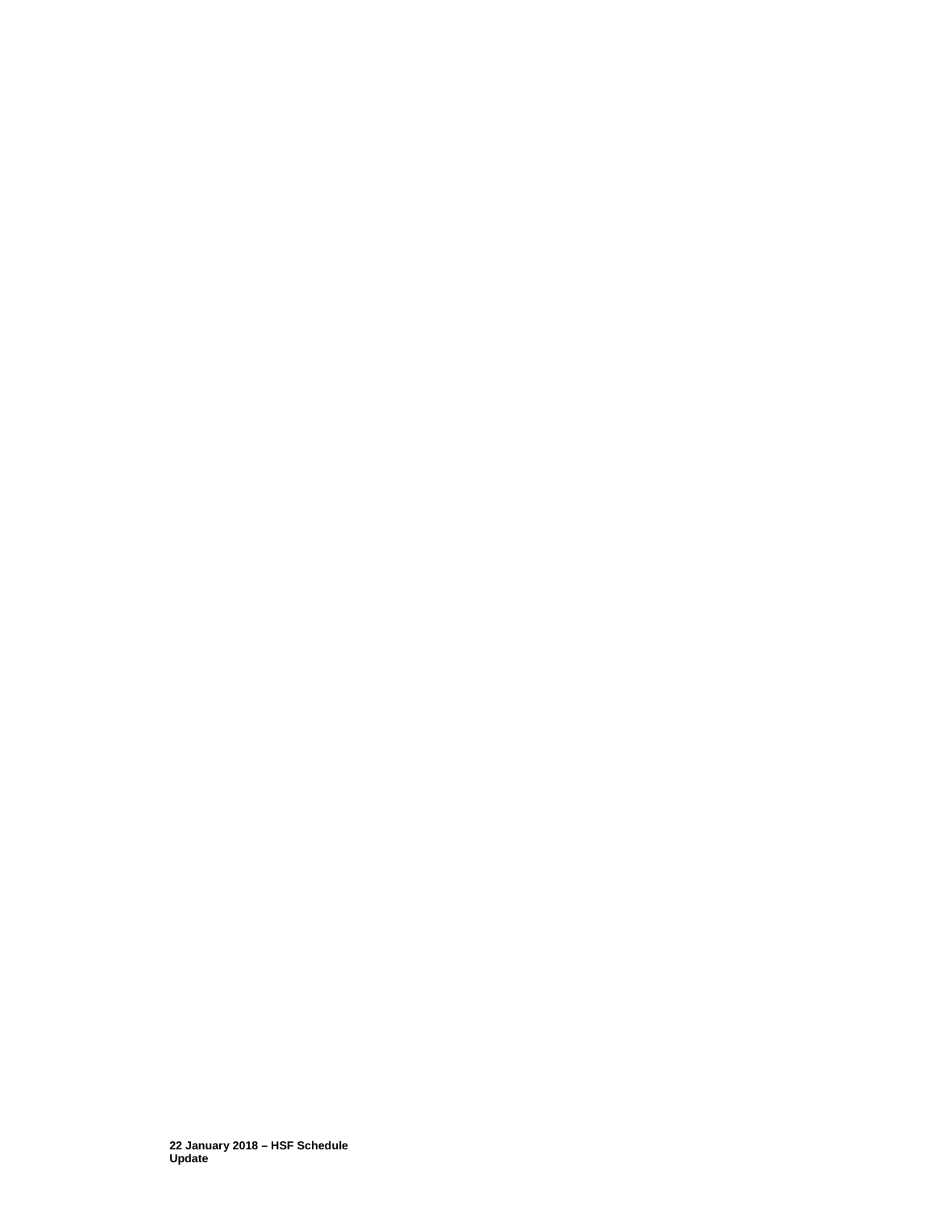**22 January 2018 – HSF Schedule Update**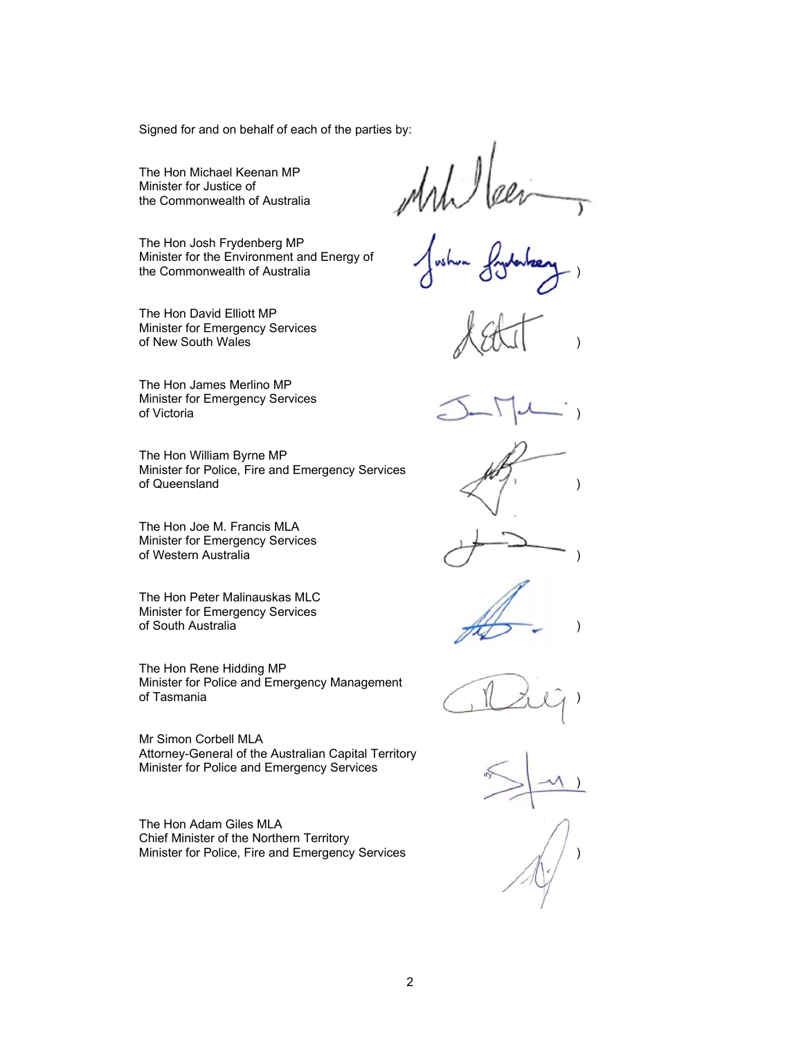Signed for and on behalf of each of the parties by:

The Hon Michael Keenan MP
Minister for Justice of
the Commonwealth of Australia )

The Hon Josh Frydenberg MP
Minister for the Environment and Energy of
the Commonwealth of Australia )

The Hon David Elliott MP
Minister for Emergency Services
of New South Wales )

The Hon James Merlino MP
Minister for Emergency Services
of Victoria )

The Hon William Byrne MP
Minister for Police, Fire and Emergency Services
of Queensland )

The Hon Joe M. Francis MLA
Minister for Emergency Services
of Western Australia )

The Hon Peter Malinauskas MLC
Minister for Emergency Services
of South Australia )

The Hon Rene Hidding MP
Minister for Police and Emergency Management
of Tasmania )

Mr Simon Corbell MLA
Attorney-General of the Australian Capital Territory
Minister for Police and Emergency Services )

The Hon Adam Giles MLA
Chief Minister of the Northern Territory
Minister for Police, Fire and Emergency Services )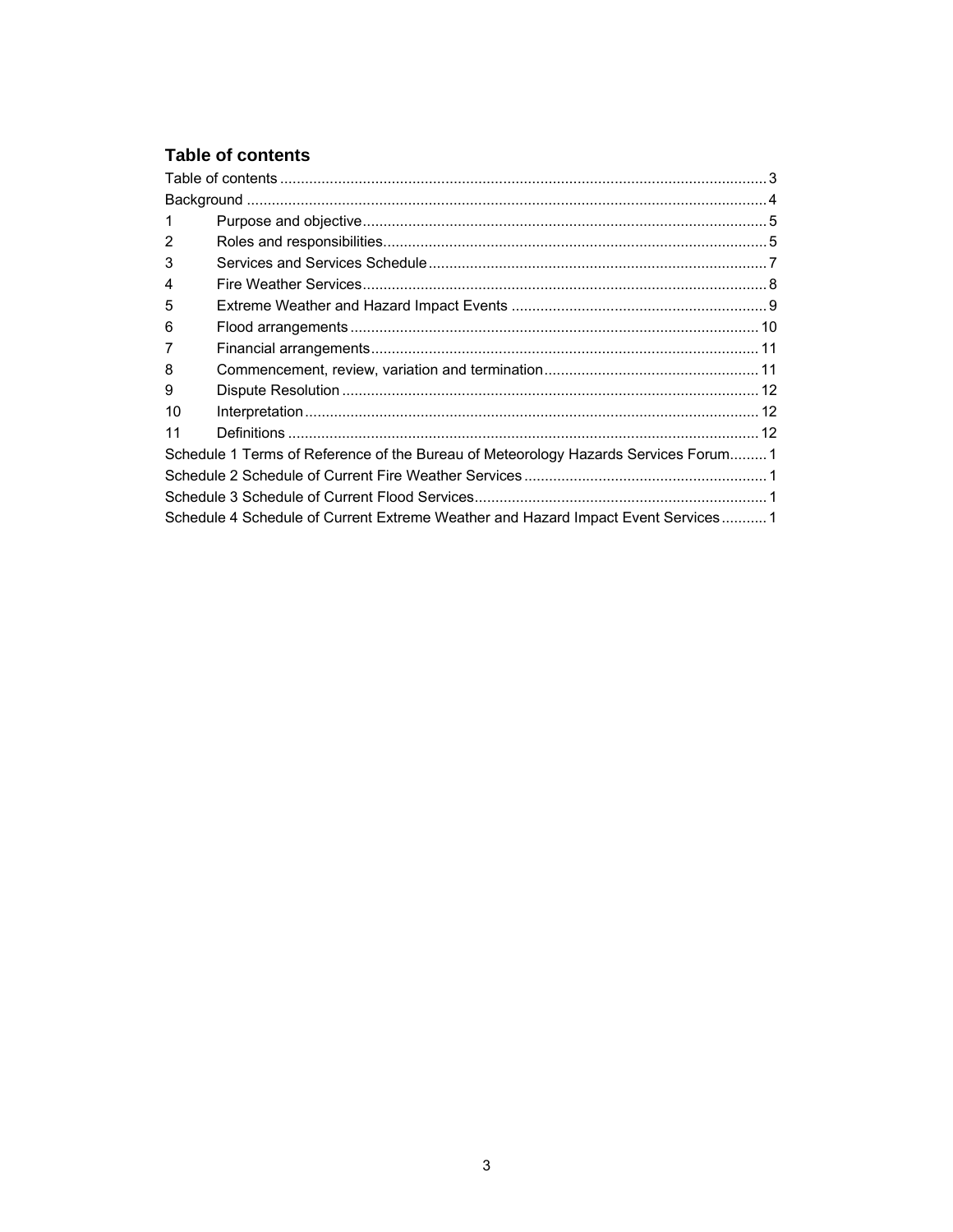## Table of contents

Table of contents ..... 3
Background ..... 4
1 Purpose and objective ..... 5
2 Roles and responsibilities ..... 5
3 Services and Services Schedule ..... 7
4 Fire Weather Services ..... 8
5 Extreme Weather and Hazard Impact Events ..... 9
6 Flood arrangements ..... 10
7 Financial arrangements ..... 11
8 Commencement, review, variation and termination ..... 11
9 Dispute Resolution ..... 12
10 Interpretation ..... 12
11 Definitions ..... 12
Schedule 1 Terms of Reference of the Bureau of Meteorology Hazards Services Forum ..... 1
Schedule 2 Schedule of Current Fire Weather Services ..... 1
Schedule 3 Schedule of Current Flood Services ..... 1
Schedule 4 Schedule of Current Extreme Weather and Hazard Impact Event Services ..... 1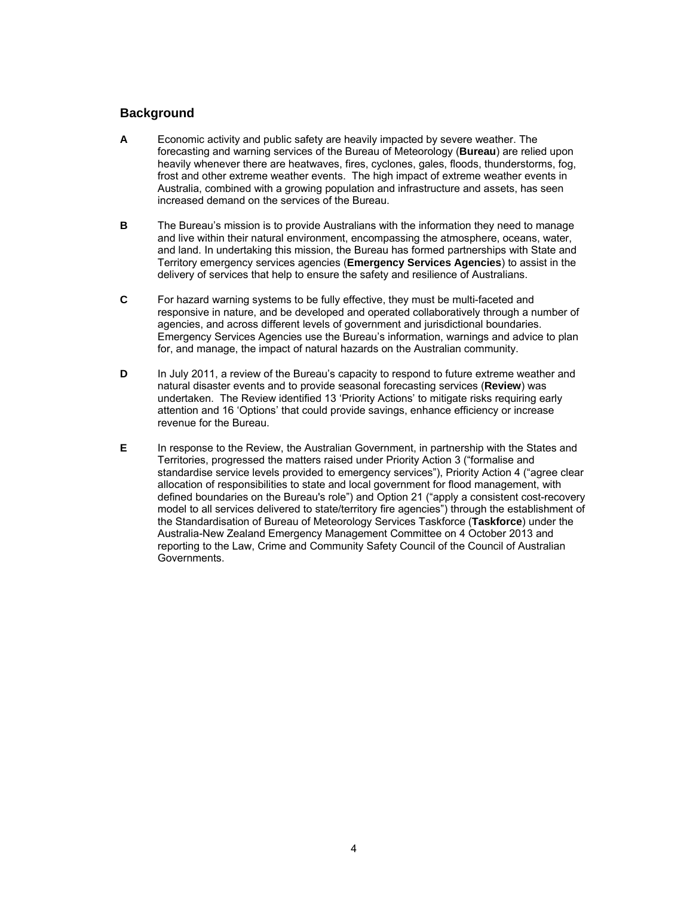## Background

**A** Economic activity and public safety are heavily impacted by severe weather. The forecasting and warning services of the Bureau of Meteorology (**Bureau**) are relied upon heavily whenever there are heatwaves, fires, cyclones, gales, floods, thunderstorms, fog, frost and other extreme weather events. The high impact of extreme weather events in Australia, combined with a growing population and infrastructure and assets, has seen increased demand on the services of the Bureau.

**B** The Bureau's mission is to provide Australians with the information they need to manage and live within their natural environment, encompassing the atmosphere, oceans, water, and land. In undertaking this mission, the Bureau has formed partnerships with State and Territory emergency services agencies (**Emergency Services Agencies**) to assist in the delivery of services that help to ensure the safety and resilience of Australians.

**C** For hazard warning systems to be fully effective, they must be multi-faceted and responsive in nature, and be developed and operated collaboratively through a number of agencies, and across different levels of government and jurisdictional boundaries. Emergency Services Agencies use the Bureau's information, warnings and advice to plan for, and manage, the impact of natural hazards on the Australian community.

**D** In July 2011, a review of the Bureau's capacity to respond to future extreme weather and natural disaster events and to provide seasonal forecasting services (**Review**) was undertaken. The Review identified 13 'Priority Actions' to mitigate risks requiring early attention and 16 'Options' that could provide savings, enhance efficiency or increase revenue for the Bureau.

**E** In response to the Review, the Australian Government, in partnership with the States and Territories, progressed the matters raised under Priority Action 3 ("formalise and standardise service levels provided to emergency services"), Priority Action 4 ("agree clear allocation of responsibilities to state and local government for flood management, with defined boundaries on the Bureau's role") and Option 21 ("apply a consistent cost-recovery model to all services delivered to state/territory fire agencies") through the establishment of the Standardisation of Bureau of Meteorology Services Taskforce (**Taskforce**) under the Australia-New Zealand Emergency Management Committee on 4 October 2013 and reporting to the Law, Crime and Community Safety Council of the Council of Australian Governments.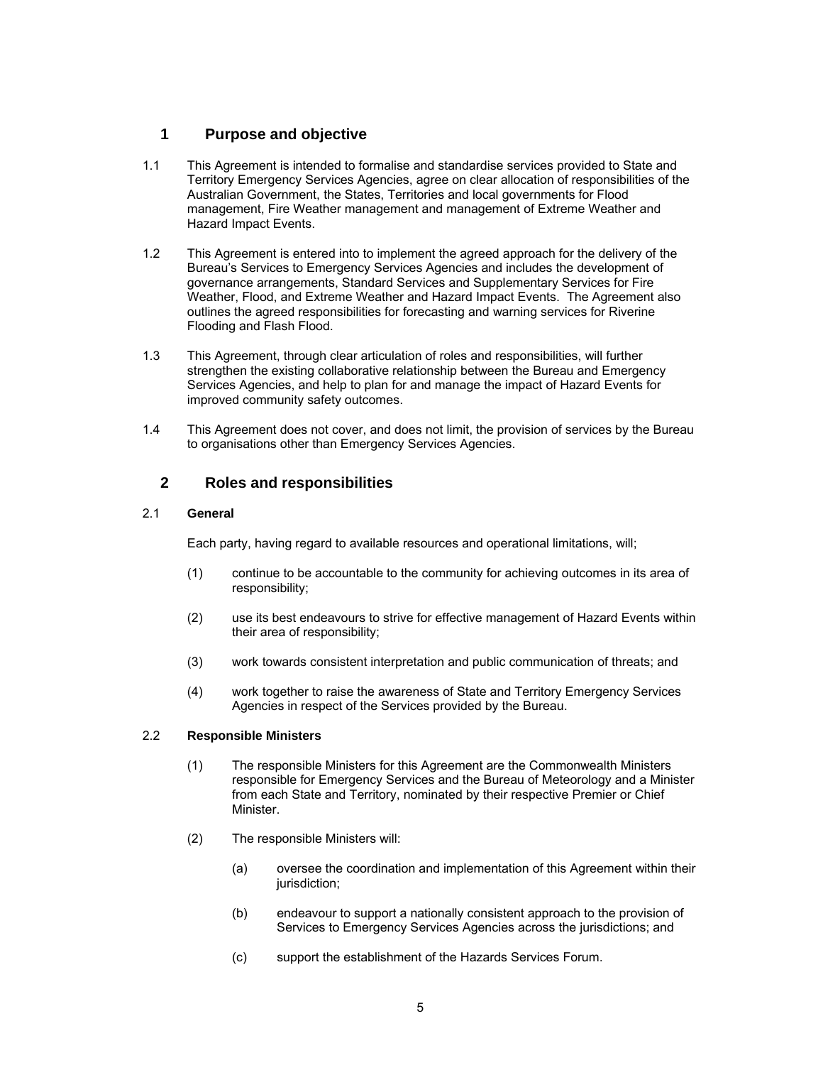## 1 Purpose and objective

1.1 This Agreement is intended to formalise and standardise services provided to State and Territory Emergency Services Agencies, agree on clear allocation of responsibilities of the Australian Government, the States, Territories and local governments for Flood management, Fire Weather management and management of Extreme Weather and Hazard Impact Events.

1.2 This Agreement is entered into to implement the agreed approach for the delivery of the Bureau's Services to Emergency Services Agencies and includes the development of governance arrangements, Standard Services and Supplementary Services for Fire Weather, Flood, and Extreme Weather and Hazard Impact Events. The Agreement also outlines the agreed responsibilities for forecasting and warning services for Riverine Flooding and Flash Flood.

1.3 This Agreement, through clear articulation of roles and responsibilities, will further strengthen the existing collaborative relationship between the Bureau and Emergency Services Agencies, and help to plan for and manage the impact of Hazard Events for improved community safety outcomes.

1.4 This Agreement does not cover, and does not limit, the provision of services by the Bureau to organisations other than Emergency Services Agencies.

## 2 Roles and responsibilities

### 2.1 General

Each party, having regard to available resources and operational limitations, will;

(1) continue to be accountable to the community for achieving outcomes in its area of responsibility;

(2) use its best endeavours to strive for effective management of Hazard Events within their area of responsibility;

(3) work towards consistent interpretation and public communication of threats; and

(4) work together to raise the awareness of State and Territory Emergency Services Agencies in respect of the Services provided by the Bureau.

### 2.2 Responsible Ministers

(1) The responsible Ministers for this Agreement are the Commonwealth Ministers responsible for Emergency Services and the Bureau of Meteorology and a Minister from each State and Territory, nominated by their respective Premier or Chief Minister.

(2) The responsible Ministers will:

(a) oversee the coordination and implementation of this Agreement within their jurisdiction;

(b) endeavour to support a nationally consistent approach to the provision of Services to Emergency Services Agencies across the jurisdictions; and

(c) support the establishment of the Hazards Services Forum.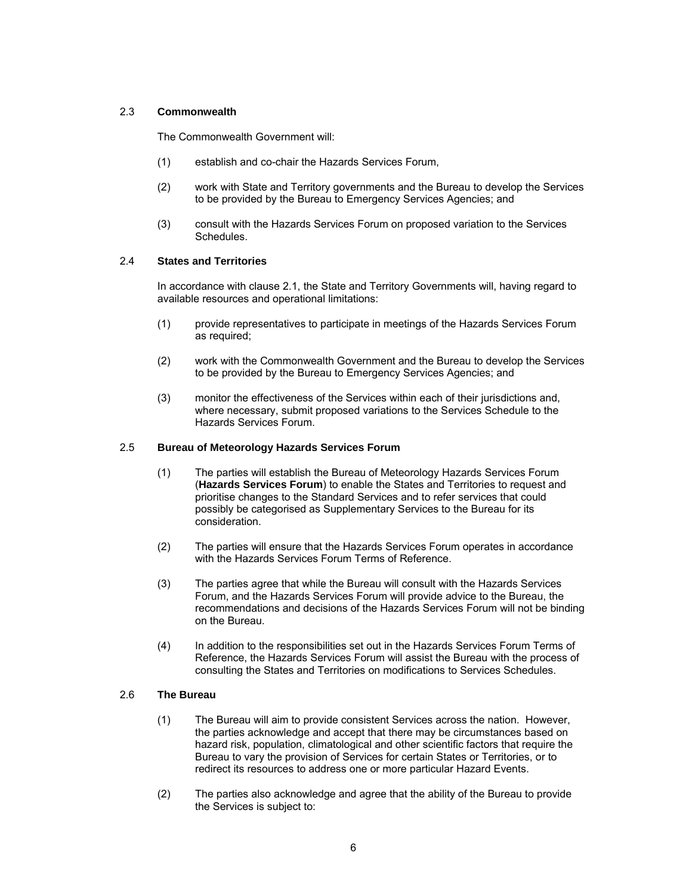### 2.3 Commonwealth

The Commonwealth Government will:

(1) establish and co-chair the Hazards Services Forum,

(2) work with State and Territory governments and the Bureau to develop the Services to be provided by the Bureau to Emergency Services Agencies; and

(3) consult with the Hazards Services Forum on proposed variation to the Services Schedules.

### 2.4 States and Territories

In accordance with clause 2.1, the State and Territory Governments will, having regard to available resources and operational limitations:

(1) provide representatives to participate in meetings of the Hazards Services Forum as required;

(2) work with the Commonwealth Government and the Bureau to develop the Services to be provided by the Bureau to Emergency Services Agencies; and

(3) monitor the effectiveness of the Services within each of their jurisdictions and, where necessary, submit proposed variations to the Services Schedule to the Hazards Services Forum.

### 2.5 Bureau of Meteorology Hazards Services Forum

(1) The parties will establish the Bureau of Meteorology Hazards Services Forum (**Hazards Services Forum**) to enable the States and Territories to request and prioritise changes to the Standard Services and to refer services that could possibly be categorised as Supplementary Services to the Bureau for its consideration.

(2) The parties will ensure that the Hazards Services Forum operates in accordance with the Hazards Services Forum Terms of Reference.

(3) The parties agree that while the Bureau will consult with the Hazards Services Forum, and the Hazards Services Forum will provide advice to the Bureau, the recommendations and decisions of the Hazards Services Forum will not be binding on the Bureau.

(4) In addition to the responsibilities set out in the Hazards Services Forum Terms of Reference, the Hazards Services Forum will assist the Bureau with the process of consulting the States and Territories on modifications to Services Schedules.

### 2.6 The Bureau

(1) The Bureau will aim to provide consistent Services across the nation. However, the parties acknowledge and accept that there may be circumstances based on hazard risk, population, climatological and other scientific factors that require the Bureau to vary the provision of Services for certain States or Territories, or to redirect its resources to address one or more particular Hazard Events.

(2) The parties also acknowledge and agree that the ability of the Bureau to provide the Services is subject to: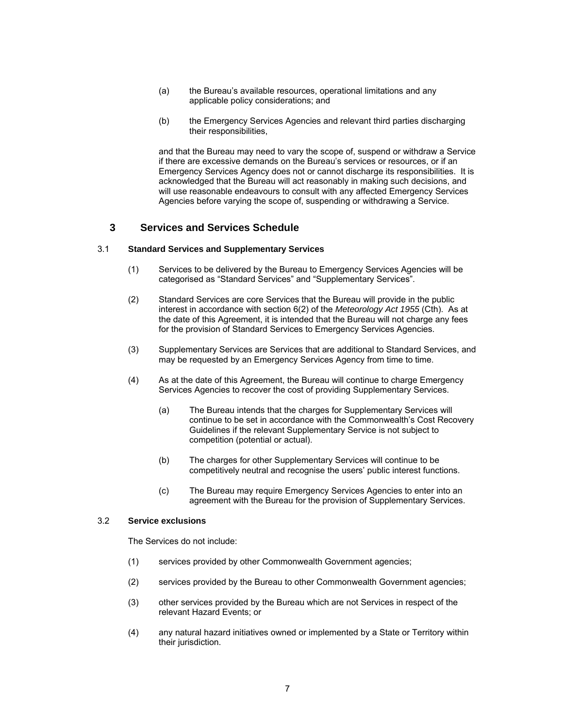(a) the Bureau's available resources, operational limitations and any applicable policy considerations; and

(b) the Emergency Services Agencies and relevant third parties discharging their responsibilities,

and that the Bureau may need to vary the scope of, suspend or withdraw a Service if there are excessive demands on the Bureau's services or resources, or if an Emergency Services Agency does not or cannot discharge its responsibilities. It is acknowledged that the Bureau will act reasonably in making such decisions, and will use reasonable endeavours to consult with any affected Emergency Services Agencies before varying the scope of, suspending or withdrawing a Service.

## 3 Services and Services Schedule

### 3.1 Standard Services and Supplementary Services

(1) Services to be delivered by the Bureau to Emergency Services Agencies will be categorised as "Standard Services" and "Supplementary Services".

(2) Standard Services are core Services that the Bureau will provide in the public interest in accordance with section 6(2) of the *Meteorology Act 1955* (Cth). As at the date of this Agreement, it is intended that the Bureau will not charge any fees for the provision of Standard Services to Emergency Services Agencies.

(3) Supplementary Services are Services that are additional to Standard Services, and may be requested by an Emergency Services Agency from time to time.

(4) As at the date of this Agreement, the Bureau will continue to charge Emergency Services Agencies to recover the cost of providing Supplementary Services.

(a) The Bureau intends that the charges for Supplementary Services will continue to be set in accordance with the Commonwealth's Cost Recovery Guidelines if the relevant Supplementary Service is not subject to competition (potential or actual).

(b) The charges for other Supplementary Services will continue to be competitively neutral and recognise the users' public interest functions.

(c) The Bureau may require Emergency Services Agencies to enter into an agreement with the Bureau for the provision of Supplementary Services.

### 3.2 Service exclusions

The Services do not include:

(1) services provided by other Commonwealth Government agencies;

(2) services provided by the Bureau to other Commonwealth Government agencies;

(3) other services provided by the Bureau which are not Services in respect of the relevant Hazard Events; or

(4) any natural hazard initiatives owned or implemented by a State or Territory within their jurisdiction.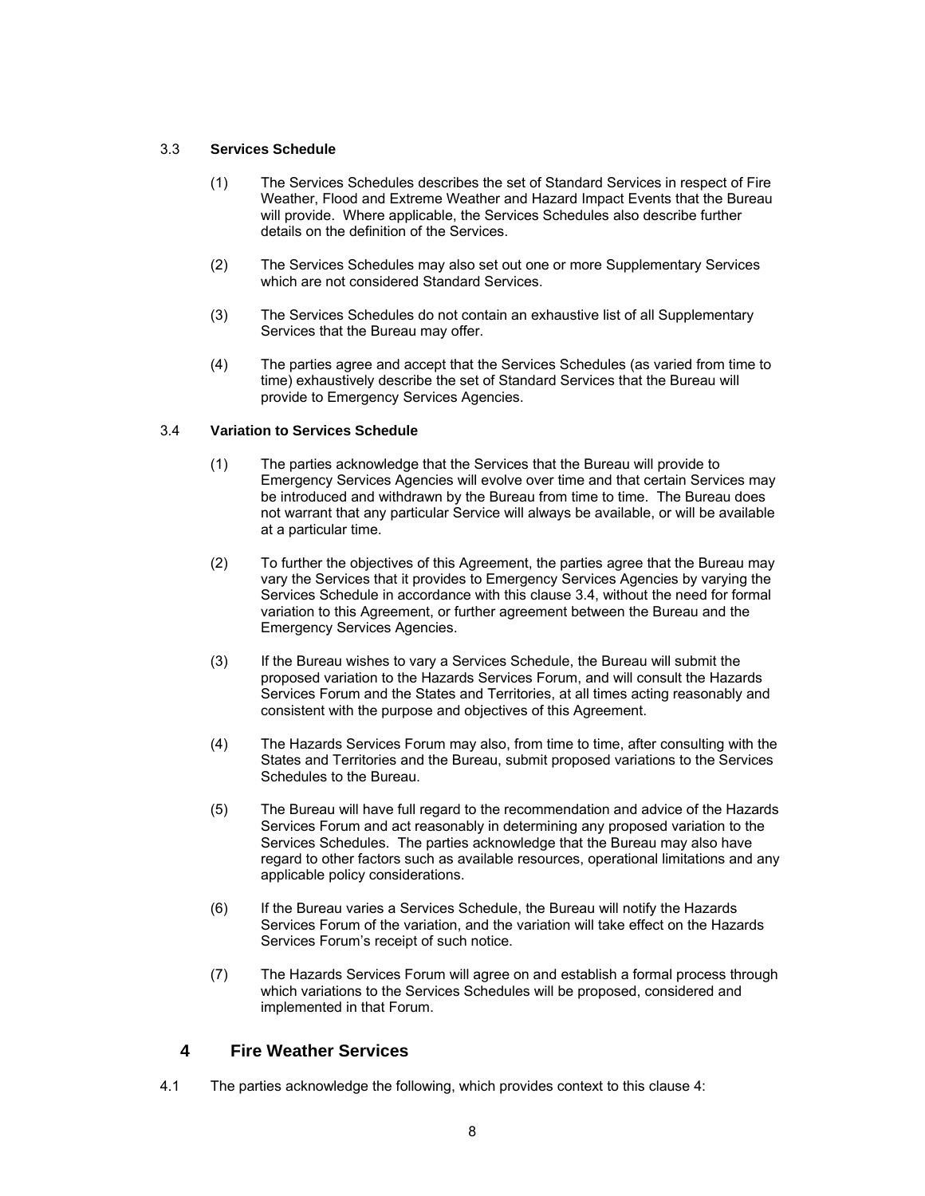### 3.3 Services Schedule

(1) The Services Schedules describes the set of Standard Services in respect of Fire Weather, Flood and Extreme Weather and Hazard Impact Events that the Bureau will provide. Where applicable, the Services Schedules also describe further details on the definition of the Services.

(2) The Services Schedules may also set out one or more Supplementary Services which are not considered Standard Services.

(3) The Services Schedules do not contain an exhaustive list of all Supplementary Services that the Bureau may offer.

(4) The parties agree and accept that the Services Schedules (as varied from time to time) exhaustively describe the set of Standard Services that the Bureau will provide to Emergency Services Agencies.

### 3.4 Variation to Services Schedule

(1) The parties acknowledge that the Services that the Bureau will provide to Emergency Services Agencies will evolve over time and that certain Services may be introduced and withdrawn by the Bureau from time to time. The Bureau does not warrant that any particular Service will always be available, or will be available at a particular time.

(2) To further the objectives of this Agreement, the parties agree that the Bureau may vary the Services that it provides to Emergency Services Agencies by varying the Services Schedule in accordance with this clause 3.4, without the need for formal variation to this Agreement, or further agreement between the Bureau and the Emergency Services Agencies.

(3) If the Bureau wishes to vary a Services Schedule, the Bureau will submit the proposed variation to the Hazards Services Forum, and will consult the Hazards Services Forum and the States and Territories, at all times acting reasonably and consistent with the purpose and objectives of this Agreement.

(4) The Hazards Services Forum may also, from time to time, after consulting with the States and Territories and the Bureau, submit proposed variations to the Services Schedules to the Bureau.

(5) The Bureau will have full regard to the recommendation and advice of the Hazards Services Forum and act reasonably in determining any proposed variation to the Services Schedules. The parties acknowledge that the Bureau may also have regard to other factors such as available resources, operational limitations and any applicable policy considerations.

(6) If the Bureau varies a Services Schedule, the Bureau will notify the Hazards Services Forum of the variation, and the variation will take effect on the Hazards Services Forum's receipt of such notice.

(7) The Hazards Services Forum will agree on and establish a formal process through which variations to the Services Schedules will be proposed, considered and implemented in that Forum.

## 4 Fire Weather Services

4.1 The parties acknowledge the following, which provides context to this clause 4: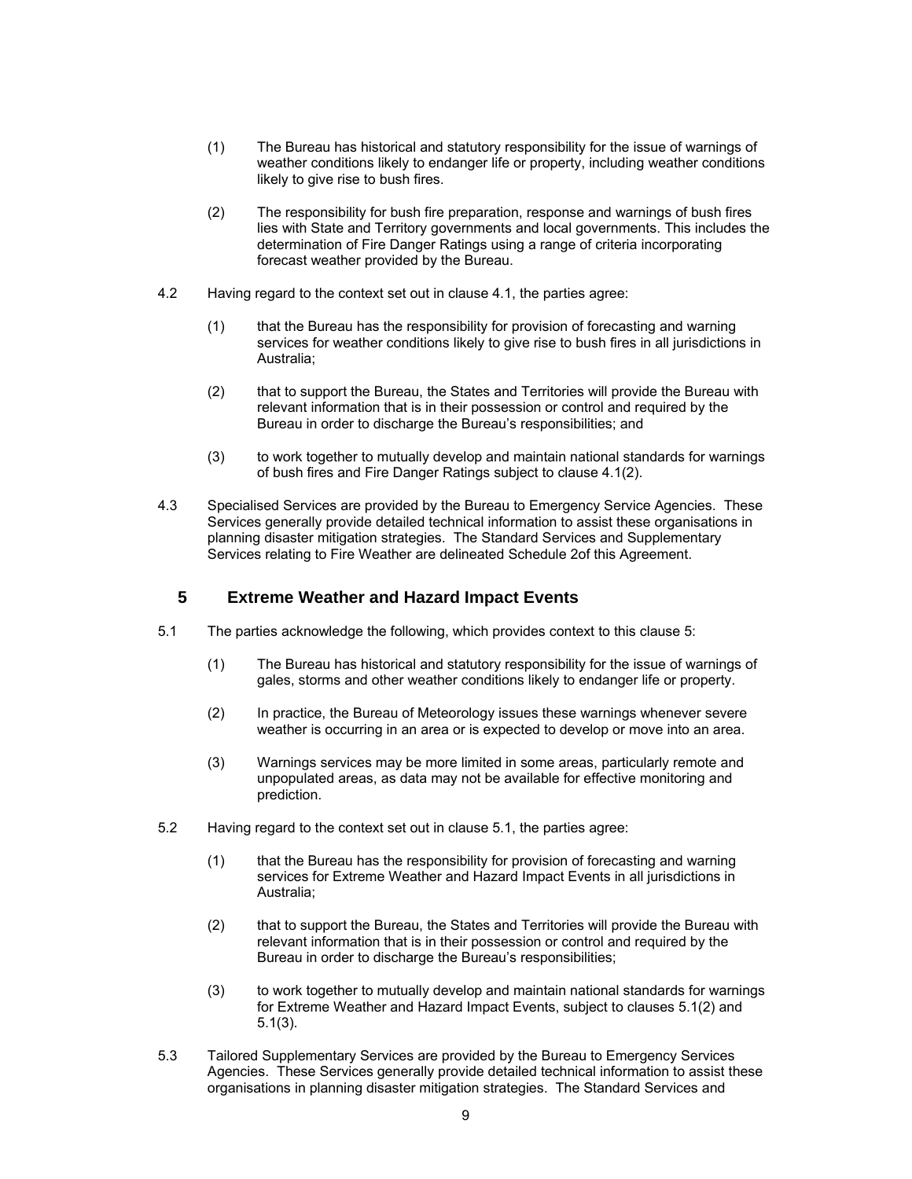(1) The Bureau has historical and statutory responsibility for the issue of warnings of weather conditions likely to endanger life or property, including weather conditions likely to give rise to bush fires.

(2) The responsibility for bush fire preparation, response and warnings of bush fires lies with State and Territory governments and local governments. This includes the determination of Fire Danger Ratings using a range of criteria incorporating forecast weather provided by the Bureau.

4.2 Having regard to the context set out in clause 4.1, the parties agree:

(1) that the Bureau has the responsibility for provision of forecasting and warning services for weather conditions likely to give rise to bush fires in all jurisdictions in Australia;

(2) that to support the Bureau, the States and Territories will provide the Bureau with relevant information that is in their possession or control and required by the Bureau in order to discharge the Bureau's responsibilities; and

(3) to work together to mutually develop and maintain national standards for warnings of bush fires and Fire Danger Ratings subject to clause 4.1(2).

4.3 Specialised Services are provided by the Bureau to Emergency Service Agencies. These Services generally provide detailed technical information to assist these organisations in planning disaster mitigation strategies. The Standard Services and Supplementary Services relating to Fire Weather are delineated Schedule 2of this Agreement.

## 5 Extreme Weather and Hazard Impact Events

5.1 The parties acknowledge the following, which provides context to this clause 5:

(1) The Bureau has historical and statutory responsibility for the issue of warnings of gales, storms and other weather conditions likely to endanger life or property.

(2) In practice, the Bureau of Meteorology issues these warnings whenever severe weather is occurring in an area or is expected to develop or move into an area.

(3) Warnings services may be more limited in some areas, particularly remote and unpopulated areas, as data may not be available for effective monitoring and prediction.

5.2 Having regard to the context set out in clause 5.1, the parties agree:

(1) that the Bureau has the responsibility for provision of forecasting and warning services for Extreme Weather and Hazard Impact Events in all jurisdictions in Australia;

(2) that to support the Bureau, the States and Territories will provide the Bureau with relevant information that is in their possession or control and required by the Bureau in order to discharge the Bureau's responsibilities;

(3) to work together to mutually develop and maintain national standards for warnings for Extreme Weather and Hazard Impact Events, subject to clauses 5.1(2) and 5.1(3).

5.3 Tailored Supplementary Services are provided by the Bureau to Emergency Services Agencies. These Services generally provide detailed technical information to assist these organisations in planning disaster mitigation strategies. The Standard Services and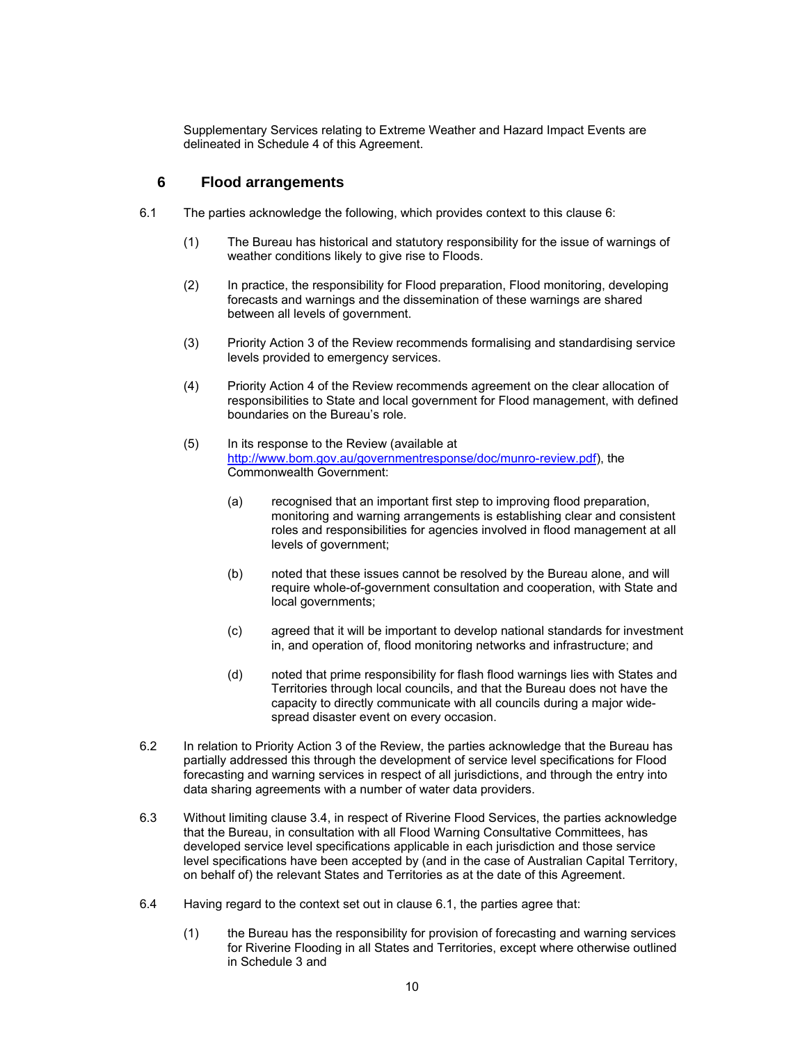Supplementary Services relating to Extreme Weather and Hazard Impact Events are delineated in Schedule 4 of this Agreement.

## 6 Flood arrangements

6.1 The parties acknowledge the following, which provides context to this clause 6:

(1) The Bureau has historical and statutory responsibility for the issue of warnings of weather conditions likely to give rise to Floods.

(2) In practice, the responsibility for Flood preparation, Flood monitoring, developing forecasts and warnings and the dissemination of these warnings are shared between all levels of government.

(3) Priority Action 3 of the Review recommends formalising and standardising service levels provided to emergency services.

(4) Priority Action 4 of the Review recommends agreement on the clear allocation of responsibilities to State and local government for Flood management, with defined boundaries on the Bureau's role.

(5) In its response to the Review (available at http://www.bom.gov.au/governmentresponse/doc/munro-review.pdf), the Commonwealth Government:

(a) recognised that an important first step to improving flood preparation, monitoring and warning arrangements is establishing clear and consistent roles and responsibilities for agencies involved in flood management at all levels of government;

(b) noted that these issues cannot be resolved by the Bureau alone, and will require whole-of-government consultation and cooperation, with State and local governments;

(c) agreed that it will be important to develop national standards for investment in, and operation of, flood monitoring networks and infrastructure; and

(d) noted that prime responsibility for flash flood warnings lies with States and Territories through local councils, and that the Bureau does not have the capacity to directly communicate with all councils during a major wide-spread disaster event on every occasion.

6.2 In relation to Priority Action 3 of the Review, the parties acknowledge that the Bureau has partially addressed this through the development of service level specifications for Flood forecasting and warning services in respect of all jurisdictions, and through the entry into data sharing agreements with a number of water data providers.

6.3 Without limiting clause 3.4, in respect of Riverine Flood Services, the parties acknowledge that the Bureau, in consultation with all Flood Warning Consultative Committees, has developed service level specifications applicable in each jurisdiction and those service level specifications have been accepted by (and in the case of Australian Capital Territory, on behalf of) the relevant States and Territories as at the date of this Agreement.

6.4 Having regard to the context set out in clause 6.1, the parties agree that:

(1) the Bureau has the responsibility for provision of forecasting and warning services for Riverine Flooding in all States and Territories, except where otherwise outlined in Schedule 3 and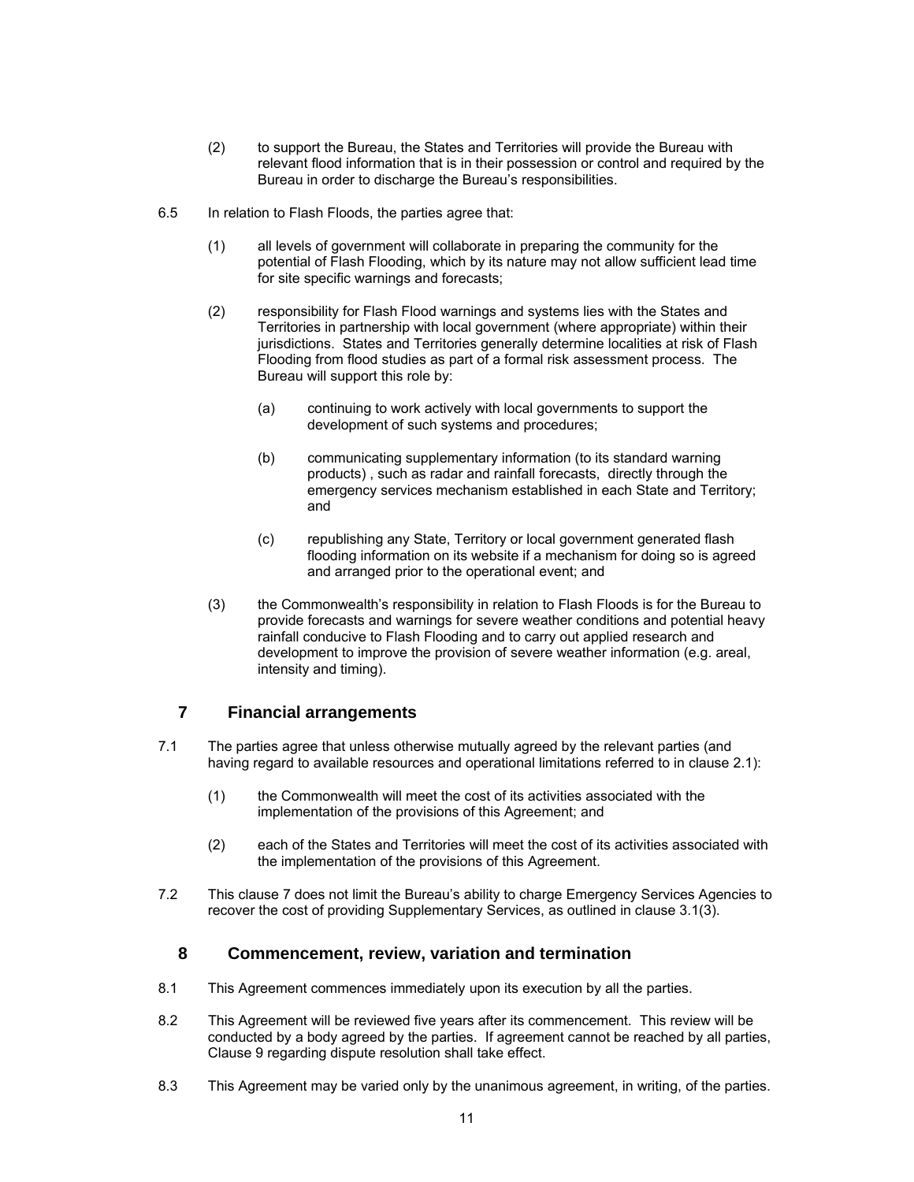(2) to support the Bureau, the States and Territories will provide the Bureau with relevant flood information that is in their possession or control and required by the Bureau in order to discharge the Bureau's responsibilities.

6.5 In relation to Flash Floods, the parties agree that:

(1) all levels of government will collaborate in preparing the community for the potential of Flash Flooding, which by its nature may not allow sufficient lead time for site specific warnings and forecasts;

(2) responsibility for Flash Flood warnings and systems lies with the States and Territories in partnership with local government (where appropriate) within their jurisdictions. States and Territories generally determine localities at risk of Flash Flooding from flood studies as part of a formal risk assessment process. The Bureau will support this role by:

(a) continuing to work actively with local governments to support the development of such systems and procedures;

(b) communicating supplementary information (to its standard warning products) , such as radar and rainfall forecasts, directly through the emergency services mechanism established in each State and Territory; and

(c) republishing any State, Territory or local government generated flash flooding information on its website if a mechanism for doing so is agreed and arranged prior to the operational event; and

(3) the Commonwealth's responsibility in relation to Flash Floods is for the Bureau to provide forecasts and warnings for severe weather conditions and potential heavy rainfall conducive to Flash Flooding and to carry out applied research and development to improve the provision of severe weather information (e.g. areal, intensity and timing).

## 7 Financial arrangements

7.1 The parties agree that unless otherwise mutually agreed by the relevant parties (and having regard to available resources and operational limitations referred to in clause 2.1):

(1) the Commonwealth will meet the cost of its activities associated with the implementation of the provisions of this Agreement; and

(2) each of the States and Territories will meet the cost of its activities associated with the implementation of the provisions of this Agreement.

7.2 This clause 7 does not limit the Bureau's ability to charge Emergency Services Agencies to recover the cost of providing Supplementary Services, as outlined in clause 3.1(3).

## 8 Commencement, review, variation and termination

8.1 This Agreement commences immediately upon its execution by all the parties.

8.2 This Agreement will be reviewed five years after its commencement. This review will be conducted by a body agreed by the parties. If agreement cannot be reached by all parties, Clause 9 regarding dispute resolution shall take effect.

8.3 This Agreement may be varied only by the unanimous agreement, in writing, of the parties.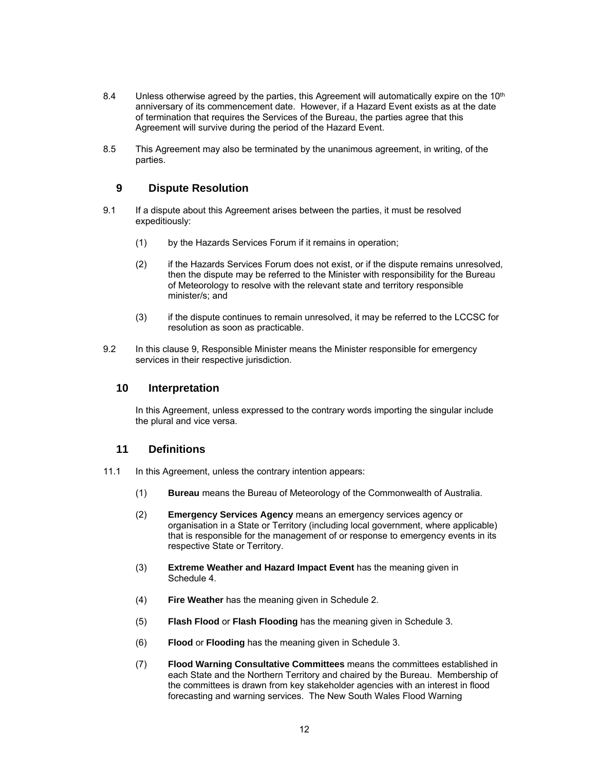8.4 Unless otherwise agreed by the parties, this Agreement will automatically expire on the 10th anniversary of its commencement date. However, if a Hazard Event exists as at the date of termination that requires the Services of the Bureau, the parties agree that this Agreement will survive during the period of the Hazard Event.

8.5 This Agreement may also be terminated by the unanimous agreement, in writing, of the parties.

## 9 Dispute Resolution

9.1 If a dispute about this Agreement arises between the parties, it must be resolved expeditiously:

(1) by the Hazards Services Forum if it remains in operation;

(2) if the Hazards Services Forum does not exist, or if the dispute remains unresolved, then the dispute may be referred to the Minister with responsibility for the Bureau of Meteorology to resolve with the relevant state and territory responsible minister/s; and

(3) if the dispute continues to remain unresolved, it may be referred to the LCCSC for resolution as soon as practicable.

9.2 In this clause 9, Responsible Minister means the Minister responsible for emergency services in their respective jurisdiction.

## 10 Interpretation

In this Agreement, unless expressed to the contrary words importing the singular include the plural and vice versa.

## 11 Definitions

11.1 In this Agreement, unless the contrary intention appears:

(1) **Bureau** means the Bureau of Meteorology of the Commonwealth of Australia.

(2) **Emergency Services Agency** means an emergency services agency or organisation in a State or Territory (including local government, where applicable) that is responsible for the management of or response to emergency events in its respective State or Territory.

(3) **Extreme Weather and Hazard Impact Event** has the meaning given in Schedule 4.

(4) **Fire Weather** has the meaning given in Schedule 2.

(5) **Flash Flood** or **Flash Flooding** has the meaning given in Schedule 3.

(6) **Flood** or **Flooding** has the meaning given in Schedule 3.

(7) **Flood Warning Consultative Committees** means the committees established in each State and the Northern Territory and chaired by the Bureau. Membership of the committees is drawn from key stakeholder agencies with an interest in flood forecasting and warning services. The New South Wales Flood Warning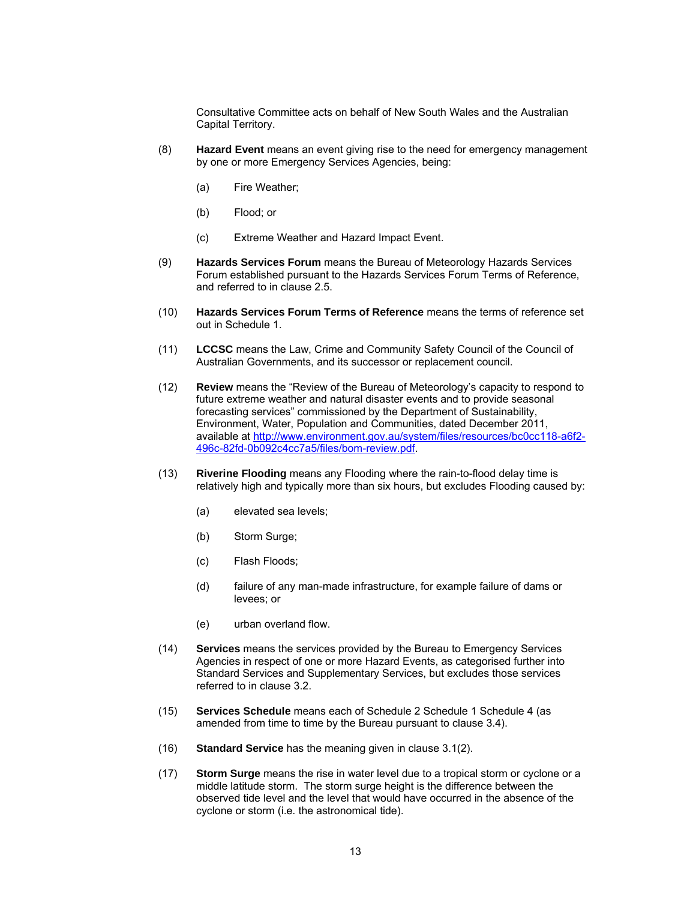Consultative Committee acts on behalf of New South Wales and the Australian Capital Territory.

(8) **Hazard Event** means an event giving rise to the need for emergency management by one or more Emergency Services Agencies, being:

  (a) Fire Weather;

  (b) Flood; or

  (c) Extreme Weather and Hazard Impact Event.

(9) **Hazards Services Forum** means the Bureau of Meteorology Hazards Services Forum established pursuant to the Hazards Services Forum Terms of Reference, and referred to in clause 2.5.

(10) **Hazards Services Forum Terms of Reference** means the terms of reference set out in Schedule 1.

(11) **LCCSC** means the Law, Crime and Community Safety Council of the Council of Australian Governments, and its successor or replacement council.

(12) **Review** means the "Review of the Bureau of Meteorology's capacity to respond to future extreme weather and natural disaster events and to provide seasonal forecasting services" commissioned by the Department of Sustainability, Environment, Water, Population and Communities, dated December 2011, available at [http://www.environment.gov.au/system/files/resources/bc0cc118-a6f2-496c-82fd-0b092c4cc7a5/files/bom-review.pdf](http://www.environment.gov.au/system/files/resources/bc0cc118-a6f2-496c-82fd-0b092c4cc7a5/files/bom-review.pdf).

(13) **Riverine Flooding** means any Flooding where the rain-to-flood delay time is relatively high and typically more than six hours, but excludes Flooding caused by:

  (a) elevated sea levels;

  (b) Storm Surge;

  (c) Flash Floods;

  (d) failure of any man-made infrastructure, for example failure of dams or levees; or

  (e) urban overland flow.

(14) **Services** means the services provided by the Bureau to Emergency Services Agencies in respect of one or more Hazard Events, as categorised further into Standard Services and Supplementary Services, but excludes those services referred to in clause 3.2.

(15) **Services Schedule** means each of Schedule 2 Schedule 1 Schedule 4 (as amended from time to time by the Bureau pursuant to clause 3.4).

(16) **Standard Service** has the meaning given in clause 3.1(2).

(17) **Storm Surge** means the rise in water level due to a tropical storm or cyclone or a middle latitude storm. The storm surge height is the difference between the observed tide level and the level that would have occurred in the absence of the cyclone or storm (i.e. the astronomical tide).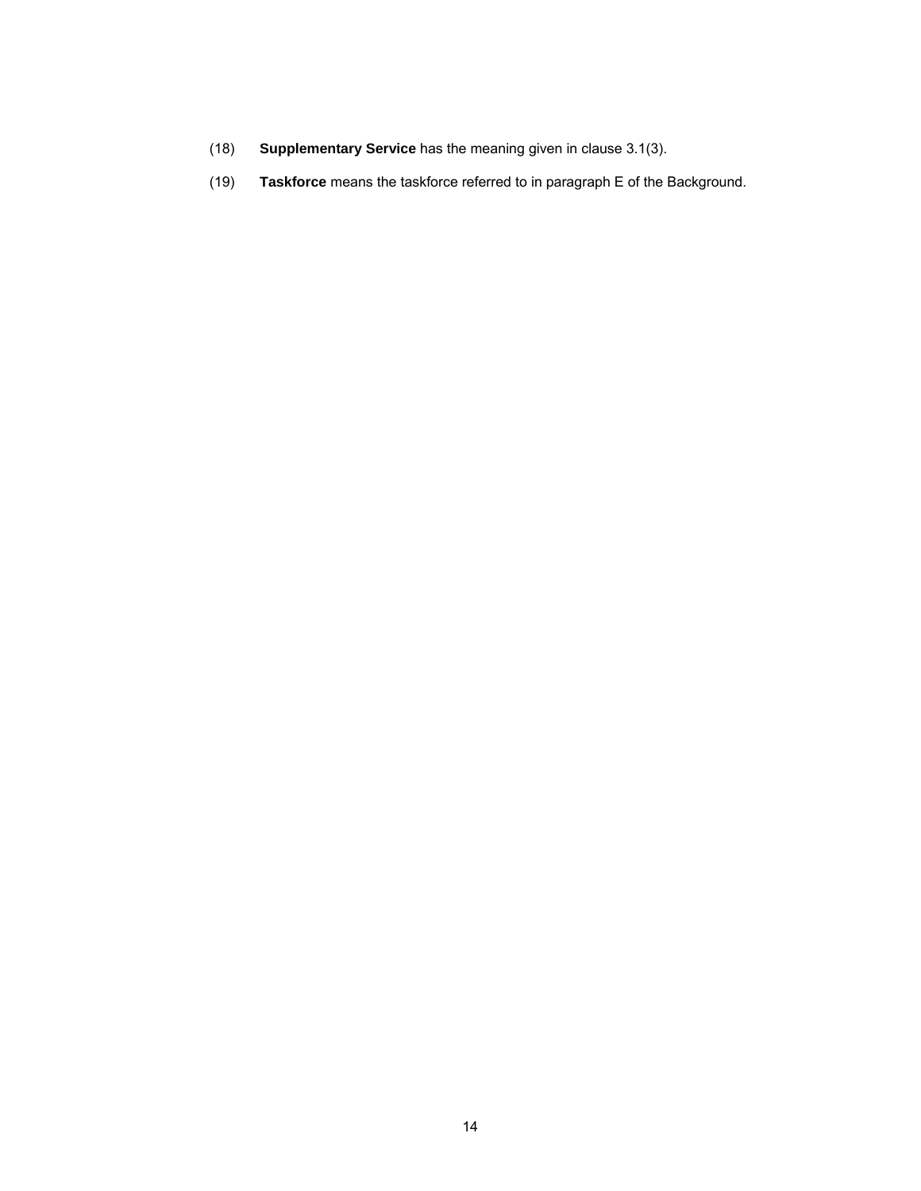(18) **Supplementary Service** has the meaning given in clause 3.1(3).

(19) **Taskforce** means the taskforce referred to in paragraph E of the Background.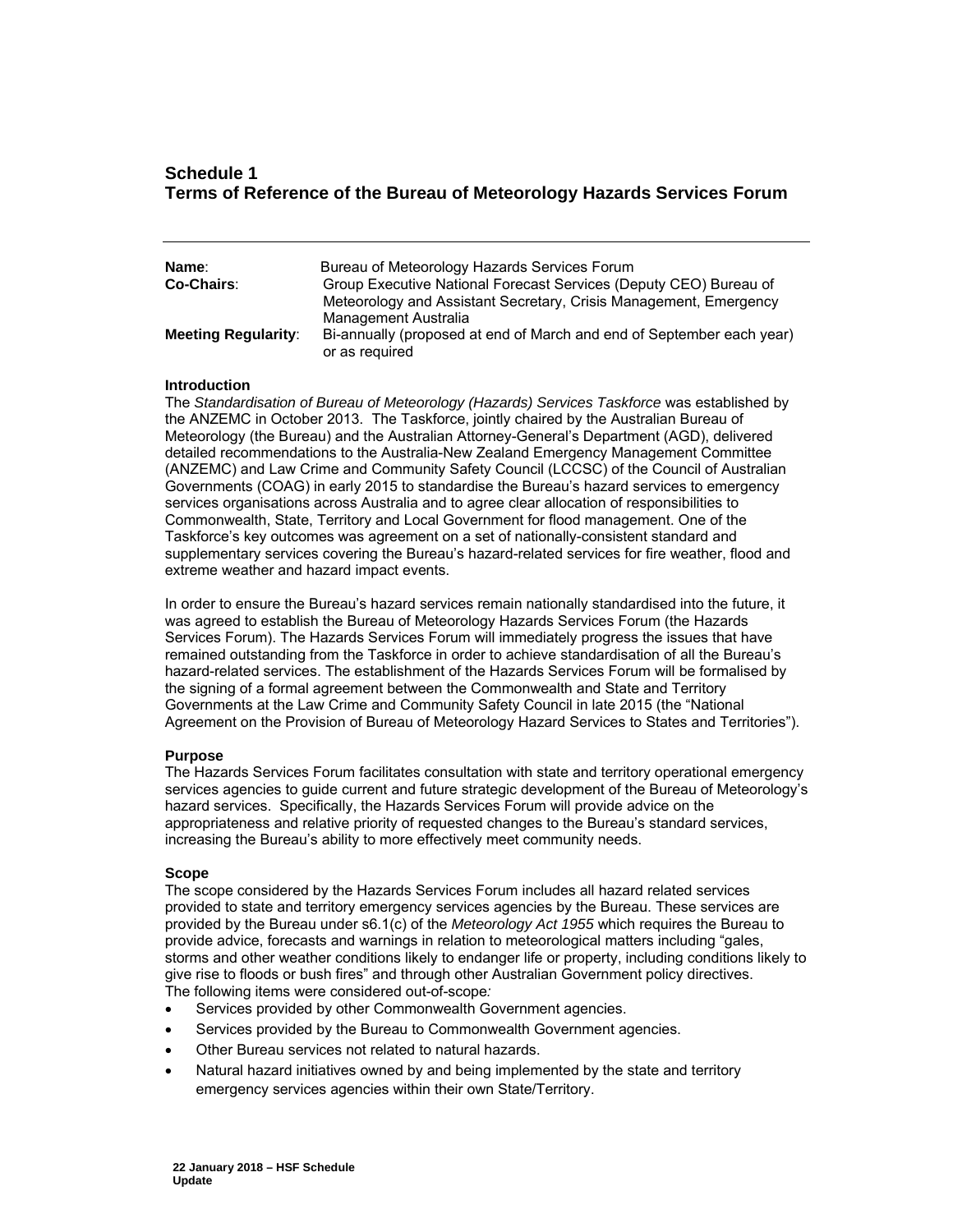## Schedule 1
## Terms of Reference of the Bureau of Meteorology Hazards Services Forum

---

**Name**: Bureau of Meteorology Hazards Services Forum

**Co-Chairs**: Group Executive National Forecast Services (Deputy CEO) Bureau of Meteorology and Assistant Secretary, Crisis Management, Emergency Management Australia

**Meeting Regularity**: Bi-annually (proposed at end of March and end of September each year) or as required

**Introduction**

The *Standardisation of Bureau of Meteorology (Hazards) Services Taskforce* was established by the ANZEMC in October 2013. The Taskforce, jointly chaired by the Australian Bureau of Meteorology (the Bureau) and the Australian Attorney-General's Department (AGD), delivered detailed recommendations to the Australia-New Zealand Emergency Management Committee (ANZEMC) and Law Crime and Community Safety Council (LCCSC) of the Council of Australian Governments (COAG) in early 2015 to standardise the Bureau's hazard services to emergency services organisations across Australia and to agree clear allocation of responsibilities to Commonwealth, State, Territory and Local Government for flood management. One of the Taskforce's key outcomes was agreement on a set of nationally-consistent standard and supplementary services covering the Bureau's hazard-related services for fire weather, flood and extreme weather and hazard impact events.

In order to ensure the Bureau's hazard services remain nationally standardised into the future, it was agreed to establish the Bureau of Meteorology Hazards Services Forum (the Hazards Services Forum). The Hazards Services Forum will immediately progress the issues that have remained outstanding from the Taskforce in order to achieve standardisation of all the Bureau's hazard-related services. The establishment of the Hazards Services Forum will be formalised by the signing of a formal agreement between the Commonwealth and State and Territory Governments at the Law Crime and Community Safety Council in late 2015 (the "National Agreement on the Provision of Bureau of Meteorology Hazard Services to States and Territories").

**Purpose**

The Hazards Services Forum facilitates consultation with state and territory operational emergency services agencies to guide current and future strategic development of the Bureau of Meteorology's hazard services. Specifically, the Hazards Services Forum will provide advice on the appropriateness and relative priority of requested changes to the Bureau's standard services, increasing the Bureau's ability to more effectively meet community needs.

**Scope**

The scope considered by the Hazards Services Forum includes all hazard related services provided to state and territory emergency services agencies by the Bureau. These services are provided by the Bureau under s6.1(c) of the *Meteorology Act 1955* which requires the Bureau to provide advice, forecasts and warnings in relation to meteorological matters including "gales, storms and other weather conditions likely to endanger life or property, including conditions likely to give rise to floods or bush fires" and through other Australian Government policy directives.
The following items were considered out-of-scope*:*

- Services provided by other Commonwealth Government agencies.
- Services provided by the Bureau to Commonwealth Government agencies.
- Other Bureau services not related to natural hazards.
- Natural hazard initiatives owned by and being implemented by the state and territory emergency services agencies within their own State/Territory.

**22 January 2018 – HSF Schedule Update**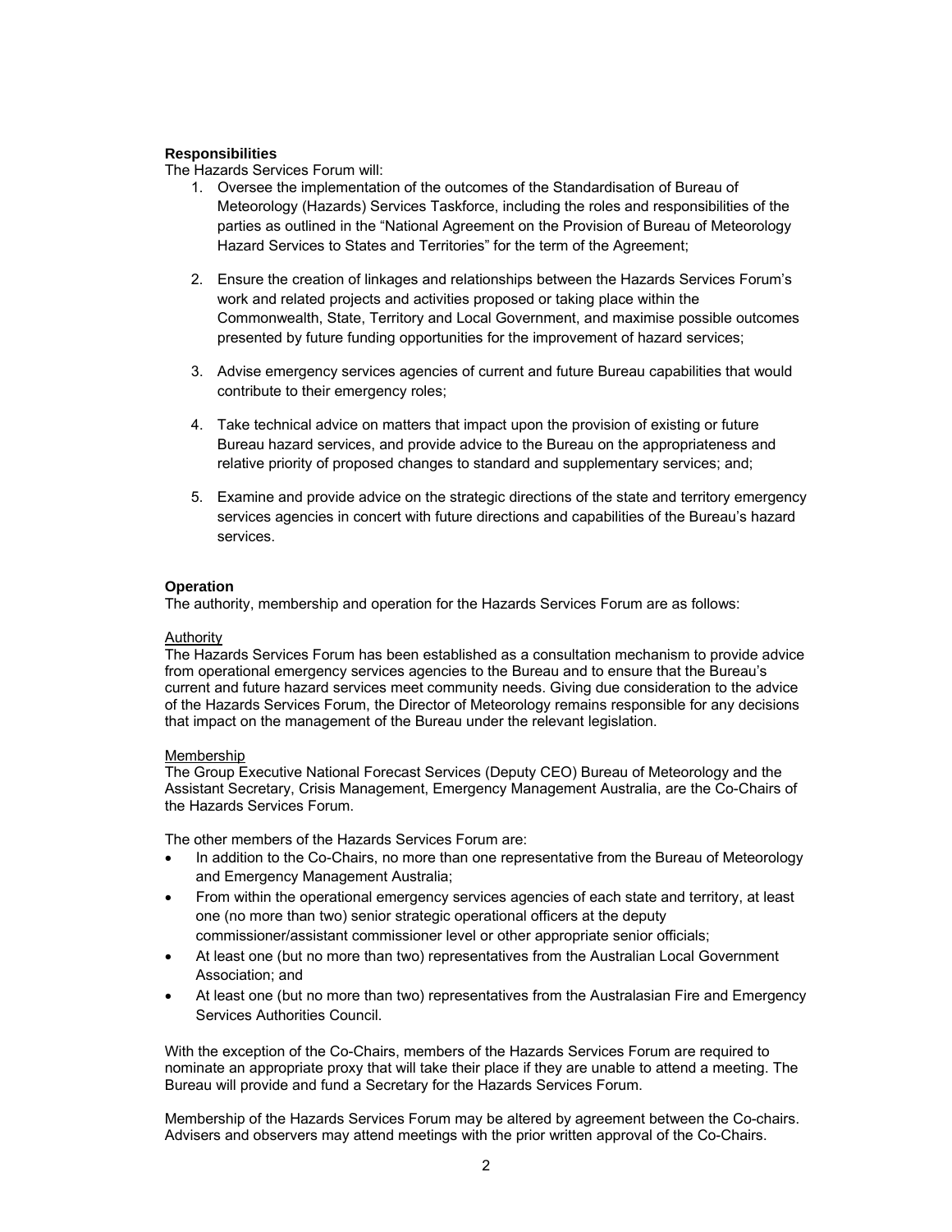**Responsibilities**

The Hazards Services Forum will:

1. Oversee the implementation of the outcomes of the Standardisation of Bureau of Meteorology (Hazards) Services Taskforce, including the roles and responsibilities of the parties as outlined in the "National Agreement on the Provision of Bureau of Meteorology Hazard Services to States and Territories" for the term of the Agreement;

2. Ensure the creation of linkages and relationships between the Hazards Services Forum's work and related projects and activities proposed or taking place within the Commonwealth, State, Territory and Local Government, and maximise possible outcomes presented by future funding opportunities for the improvement of hazard services;

3. Advise emergency services agencies of current and future Bureau capabilities that would contribute to their emergency roles;

4. Take technical advice on matters that impact upon the provision of existing or future Bureau hazard services, and provide advice to the Bureau on the appropriateness and relative priority of proposed changes to standard and supplementary services; and;

5. Examine and provide advice on the strategic directions of the state and territory emergency services agencies in concert with future directions and capabilities of the Bureau's hazard services.

**Operation**

The authority, membership and operation for the Hazards Services Forum are as follows:

Authority

The Hazards Services Forum has been established as a consultation mechanism to provide advice from operational emergency services agencies to the Bureau and to ensure that the Bureau's current and future hazard services meet community needs. Giving due consideration to the advice of the Hazards Services Forum, the Director of Meteorology remains responsible for any decisions that impact on the management of the Bureau under the relevant legislation.

Membership

The Group Executive National Forecast Services (Deputy CEO) Bureau of Meteorology and the Assistant Secretary, Crisis Management, Emergency Management Australia, are the Co-Chairs of the Hazards Services Forum.

The other members of the Hazards Services Forum are:

- In addition to the Co-Chairs, no more than one representative from the Bureau of Meteorology and Emergency Management Australia;
- From within the operational emergency services agencies of each state and territory, at least one (no more than two) senior strategic operational officers at the deputy commissioner/assistant commissioner level or other appropriate senior officials;
- At least one (but no more than two) representatives from the Australian Local Government Association; and
- At least one (but no more than two) representatives from the Australasian Fire and Emergency Services Authorities Council.

With the exception of the Co-Chairs, members of the Hazards Services Forum are required to nominate an appropriate proxy that will take their place if they are unable to attend a meeting. The Bureau will provide and fund a Secretary for the Hazards Services Forum.

Membership of the Hazards Services Forum may be altered by agreement between the Co-chairs. Advisers and observers may attend meetings with the prior written approval of the Co-Chairs.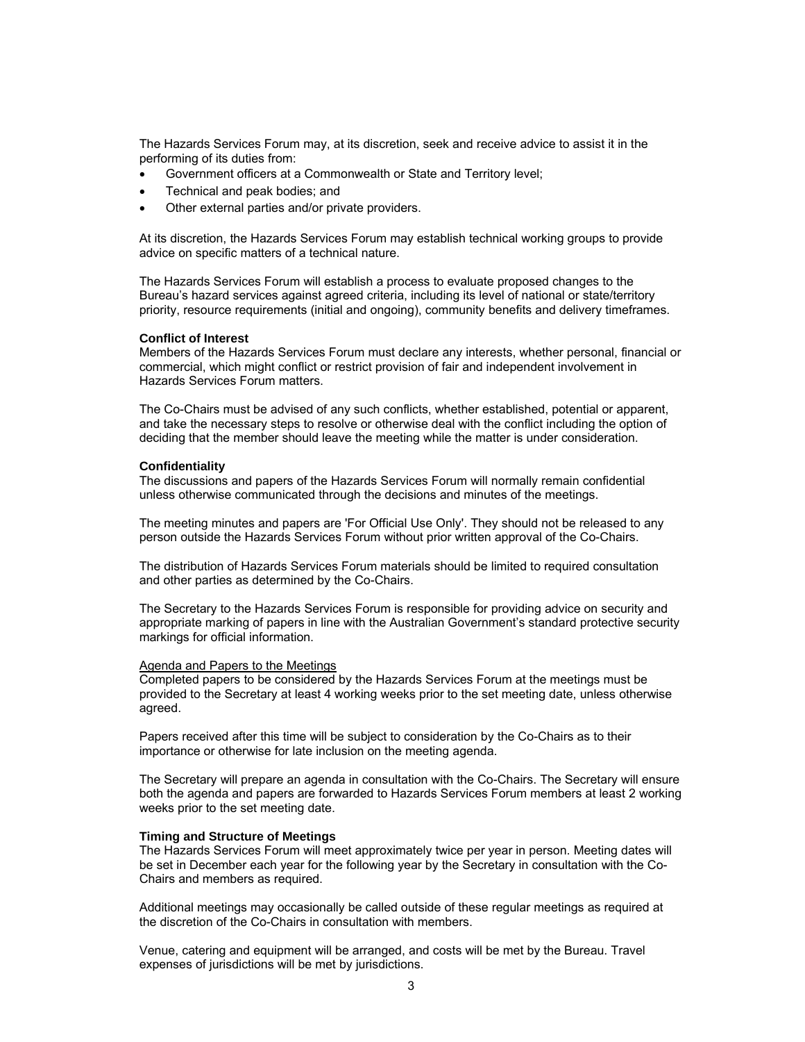The Hazards Services Forum may, at its discretion, seek and receive advice to assist it in the performing of its duties from:

- Government officers at a Commonwealth or State and Territory level;
- Technical and peak bodies; and
- Other external parties and/or private providers.

At its discretion, the Hazards Services Forum may establish technical working groups to provide advice on specific matters of a technical nature.

The Hazards Services Forum will establish a process to evaluate proposed changes to the Bureau's hazard services against agreed criteria, including its level of national or state/territory priority, resource requirements (initial and ongoing), community benefits and delivery timeframes.

**Conflict of Interest**

Members of the Hazards Services Forum must declare any interests, whether personal, financial or commercial, which might conflict or restrict provision of fair and independent involvement in Hazards Services Forum matters.

The Co-Chairs must be advised of any such conflicts, whether established, potential or apparent, and take the necessary steps to resolve or otherwise deal with the conflict including the option of deciding that the member should leave the meeting while the matter is under consideration.

**Confidentiality**

The discussions and papers of the Hazards Services Forum will normally remain confidential unless otherwise communicated through the decisions and minutes of the meetings.

The meeting minutes and papers are 'For Official Use Only'. They should not be released to any person outside the Hazards Services Forum without prior written approval of the Co-Chairs.

The distribution of Hazards Services Forum materials should be limited to required consultation and other parties as determined by the Co-Chairs.

The Secretary to the Hazards Services Forum is responsible for providing advice on security and appropriate marking of papers in line with the Australian Government's standard protective security markings for official information.

Agenda and Papers to the Meetings

Completed papers to be considered by the Hazards Services Forum at the meetings must be provided to the Secretary at least 4 working weeks prior to the set meeting date, unless otherwise agreed.

Papers received after this time will be subject to consideration by the Co-Chairs as to their importance or otherwise for late inclusion on the meeting agenda.

The Secretary will prepare an agenda in consultation with the Co-Chairs. The Secretary will ensure both the agenda and papers are forwarded to Hazards Services Forum members at least 2 working weeks prior to the set meeting date.

**Timing and Structure of Meetings**

The Hazards Services Forum will meet approximately twice per year in person. Meeting dates will be set in December each year for the following year by the Secretary in consultation with the Co-Chairs and members as required.

Additional meetings may occasionally be called outside of these regular meetings as required at the discretion of the Co-Chairs in consultation with members.

Venue, catering and equipment will be arranged, and costs will be met by the Bureau. Travel expenses of jurisdictions will be met by jurisdictions.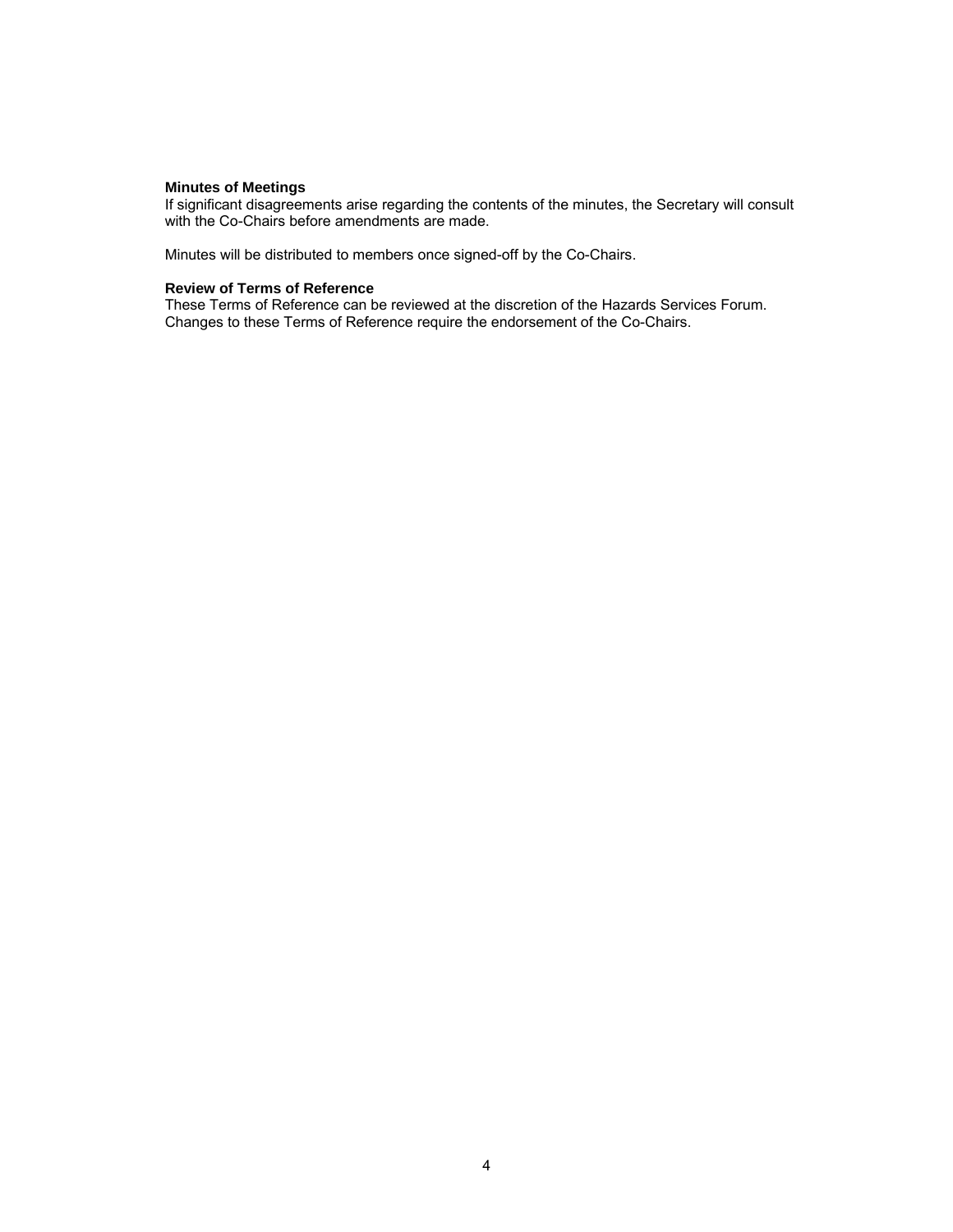**Minutes of Meetings**
If significant disagreements arise regarding the contents of the minutes, the Secretary will consult with the Co-Chairs before amendments are made.

Minutes will be distributed to members once signed-off by the Co-Chairs.

**Review of Terms of Reference**
These Terms of Reference can be reviewed at the discretion of the Hazards Services Forum. Changes to these Terms of Reference require the endorsement of the Co-Chairs.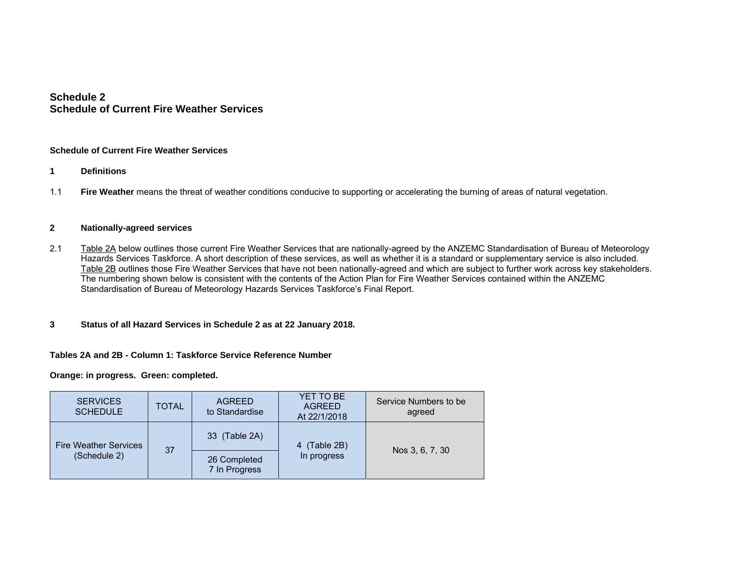# Schedule 2
# Schedule of Current Fire Weather Services

**Schedule of Current Fire Weather Services**

**1 Definitions**

1.1 **Fire Weather** means the threat of weather conditions conducive to supporting or accelerating the burning of areas of natural vegetation.

**2 Nationally-agreed services**

2.1 Table 2A below outlines those current Fire Weather Services that are nationally-agreed by the ANZEMC Standardisation of Bureau of Meteorology Hazards Services Taskforce. A short description of these services, as well as whether it is a standard or supplementary service is also included. Table 2B outlines those Fire Weather Services that have not been nationally-agreed and which are subject to further work across key stakeholders. The numbering shown below is consistent with the contents of the Action Plan for Fire Weather Services contained within the ANZEMC Standardisation of Bureau of Meteorology Hazards Services Taskforce's Final Report.

**3 Status of all Hazard Services in Schedule 2 as at 22 January 2018.**

**Tables 2A and 2B - Column 1: Taskforce Service Reference Number**

**Orange: in progress. Green: completed.**

| SERVICES SCHEDULE | TOTAL | AGREED to Standardise | YET TO BE AGREED At 22/1/2018 | Service Numbers to be agreed |
|---|---|---|---|---|
| Fire Weather Services (Schedule 2) | 37 | 33 (Table 2A) | 4 (Table 2B) In progress | Nos 3, 6, 7, 30 |
| | | 26 Completed 7 In Progress | | |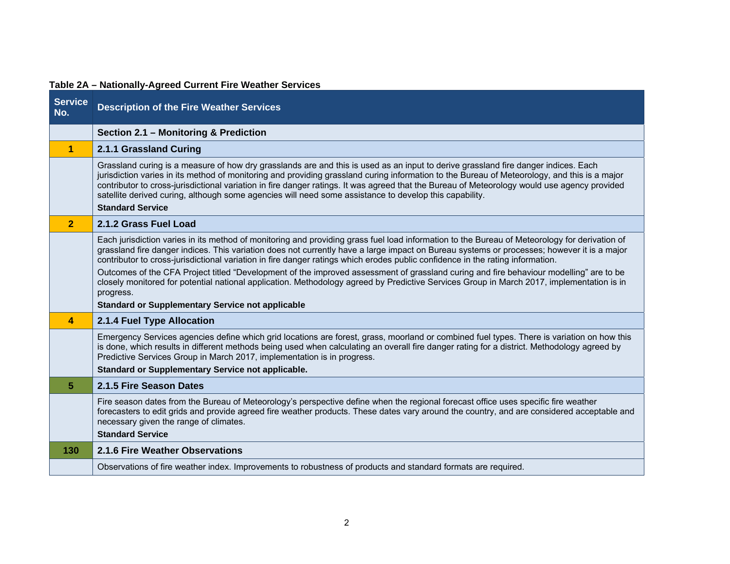**Table 2A – Nationally-Agreed Current Fire Weather Services**

| Service No. | Description of the Fire Weather Services |
|---|---|
| | **Section 2.1 – Monitoring & Prediction** |
| 1 | **2.1.1 Grassland Curing** |
| | Grassland curing is a measure of how dry grasslands are and this is used as an input to derive grassland fire danger indices. Each jurisdiction varies in its method of monitoring and providing grassland curing information to the Bureau of Meteorology, and this is a major contributor to cross-jurisdictional variation in fire danger ratings. It was agreed that the Bureau of Meteorology would use agency provided satellite derived curing, although some agencies will need some assistance to develop this capability. **Standard Service** |
| 2 | **2.1.2 Grass Fuel Load** |
| | Each jurisdiction varies in its method of monitoring and providing grass fuel load information to the Bureau of Meteorology for derivation of grassland fire danger indices. This variation does not currently have a large impact on Bureau systems or processes; however it is a major contributor to cross-jurisdictional variation in fire danger ratings which erodes public confidence in the rating information. Outcomes of the CFA Project titled "Development of the improved assessment of grassland curing and fire behaviour modelling" are to be closely monitored for potential national application. Methodology agreed by Predictive Services Group in March 2017, implementation is in progress. **Standard or Supplementary Service not applicable** |
| 4 | **2.1.4 Fuel Type Allocation** |
| | Emergency Services agencies define which grid locations are forest, grass, moorland or combined fuel types. There is variation on how this is done, which results in different methods being used when calculating an overall fire danger rating for a district. Methodology agreed by Predictive Services Group in March 2017, implementation is in progress. **Standard or Supplementary Service not applicable.** |
| 5 | **2.1.5 Fire Season Dates** |
| | Fire season dates from the Bureau of Meteorology's perspective define when the regional forecast office uses specific fire weather forecasters to edit grids and provide agreed fire weather products. These dates vary around the country, and are considered acceptable and necessary given the range of climates. **Standard Service** |
| 130 | **2.1.6 Fire Weather Observations** |
| | Observations of fire weather index. Improvements to robustness of products and standard formats are required. |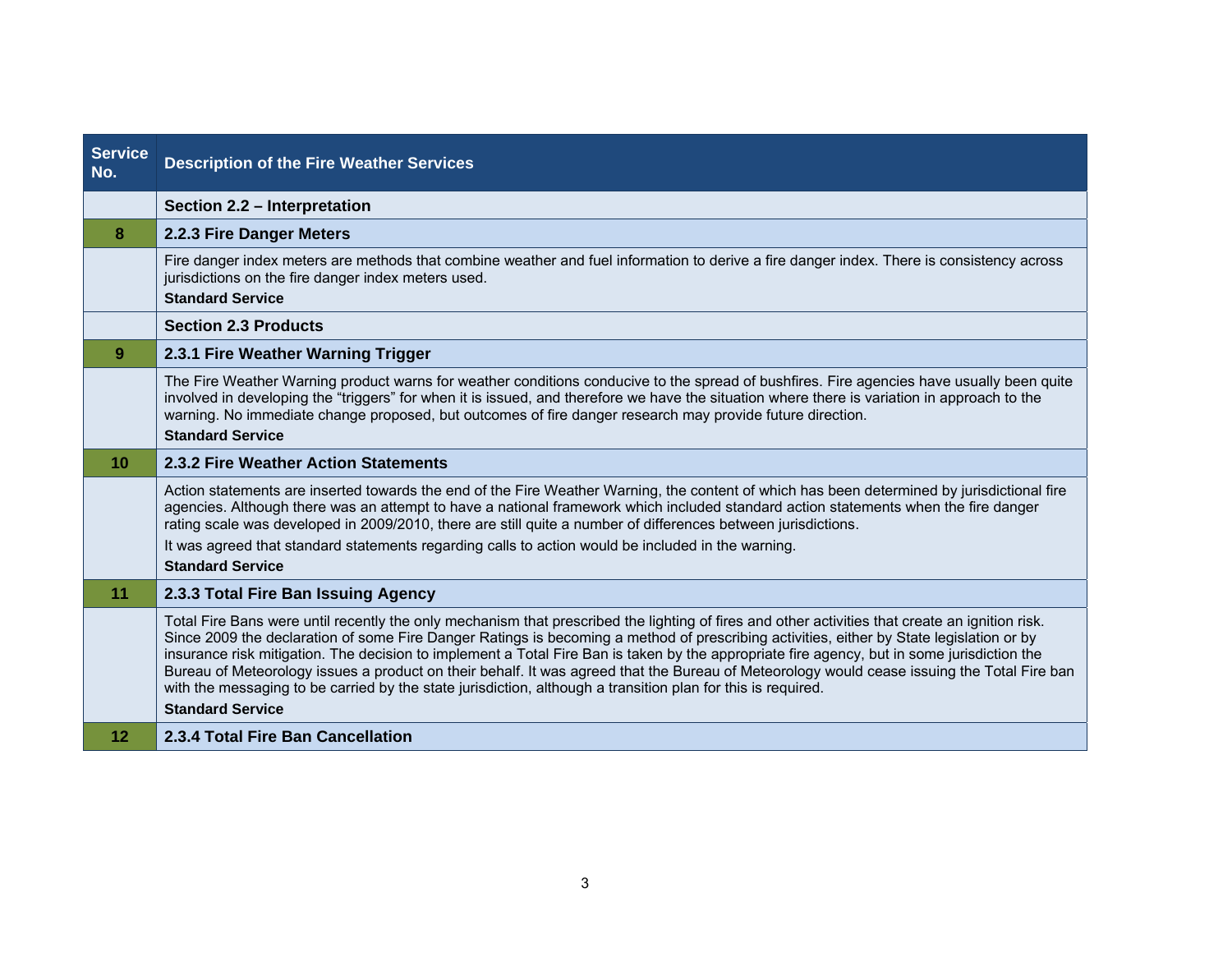| Service No. | Description of the Fire Weather Services |
|---|---|
| | **Section 2.2 – Interpretation** |
| 8 | **2.2.3 Fire Danger Meters** |
| | Fire danger index meters are methods that combine weather and fuel information to derive a fire danger index. There is consistency across jurisdictions on the fire danger index meters used.<br>**Standard Service** |
| | **Section 2.3 Products** |
| 9 | **2.3.1 Fire Weather Warning Trigger** |
| | The Fire Weather Warning product warns for weather conditions conducive to the spread of bushfires. Fire agencies have usually been quite involved in developing the "triggers" for when it is issued, and therefore we have the situation where there is variation in approach to the warning. No immediate change proposed, but outcomes of fire danger research may provide future direction.<br>**Standard Service** |
| 10 | **2.3.2 Fire Weather Action Statements** |
| | Action statements are inserted towards the end of the Fire Weather Warning, the content of which has been determined by jurisdictional fire agencies. Although there was an attempt to have a national framework which included standard action statements when the fire danger rating scale was developed in 2009/2010, there are still quite a number of differences between jurisdictions.<br>It was agreed that standard statements regarding calls to action would be included in the warning.<br>**Standard Service** |
| 11 | **2.3.3 Total Fire Ban Issuing Agency** |
| | Total Fire Bans were until recently the only mechanism that prescribed the lighting of fires and other activities that create an ignition risk. Since 2009 the declaration of some Fire Danger Ratings is becoming a method of prescribing activities, either by State legislation or by insurance risk mitigation. The decision to implement a Total Fire Ban is taken by the appropriate fire agency, but in some jurisdiction the Bureau of Meteorology issues a product on their behalf. It was agreed that the Bureau of Meteorology would cease issuing the Total Fire ban with the messaging to be carried by the state jurisdiction, although a transition plan for this is required.<br>**Standard Service** |
| 12 | **2.3.4 Total Fire Ban Cancellation** |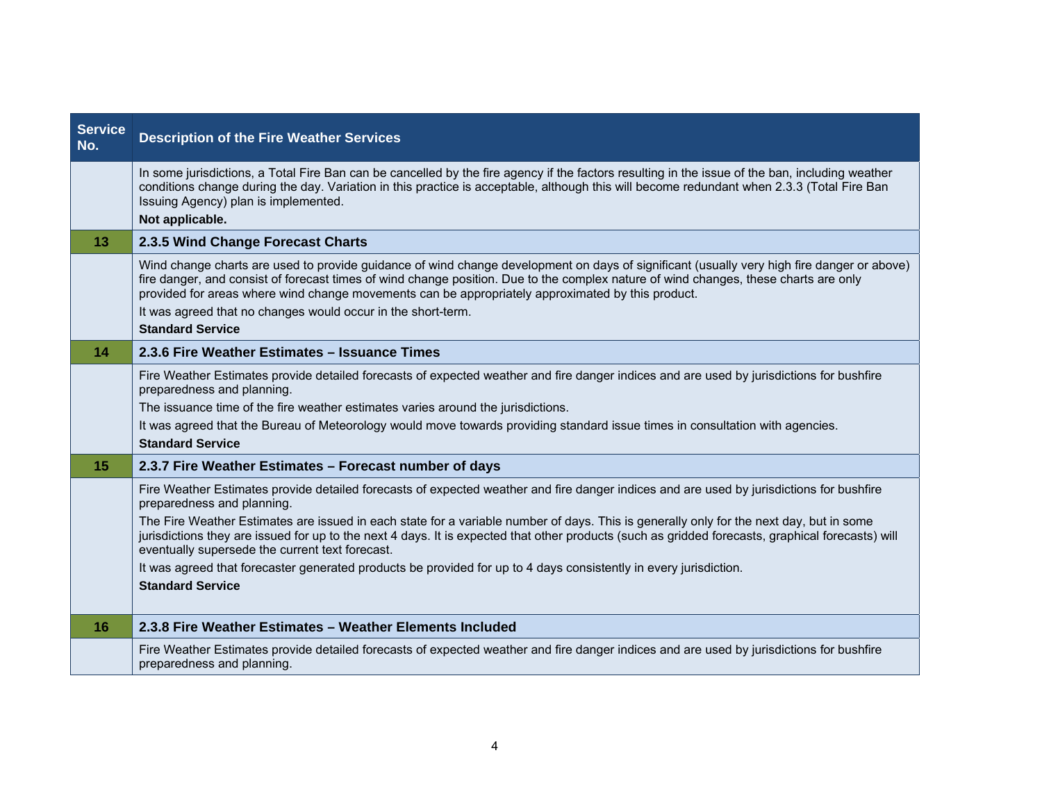| Service No. | Description of the Fire Weather Services |
|---|---|
| | In some jurisdictions, a Total Fire Ban can be cancelled by the fire agency if the factors resulting in the issue of the ban, including weather conditions change during the day. Variation in this practice is acceptable, although this will become redundant when 2.3.3 (Total Fire Ban Issuing Agency) plan is implemented. **Not applicable.** |
| **13** | **2.3.5 Wind Change Forecast Charts** |
| | Wind change charts are used to provide guidance of wind change development on days of significant (usually very high fire danger or above) fire danger, and consist of forecast times of wind change position. Due to the complex nature of wind changes, these charts are only provided for areas where wind change movements can be appropriately approximated by this product. It was agreed that no changes would occur in the short-term. **Standard Service** |
| **14** | **2.3.6 Fire Weather Estimates – Issuance Times** |
| | Fire Weather Estimates provide detailed forecasts of expected weather and fire danger indices and are used by jurisdictions for bushfire preparedness and planning. The issuance time of the fire weather estimates varies around the jurisdictions. It was agreed that the Bureau of Meteorology would move towards providing standard issue times in consultation with agencies. **Standard Service** |
| **15** | **2.3.7 Fire Weather Estimates – Forecast number of days** |
| | Fire Weather Estimates provide detailed forecasts of expected weather and fire danger indices and are used by jurisdictions for bushfire preparedness and planning. The Fire Weather Estimates are issued in each state for a variable number of days. This is generally only for the next day, but in some jurisdictions they are issued for up to the next 4 days. It is expected that other products (such as gridded forecasts, graphical forecasts) will eventually supersede the current text forecast. It was agreed that forecaster generated products be provided for up to 4 days consistently in every jurisdiction. **Standard Service** |
| **16** | **2.3.8 Fire Weather Estimates – Weather Elements Included** |
| | Fire Weather Estimates provide detailed forecasts of expected weather and fire danger indices and are used by jurisdictions for bushfire preparedness and planning. |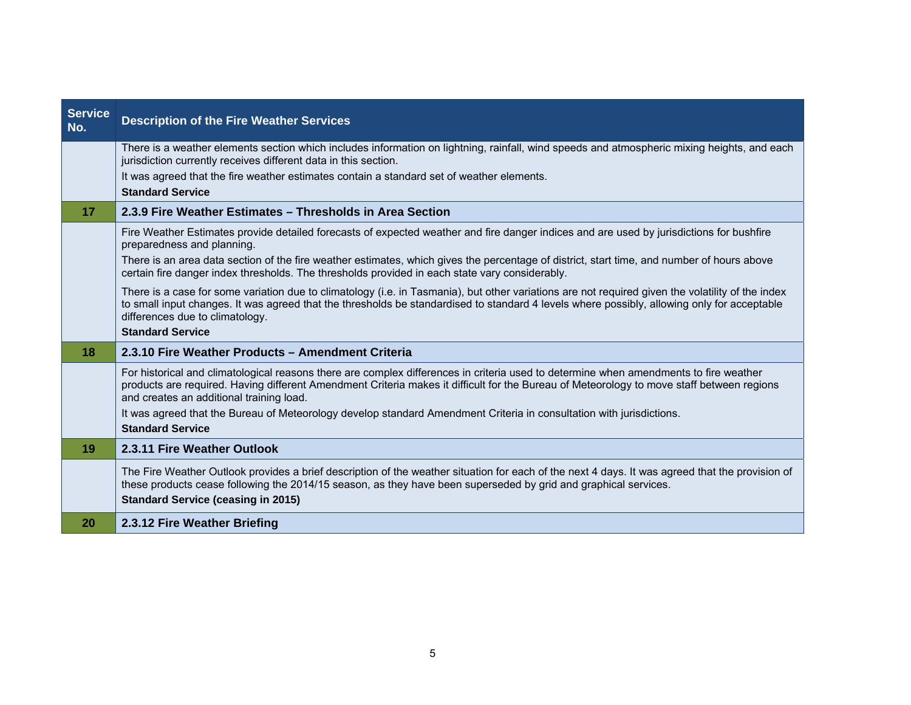| Service No. | Description of the Fire Weather Services |
|---|---|
| | There is a weather elements section which includes information on lightning, rainfall, wind speeds and atmospheric mixing heights, and each jurisdiction currently receives different data in this section.<br>It was agreed that the fire weather estimates contain a standard set of weather elements.<br>**Standard Service** |
| **17** | **2.3.9 Fire Weather Estimates – Thresholds in Area Section** |
| | Fire Weather Estimates provide detailed forecasts of expected weather and fire danger indices and are used by jurisdictions for bushfire preparedness and planning.<br>There is an area data section of the fire weather estimates, which gives the percentage of district, start time, and number of hours above certain fire danger index thresholds. The thresholds provided in each state vary considerably.<br>There is a case for some variation due to climatology (i.e. in Tasmania), but other variations are not required given the volatility of the index to small input changes. It was agreed that the thresholds be standardised to standard 4 levels where possibly, allowing only for acceptable differences due to climatology.<br>**Standard Service** |
| **18** | **2.3.10 Fire Weather Products – Amendment Criteria** |
| | For historical and climatological reasons there are complex differences in criteria used to determine when amendments to fire weather products are required. Having different Amendment Criteria makes it difficult for the Bureau of Meteorology to move staff between regions and creates an additional training load.<br>It was agreed that the Bureau of Meteorology develop standard Amendment Criteria in consultation with jurisdictions.<br>**Standard Service** |
| **19** | **2.3.11 Fire Weather Outlook** |
| | The Fire Weather Outlook provides a brief description of the weather situation for each of the next 4 days. It was agreed that the provision of these products cease following the 2014/15 season, as they have been superseded by grid and graphical services.<br>**Standard Service (ceasing in 2015)** |
| **20** | **2.3.12 Fire Weather Briefing** |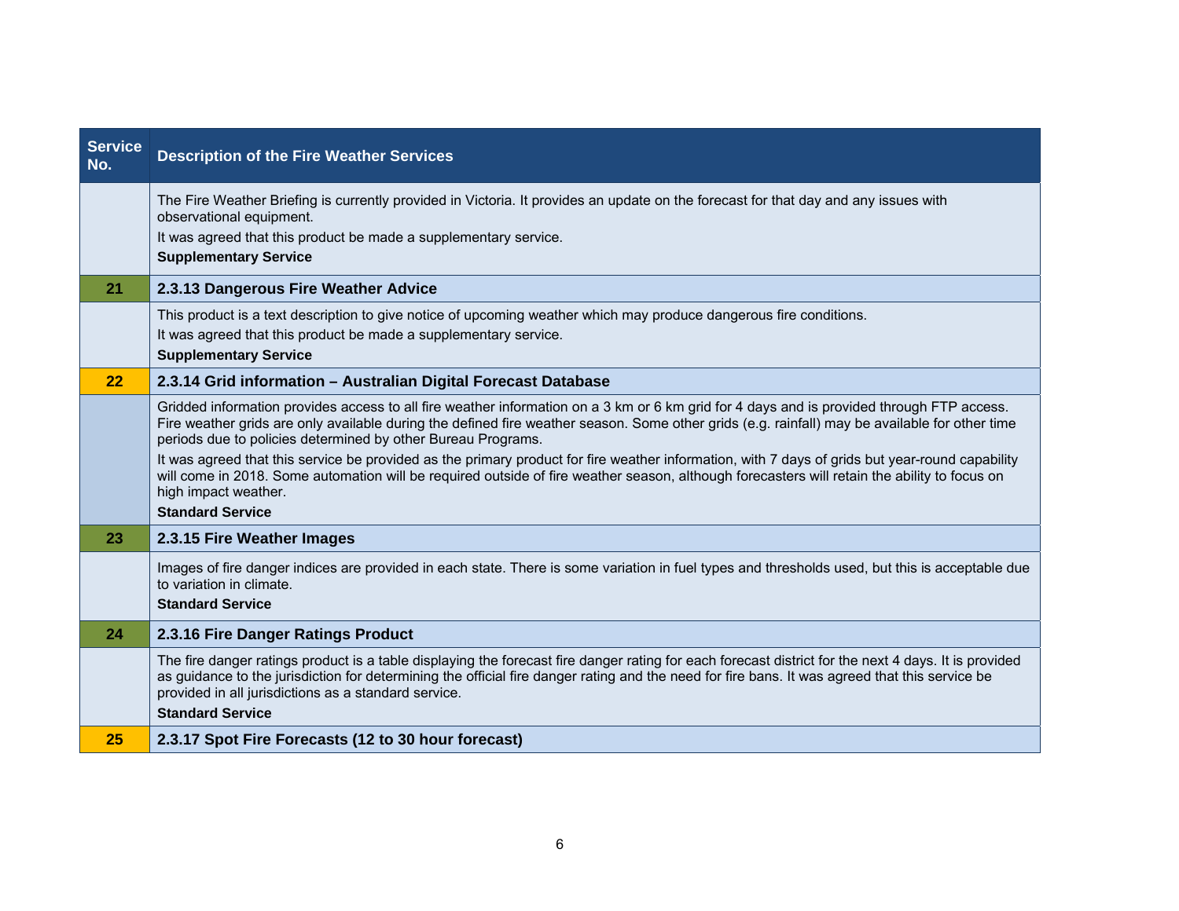| Service No. | Description of the Fire Weather Services |
|---|---|
| | The Fire Weather Briefing is currently provided in Victoria. It provides an update on the forecast for that day and any issues with observational equipment.<br>It was agreed that this product be made a supplementary service.<br>**Supplementary Service** |
| **21** | **2.3.13 Dangerous Fire Weather Advice** |
| | This product is a text description to give notice of upcoming weather which may produce dangerous fire conditions.<br>It was agreed that this product be made a supplementary service.<br>**Supplementary Service** |
| **22** | **2.3.14 Grid information – Australian Digital Forecast Database** |
| | Gridded information provides access to all fire weather information on a 3 km or 6 km grid for 4 days and is provided through FTP access. Fire weather grids are only available during the defined fire weather season. Some other grids (e.g. rainfall) may be available for other time periods due to policies determined by other Bureau Programs.<br>It was agreed that this service be provided as the primary product for fire weather information, with 7 days of grids but year-round capability will come in 2018. Some automation will be required outside of fire weather season, although forecasters will retain the ability to focus on high impact weather.<br>**Standard Service** |
| **23** | **2.3.15 Fire Weather Images** |
| | Images of fire danger indices are provided in each state. There is some variation in fuel types and thresholds used, but this is acceptable due to variation in climate.<br>**Standard Service** |
| **24** | **2.3.16 Fire Danger Ratings Product** |
| | The fire danger ratings product is a table displaying the forecast fire danger rating for each forecast district for the next 4 days. It is provided as guidance to the jurisdiction for determining the official fire danger rating and the need for fire bans. It was agreed that this service be provided in all jurisdictions as a standard service.<br>**Standard Service** |
| **25** | **2.3.17 Spot Fire Forecasts (12 to 30 hour forecast)** |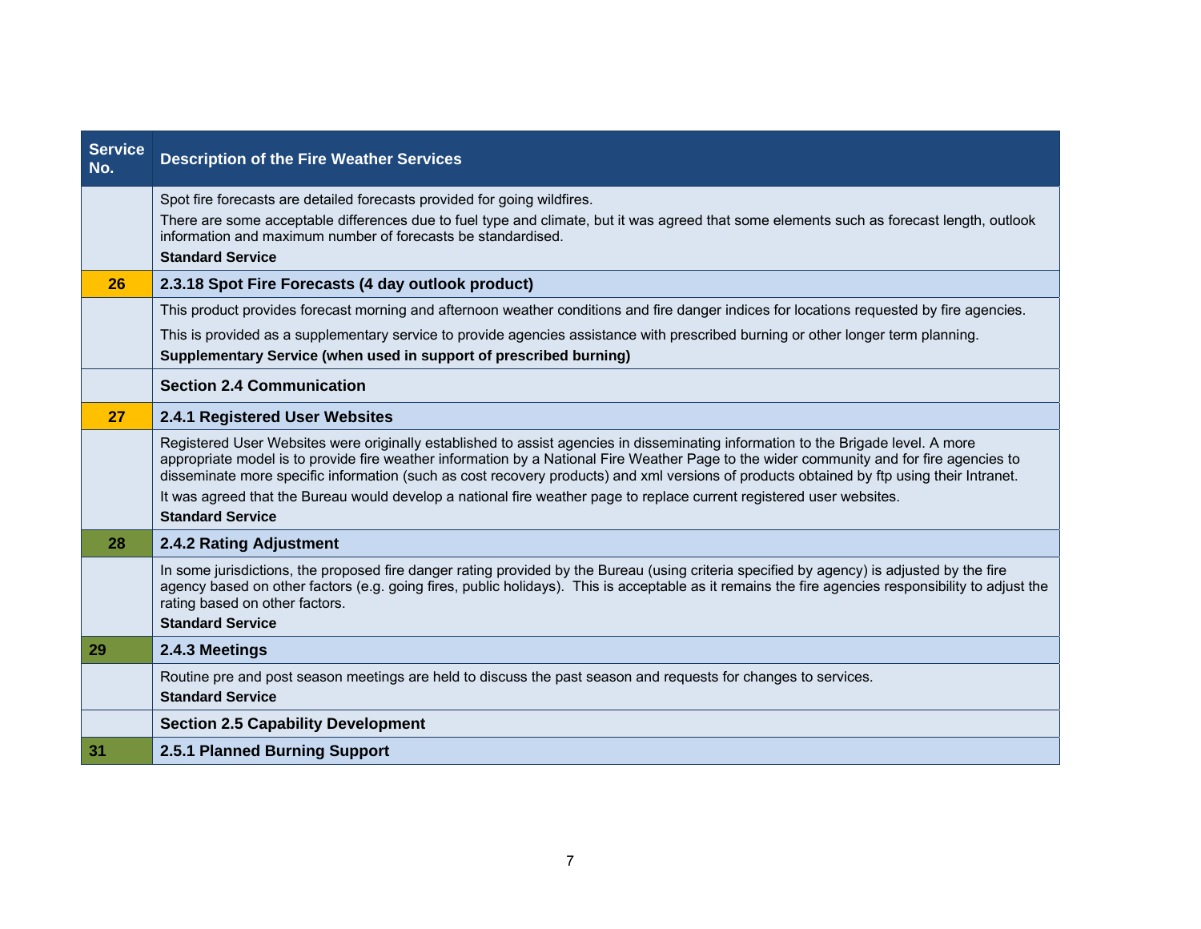| Service No. | Description of the Fire Weather Services |
|---|---|
| | Spot fire forecasts are detailed forecasts provided for going wildfires.<br>There are some acceptable differences due to fuel type and climate, but it was agreed that some elements such as forecast length, outlook information and maximum number of forecasts be standardised.<br>**Standard Service** |
| **26** | **2.3.18 Spot Fire Forecasts (4 day outlook product)** |
| | This product provides forecast morning and afternoon weather conditions and fire danger indices for locations requested by fire agencies.<br>This is provided as a supplementary service to provide agencies assistance with prescribed burning or other longer term planning.<br>**Supplementary Service (when used in support of prescribed burning)** |
| | **Section 2.4 Communication** |
| **27** | **2.4.1 Registered User Websites** |
| | Registered User Websites were originally established to assist agencies in disseminating information to the Brigade level. A more appropriate model is to provide fire weather information by a National Fire Weather Page to the wider community and for fire agencies to disseminate more specific information (such as cost recovery products) and xml versions of products obtained by ftp using their Intranet.<br>It was agreed that the Bureau would develop a national fire weather page to replace current registered user websites.<br>**Standard Service** |
| **28** | **2.4.2 Rating Adjustment** |
| | In some jurisdictions, the proposed fire danger rating provided by the Bureau (using criteria specified by agency) is adjusted by the fire agency based on other factors (e.g. going fires, public holidays). This is acceptable as it remains the fire agencies responsibility to adjust the rating based on other factors.<br>**Standard Service** |
| **29** | **2.4.3 Meetings** |
| | Routine pre and post season meetings are held to discuss the past season and requests for changes to services.<br>**Standard Service** |
| | **Section 2.5 Capability Development** |
| **31** | **2.5.1 Planned Burning Support** |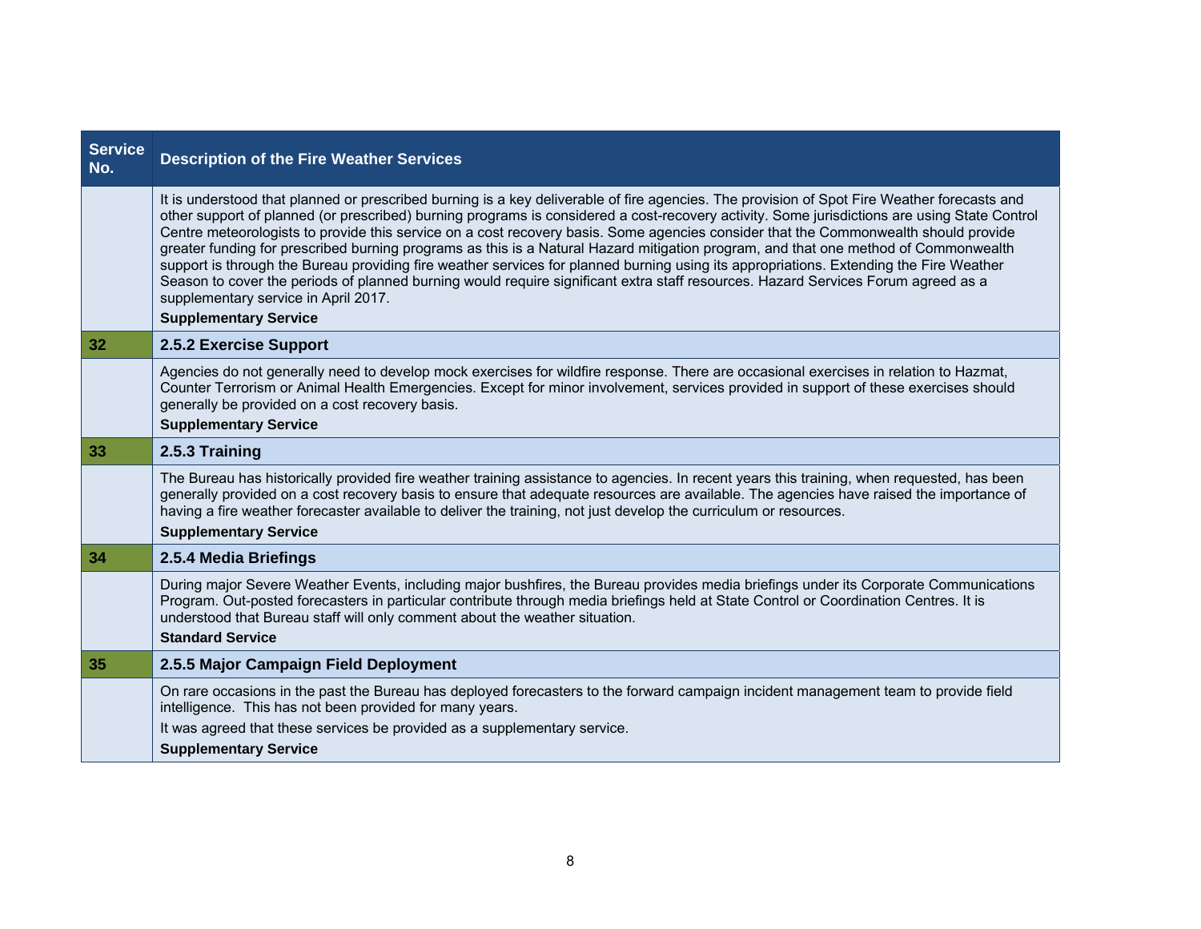| Service No. | Description of the Fire Weather Services |
|---|---|
| | It is understood that planned or prescribed burning is a key deliverable of fire agencies. The provision of Spot Fire Weather forecasts and other support of planned (or prescribed) burning programs is considered a cost-recovery activity. Some jurisdictions are using State Control Centre meteorologists to provide this service on a cost recovery basis. Some agencies consider that the Commonwealth should provide greater funding for prescribed burning programs as this is a Natural Hazard mitigation program, and that one method of Commonwealth support is through the Bureau providing fire weather services for planned burning using its appropriations. Extending the Fire Weather Season to cover the periods of planned burning would require significant extra staff resources. Hazard Services Forum agreed as a supplementary service in April 2017.<br>**Supplementary Service** |
| **32** | **2.5.2 Exercise Support** |
| | Agencies do not generally need to develop mock exercises for wildfire response. There are occasional exercises in relation to Hazmat, Counter Terrorism or Animal Health Emergencies. Except for minor involvement, services provided in support of these exercises should generally be provided on a cost recovery basis.<br>**Supplementary Service** |
| **33** | **2.5.3 Training** |
| | The Bureau has historically provided fire weather training assistance to agencies. In recent years this training, when requested, has been generally provided on a cost recovery basis to ensure that adequate resources are available. The agencies have raised the importance of having a fire weather forecaster available to deliver the training, not just develop the curriculum or resources.<br>**Supplementary Service** |
| **34** | **2.5.4 Media Briefings** |
| | During major Severe Weather Events, including major bushfires, the Bureau provides media briefings under its Corporate Communications Program. Out-posted forecasters in particular contribute through media briefings held at State Control or Coordination Centres. It is understood that Bureau staff will only comment about the weather situation.<br>**Standard Service** |
| **35** | **2.5.5 Major Campaign Field Deployment** |
| | On rare occasions in the past the Bureau has deployed forecasters to the forward campaign incident management team to provide field intelligence. This has not been provided for many years.<br>It was agreed that these services be provided as a supplementary service.<br>**Supplementary Service** |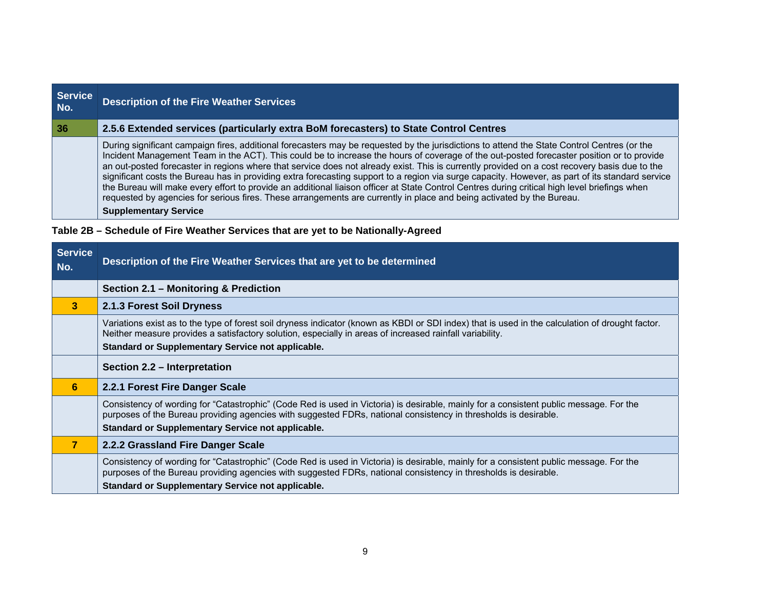| Service No. | Description of the Fire Weather Services |
|---|---|
| **36** | **2.5.6 Extended services (particularly extra BoM forecasters) to State Control Centres** |
| | During significant campaign fires, additional forecasters may be requested by the jurisdictions to attend the State Control Centres (or the Incident Management Team in the ACT). This could be to increase the hours of coverage of the out-posted forecaster position or to provide an out-posted forecaster in regions where that service does not already exist. This is currently provided on a cost recovery basis due to the significant costs the Bureau has in providing extra forecasting support to a region via surge capacity. However, as part of its standard service the Bureau will make every effort to provide an additional liaison officer at State Control Centres during critical high level briefings when requested by agencies for serious fires. These arrangements are currently in place and being activated by the Bureau. **Supplementary Service** |

**Table 2B – Schedule of Fire Weather Services that are yet to be Nationally-Agreed**

| Service No. | Description of the Fire Weather Services that are yet to be determined |
|---|---|
| | **Section 2.1 – Monitoring & Prediction** |
| **3** | **2.1.3 Forest Soil Dryness** |
| | Variations exist as to the type of forest soil dryness indicator (known as KBDI or SDI index) that is used in the calculation of drought factor. Neither measure provides a satisfactory solution, especially in areas of increased rainfall variability. **Standard or Supplementary Service not applicable.** |
| | **Section 2.2 – Interpretation** |
| **6** | **2.2.1 Forest Fire Danger Scale** |
| | Consistency of wording for "Catastrophic" (Code Red is used in Victoria) is desirable, mainly for a consistent public message. For the purposes of the Bureau providing agencies with suggested FDRs, national consistency in thresholds is desirable. **Standard or Supplementary Service not applicable.** |
| **7** | **2.2.2 Grassland Fire Danger Scale** |
| | Consistency of wording for "Catastrophic" (Code Red is used in Victoria) is desirable, mainly for a consistent public message. For the purposes of the Bureau providing agencies with suggested FDRs, national consistency in thresholds is desirable. **Standard or Supplementary Service not applicable.** |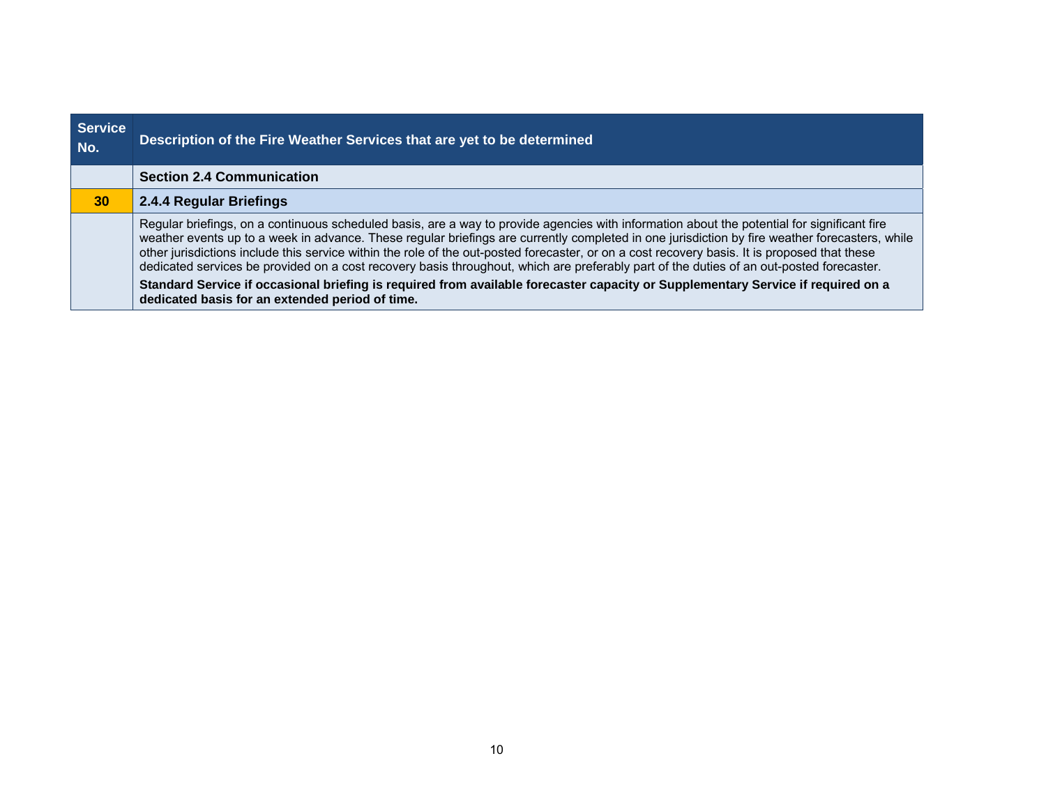| Service No. | Description of the Fire Weather Services that are yet to be determined |
|---|---|
| | **Section 2.4 Communication** |
| **30** | **2.4.4 Regular Briefings** |
| | Regular briefings, on a continuous scheduled basis, are a way to provide agencies with information about the potential for significant fire weather events up to a week in advance. These regular briefings are currently completed in one jurisdiction by fire weather forecasters, while other jurisdictions include this service within the role of the out-posted forecaster, or on a cost recovery basis. It is proposed that these dedicated services be provided on a cost recovery basis throughout, which are preferably part of the duties of an out-posted forecaster. **Standard Service if occasional briefing is required from available forecaster capacity or Supplementary Service if required on a dedicated basis for an extended period of time.** |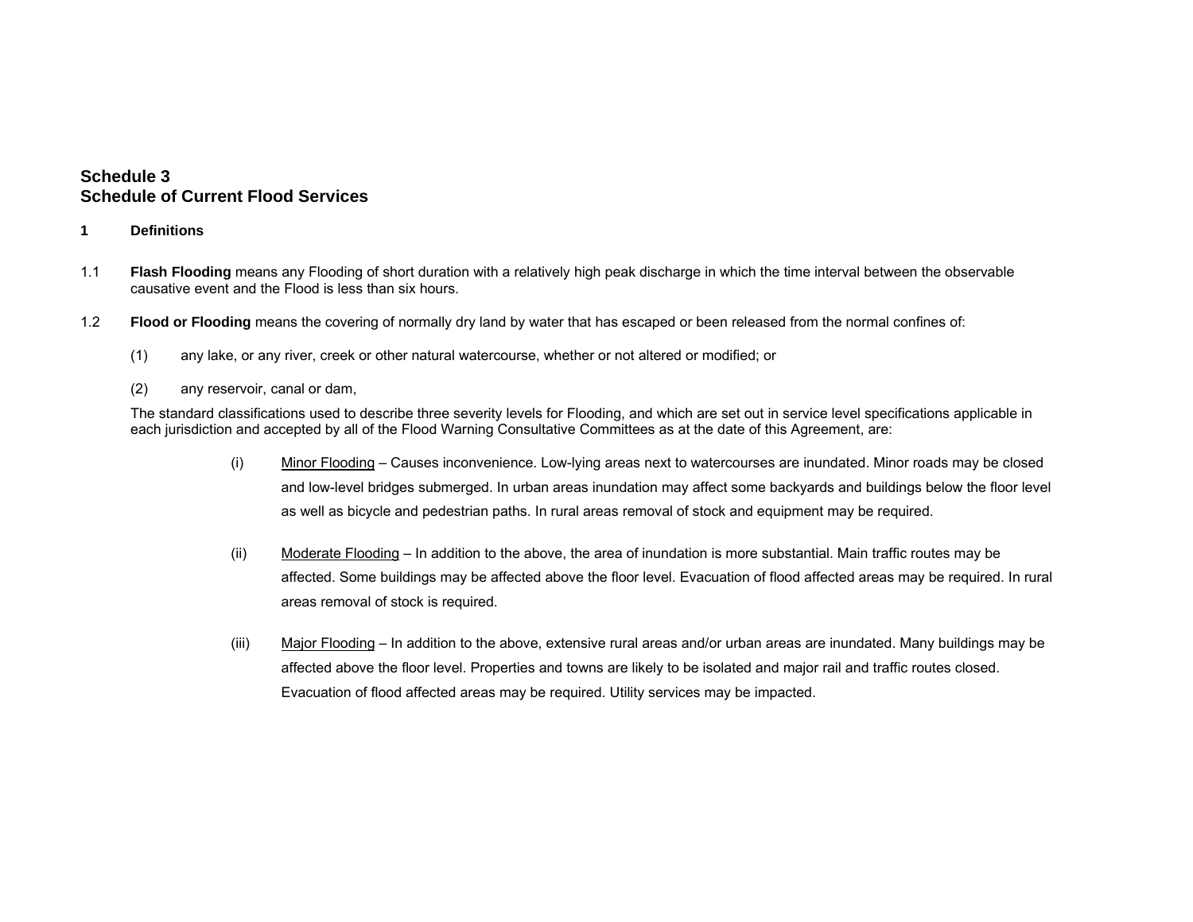# Schedule 3
# Schedule of Current Flood Services

**1 Definitions**

1.1 **Flash Flooding** means any Flooding of short duration with a relatively high peak discharge in which the time interval between the observable causative event and the Flood is less than six hours.

1.2 **Flood or Flooding** means the covering of normally dry land by water that has escaped or been released from the normal confines of:

(1) any lake, or any river, creek or other natural watercourse, whether or not altered or modified; or

(2) any reservoir, canal or dam,

The standard classifications used to describe three severity levels for Flooding, and which are set out in service level specifications applicable in each jurisdiction and accepted by all of the Flood Warning Consultative Committees as at the date of this Agreement, are:

(i) <u>Minor Flooding</u> – Causes inconvenience. Low-lying areas next to watercourses are inundated. Minor roads may be closed and low-level bridges submerged. In urban areas inundation may affect some backyards and buildings below the floor level as well as bicycle and pedestrian paths. In rural areas removal of stock and equipment may be required.

(ii) <u>Moderate Flooding</u> – In addition to the above, the area of inundation is more substantial. Main traffic routes may be affected. Some buildings may be affected above the floor level. Evacuation of flood affected areas may be required. In rural areas removal of stock is required.

(iii) <u>Major Flooding</u> – In addition to the above, extensive rural areas and/or urban areas are inundated. Many buildings may be affected above the floor level. Properties and towns are likely to be isolated and major rail and traffic routes closed. Evacuation of flood affected areas may be required. Utility services may be impacted.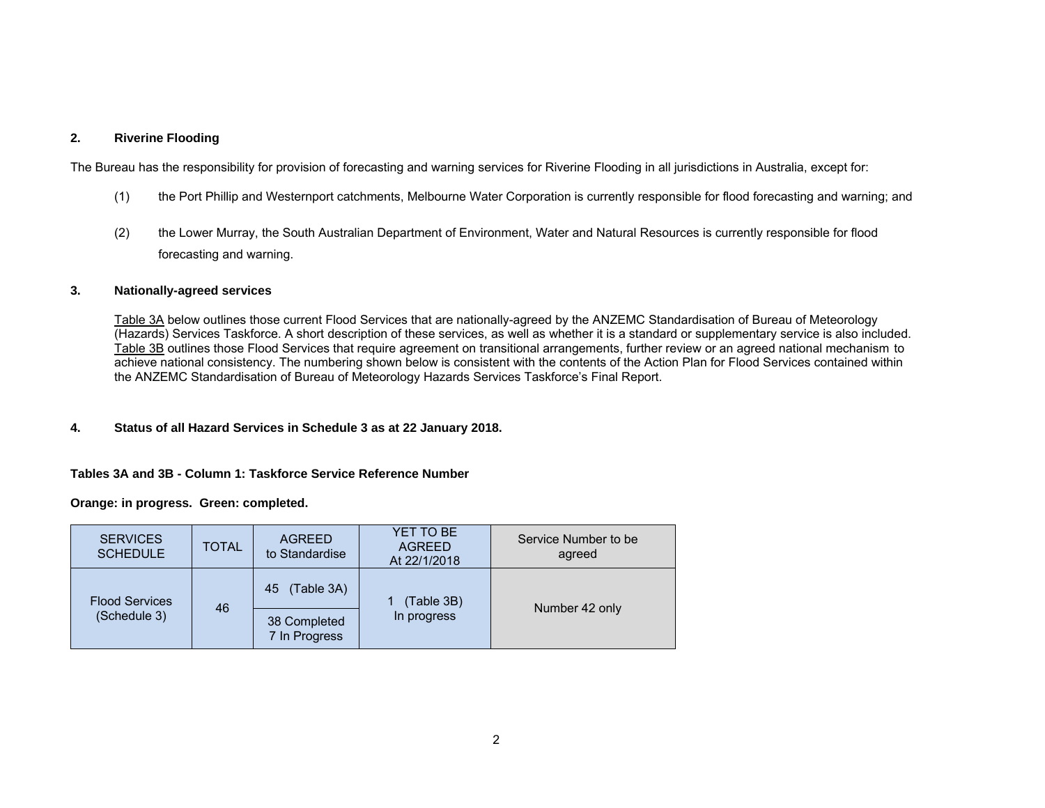## 2. Riverine Flooding

The Bureau has the responsibility for provision of forecasting and warning services for Riverine Flooding in all jurisdictions in Australia, except for:

(1) the Port Phillip and Westernport catchments, Melbourne Water Corporation is currently responsible for flood forecasting and warning; and

(2) the Lower Murray, the South Australian Department of Environment, Water and Natural Resources is currently responsible for flood forecasting and warning.

## 3. Nationally-agreed services

Table 3A below outlines those current Flood Services that are nationally-agreed by the ANZEMC Standardisation of Bureau of Meteorology (Hazards) Services Taskforce. A short description of these services, as well as whether it is a standard or supplementary service is also included. Table 3B outlines those Flood Services that require agreement on transitional arrangements, further review or an agreed national mechanism to achieve national consistency. The numbering shown below is consistent with the contents of the Action Plan for Flood Services contained within the ANZEMC Standardisation of Bureau of Meteorology Hazards Services Taskforce's Final Report.

## 4. Status of all Hazard Services in Schedule 3 as at 22 January 2018.

**Tables 3A and 3B - Column 1: Taskforce Service Reference Number**

**Orange: in progress. Green: completed.**

| SERVICES SCHEDULE | TOTAL | AGREED to Standardise | YET TO BE AGREED At 22/1/2018 | Service Number to be agreed |
|---|---|---|---|---|
| Flood Services (Schedule 3) | 46 | 45 (Table 3A) | 1 (Table 3B) In progress | Number 42 only |
| | | 38 Completed 7 In Progress | | |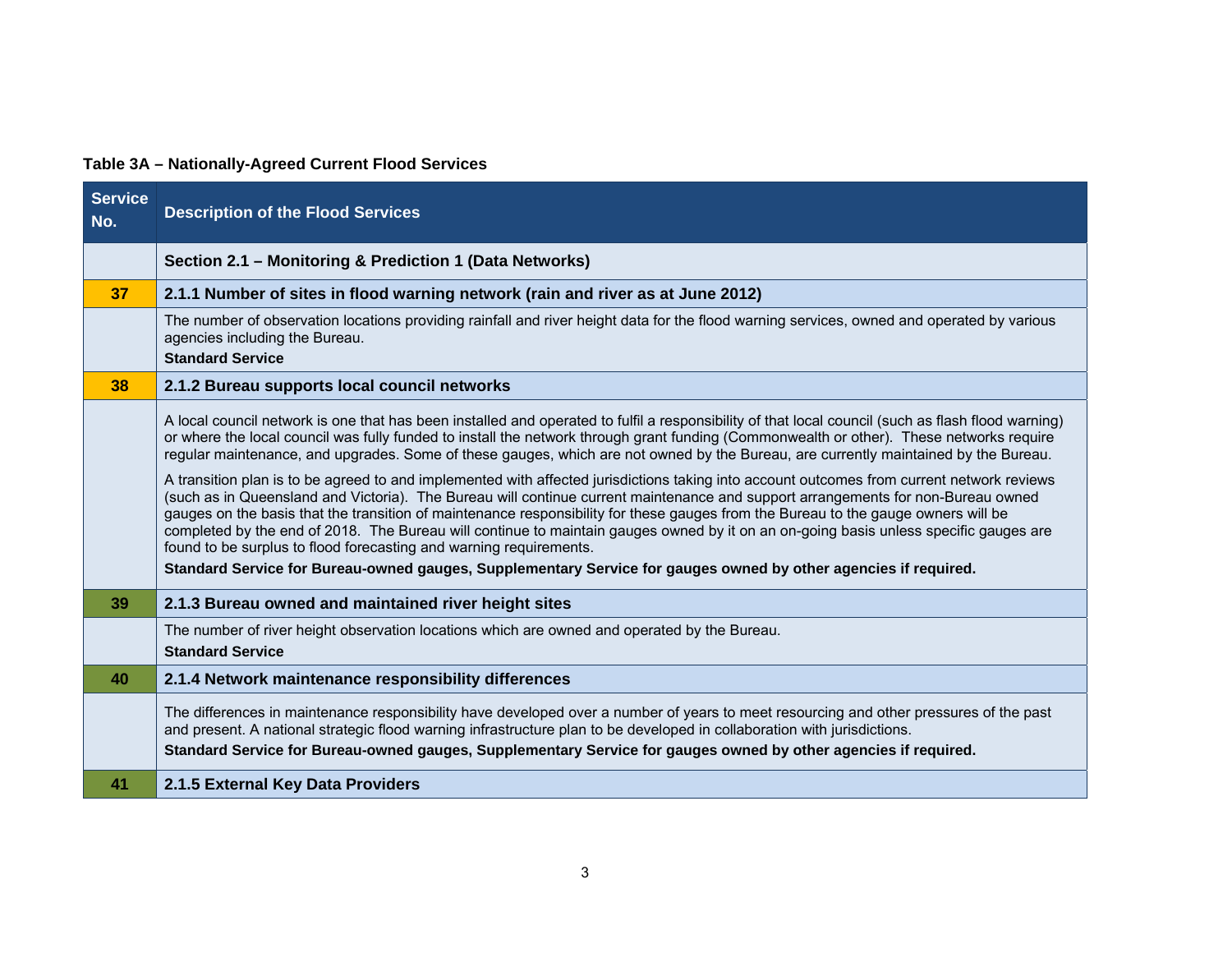**Table 3A – Nationally-Agreed Current Flood Services**

| Service No. | Description of the Flood Services |
|---|---|
| | **Section 2.1 – Monitoring & Prediction 1 (Data Networks)** |
| 37 | **2.1.1 Number of sites in flood warning network (rain and river as at June 2012)** |
| | The number of observation locations providing rainfall and river height data for the flood warning services, owned and operated by various agencies including the Bureau.<br>**Standard Service** |
| 38 | **2.1.2 Bureau supports local council networks** |
| | A local council network is one that has been installed and operated to fulfil a responsibility of that local council (such as flash flood warning) or where the local council was fully funded to install the network through grant funding (Commonwealth or other). These networks require regular maintenance, and upgrades. Some of these gauges, which are not owned by the Bureau, are currently maintained by the Bureau.<br>A transition plan is to be agreed to and implemented with affected jurisdictions taking into account outcomes from current network reviews (such as in Queensland and Victoria). The Bureau will continue current maintenance and support arrangements for non-Bureau owned gauges on the basis that the transition of maintenance responsibility for these gauges from the Bureau to the gauge owners will be completed by the end of 2018. The Bureau will continue to maintain gauges owned by it on an on-going basis unless specific gauges are found to be surplus to flood forecasting and warning requirements.<br>**Standard Service for Bureau-owned gauges, Supplementary Service for gauges owned by other agencies if required.** |
| 39 | **2.1.3 Bureau owned and maintained river height sites** |
| | The number of river height observation locations which are owned and operated by the Bureau.<br>**Standard Service** |
| 40 | **2.1.4 Network maintenance responsibility differences** |
| | The differences in maintenance responsibility have developed over a number of years to meet resourcing and other pressures of the past and present. A national strategic flood warning infrastructure plan to be developed in collaboration with jurisdictions.<br>**Standard Service for Bureau-owned gauges, Supplementary Service for gauges owned by other agencies if required.** |
| 41 | **2.1.5 External Key Data Providers** |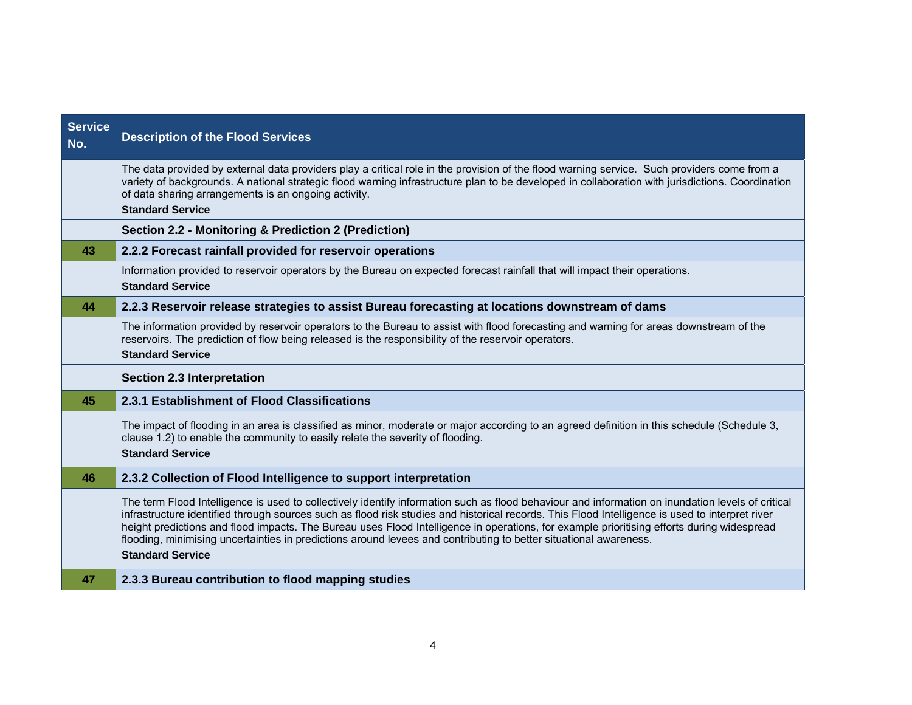| Service No. | Description of the Flood Services |
|---|---|
| | The data provided by external data providers play a critical role in the provision of the flood warning service. Such providers come from a variety of backgrounds. A national strategic flood warning infrastructure plan to be developed in collaboration with jurisdictions. Coordination of data sharing arrangements is an ongoing activity. **Standard Service** |
| | **Section 2.2 - Monitoring & Prediction 2 (Prediction)** |
| 43 | **2.2.2 Forecast rainfall provided for reservoir operations** |
| | Information provided to reservoir operators by the Bureau on expected forecast rainfall that will impact their operations. **Standard Service** |
| 44 | **2.2.3 Reservoir release strategies to assist Bureau forecasting at locations downstream of dams** |
| | The information provided by reservoir operators to the Bureau to assist with flood forecasting and warning for areas downstream of the reservoirs. The prediction of flow being released is the responsibility of the reservoir operators. **Standard Service** |
| | **Section 2.3 Interpretation** |
| 45 | **2.3.1 Establishment of Flood Classifications** |
| | The impact of flooding in an area is classified as minor, moderate or major according to an agreed definition in this schedule (Schedule 3, clause 1.2) to enable the community to easily relate the severity of flooding. **Standard Service** |
| 46 | **2.3.2 Collection of Flood Intelligence to support interpretation** |
| | The term Flood Intelligence is used to collectively identify information such as flood behaviour and information on inundation levels of critical infrastructure identified through sources such as flood risk studies and historical records. This Flood Intelligence is used to interpret river height predictions and flood impacts. The Bureau uses Flood Intelligence in operations, for example prioritising efforts during widespread flooding, minimising uncertainties in predictions around levees and contributing to better situational awareness. **Standard Service** |
| 47 | **2.3.3 Bureau contribution to flood mapping studies** |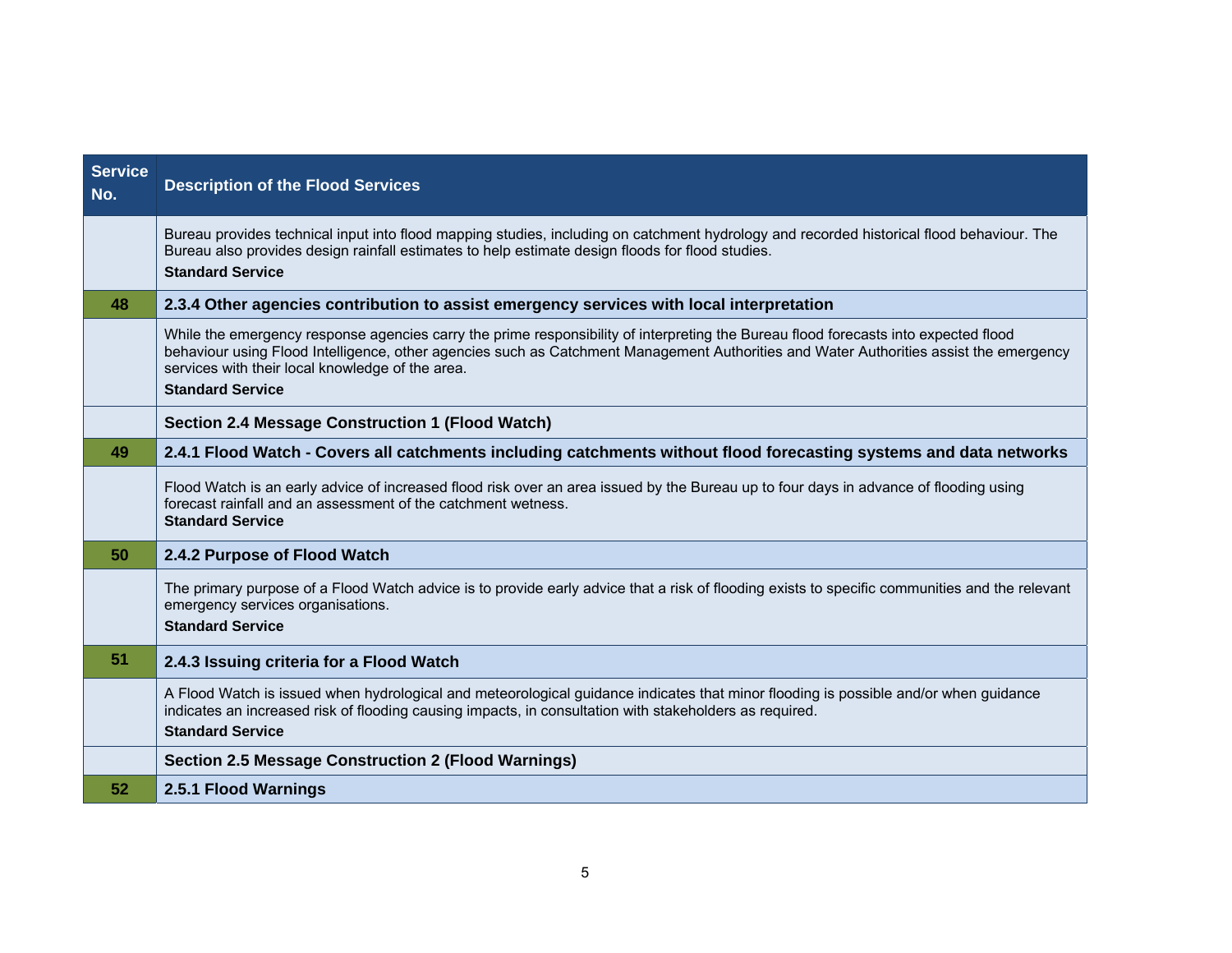| Service No. | Description of the Flood Services |
|---|---|
| | Bureau provides technical input into flood mapping studies, including on catchment hydrology and recorded historical flood behaviour. The Bureau also provides design rainfall estimates to help estimate design floods for flood studies.<br>**Standard Service** |
| **48** | **2.3.4 Other agencies contribution to assist emergency services with local interpretation** |
| | While the emergency response agencies carry the prime responsibility of interpreting the Bureau flood forecasts into expected flood behaviour using Flood Intelligence, other agencies such as Catchment Management Authorities and Water Authorities assist the emergency services with their local knowledge of the area.<br>**Standard Service** |
| | **Section 2.4 Message Construction 1 (Flood Watch)** |
| **49** | **2.4.1 Flood Watch - Covers all catchments including catchments without flood forecasting systems and data networks** |
| | Flood Watch is an early advice of increased flood risk over an area issued by the Bureau up to four days in advance of flooding using forecast rainfall and an assessment of the catchment wetness.<br>**Standard Service** |
| **50** | **2.4.2 Purpose of Flood Watch** |
| | The primary purpose of a Flood Watch advice is to provide early advice that a risk of flooding exists to specific communities and the relevant emergency services organisations.<br>**Standard Service** |
| **51** | **2.4.3 Issuing criteria for a Flood Watch** |
| | A Flood Watch is issued when hydrological and meteorological guidance indicates that minor flooding is possible and/or when guidance indicates an increased risk of flooding causing impacts, in consultation with stakeholders as required.<br>**Standard Service** |
| | **Section 2.5 Message Construction 2 (Flood Warnings)** |
| **52** | **2.5.1 Flood Warnings** |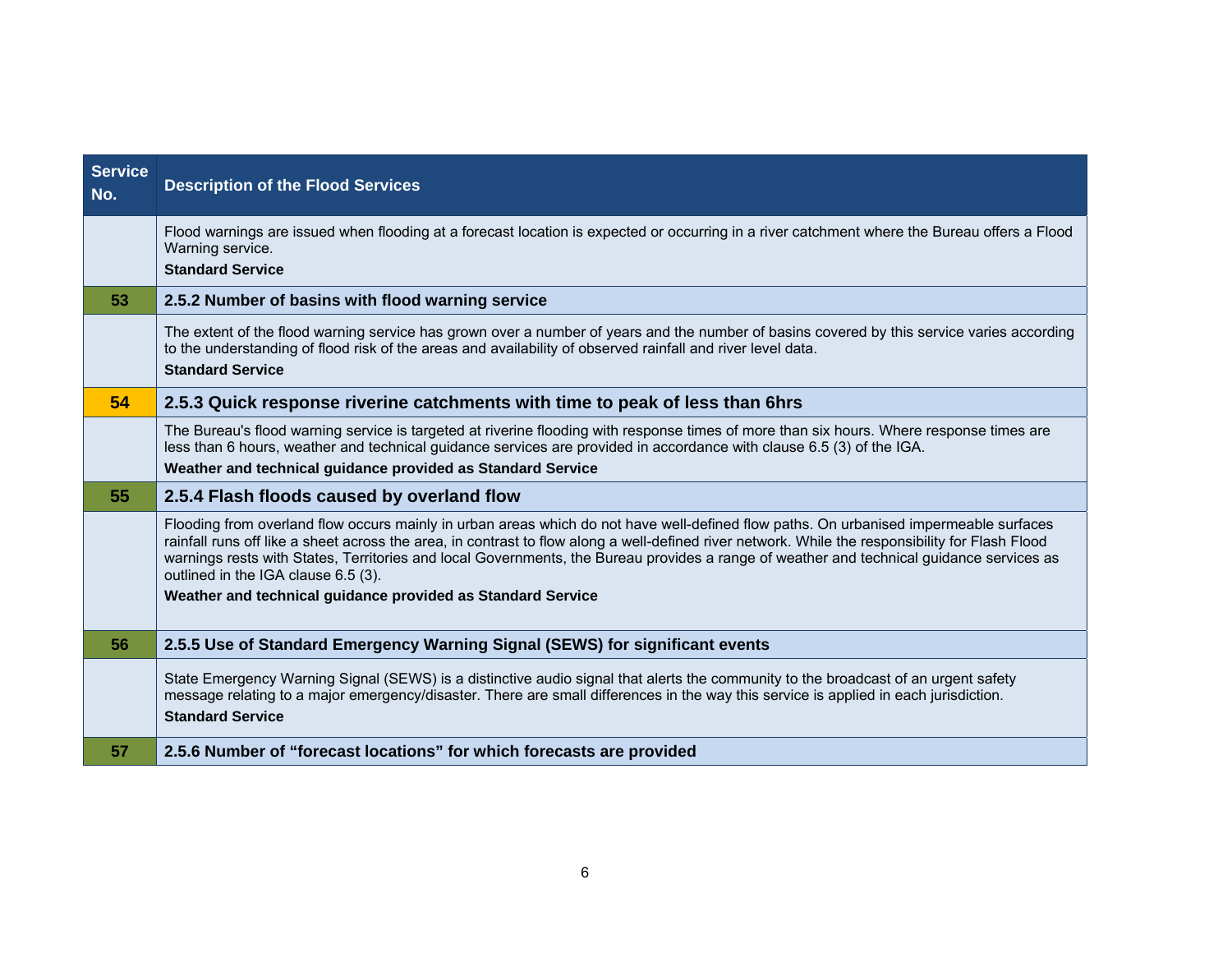| Service No. | Description of the Flood Services |
|---|---|
| | Flood warnings are issued when flooding at a forecast location is expected or occurring in a river catchment where the Bureau offers a Flood Warning service.<br>**Standard Service** |
| **53** | **2.5.2 Number of basins with flood warning service** |
| | The extent of the flood warning service has grown over a number of years and the number of basins covered by this service varies according to the understanding of flood risk of the areas and availability of observed rainfall and river level data.<br>**Standard Service** |
| **54** | **2.5.3 Quick response riverine catchments with time to peak of less than 6hrs** |
| | The Bureau's flood warning service is targeted at riverine flooding with response times of more than six hours. Where response times are less than 6 hours, weather and technical guidance services are provided in accordance with clause 6.5 (3) of the IGA.<br>**Weather and technical guidance provided as Standard Service** |
| **55** | **2.5.4 Flash floods caused by overland flow** |
| | Flooding from overland flow occurs mainly in urban areas which do not have well-defined flow paths. On urbanised impermeable surfaces rainfall runs off like a sheet across the area, in contrast to flow along a well-defined river network. While the responsibility for Flash Flood warnings rests with States, Territories and local Governments, the Bureau provides a range of weather and technical guidance services as outlined in the IGA clause 6.5 (3).<br>**Weather and technical guidance provided as Standard Service** |
| **56** | **2.5.5 Use of Standard Emergency Warning Signal (SEWS) for significant events** |
| | State Emergency Warning Signal (SEWS) is a distinctive audio signal that alerts the community to the broadcast of an urgent safety message relating to a major emergency/disaster. There are small differences in the way this service is applied in each jurisdiction.<br>**Standard Service** |
| **57** | **2.5.6 Number of "forecast locations" for which forecasts are provided** |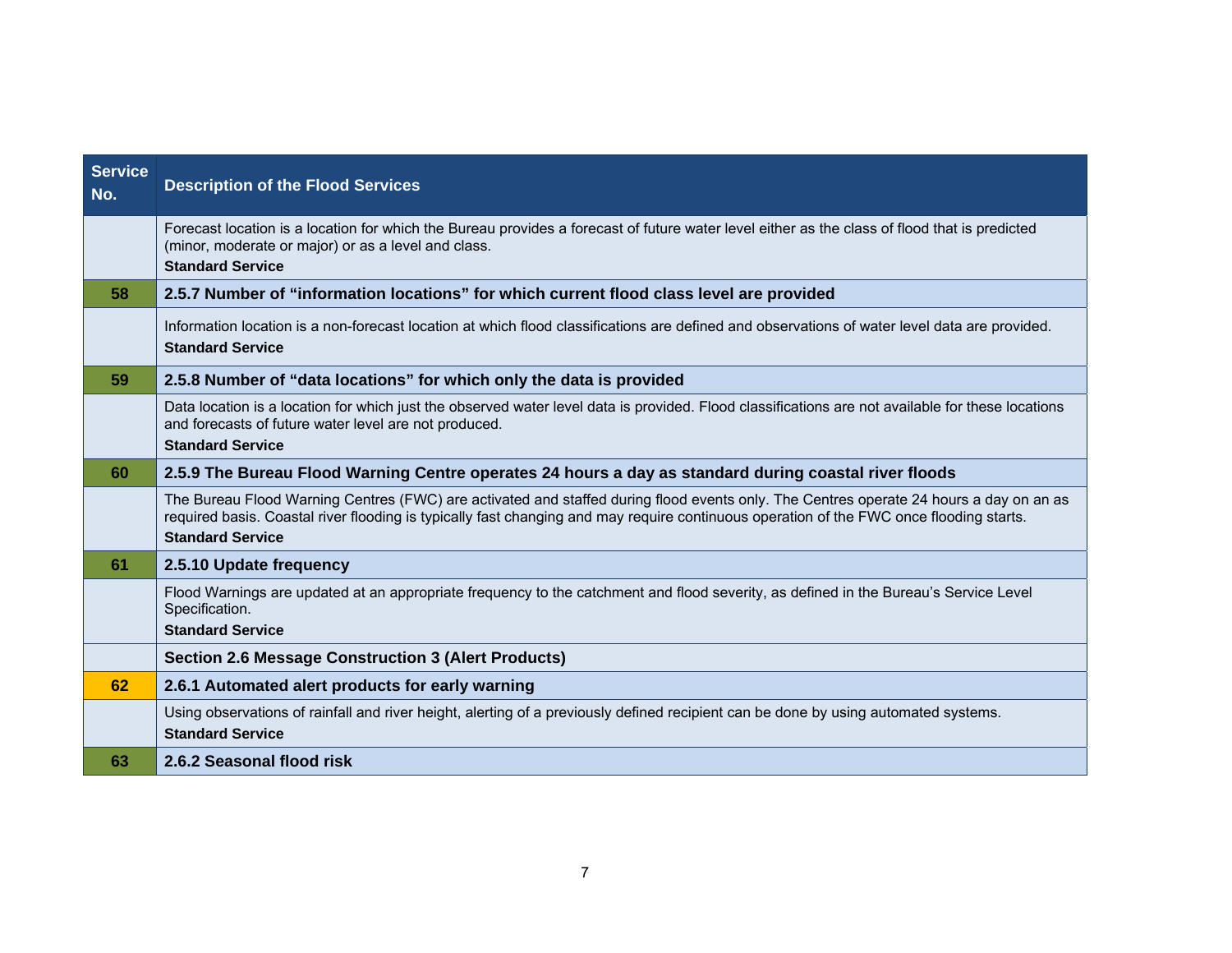| Service No. | Description of the Flood Services |
|---|---|
| | Forecast location is a location for which the Bureau provides a forecast of future water level either as the class of flood that is predicted (minor, moderate or major) or as a level and class.<br>**Standard Service** |
| 58 | **2.5.7 Number of "information locations" for which current flood class level are provided** |
| | Information location is a non-forecast location at which flood classifications are defined and observations of water level data are provided.<br>**Standard Service** |
| 59 | **2.5.8 Number of "data locations" for which only the data is provided** |
| | Data location is a location for which just the observed water level data is provided. Flood classifications are not available for these locations and forecasts of future water level are not produced.<br>**Standard Service** |
| 60 | **2.5.9 The Bureau Flood Warning Centre operates 24 hours a day as standard during coastal river floods** |
| | The Bureau Flood Warning Centres (FWC) are activated and staffed during flood events only. The Centres operate 24 hours a day on an as required basis. Coastal river flooding is typically fast changing and may require continuous operation of the FWC once flooding starts.<br>**Standard Service** |
| 61 | **2.5.10 Update frequency** |
| | Flood Warnings are updated at an appropriate frequency to the catchment and flood severity, as defined in the Bureau's Service Level Specification.<br>**Standard Service** |
| | **Section 2.6 Message Construction 3 (Alert Products)** |
| 62 | **2.6.1 Automated alert products for early warning** |
| | Using observations of rainfall and river height, alerting of a previously defined recipient can be done by using automated systems.<br>**Standard Service** |
| 63 | **2.6.2 Seasonal flood risk** |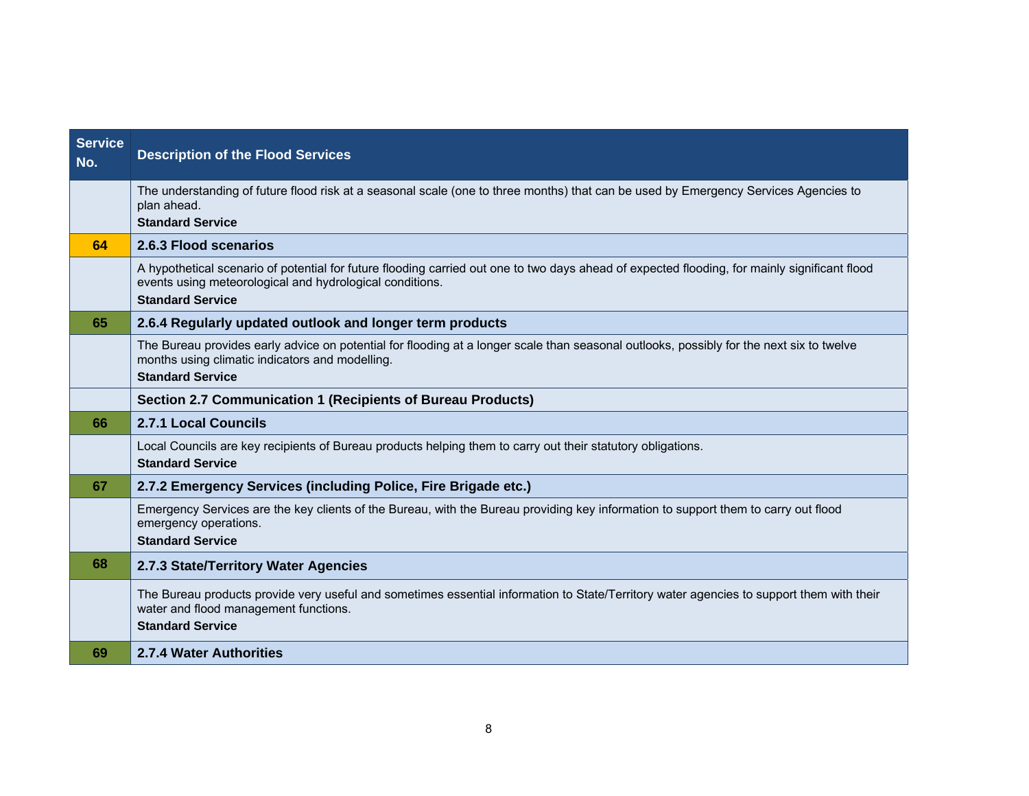| Service No. | Description of the Flood Services |
|---|---|
| | The understanding of future flood risk at a seasonal scale (one to three months) that can be used by Emergency Services Agencies to plan ahead.<br>**Standard Service** |
| 64 | **2.6.3 Flood scenarios** |
| | A hypothetical scenario of potential for future flooding carried out one to two days ahead of expected flooding, for mainly significant flood events using meteorological and hydrological conditions.<br>**Standard Service** |
| 65 | **2.6.4 Regularly updated outlook and longer term products** |
| | The Bureau provides early advice on potential for flooding at a longer scale than seasonal outlooks, possibly for the next six to twelve months using climatic indicators and modelling.<br>**Standard Service** |
| | **Section 2.7 Communication 1 (Recipients of Bureau Products)** |
| 66 | **2.7.1 Local Councils** |
| | Local Councils are key recipients of Bureau products helping them to carry out their statutory obligations.<br>**Standard Service** |
| 67 | **2.7.2 Emergency Services (including Police, Fire Brigade etc.)** |
| | Emergency Services are the key clients of the Bureau, with the Bureau providing key information to support them to carry out flood emergency operations.<br>**Standard Service** |
| 68 | **2.7.3 State/Territory Water Agencies** |
| | The Bureau products provide very useful and sometimes essential information to State/Territory water agencies to support them with their water and flood management functions.<br>**Standard Service** |
| 69 | **2.7.4 Water Authorities** |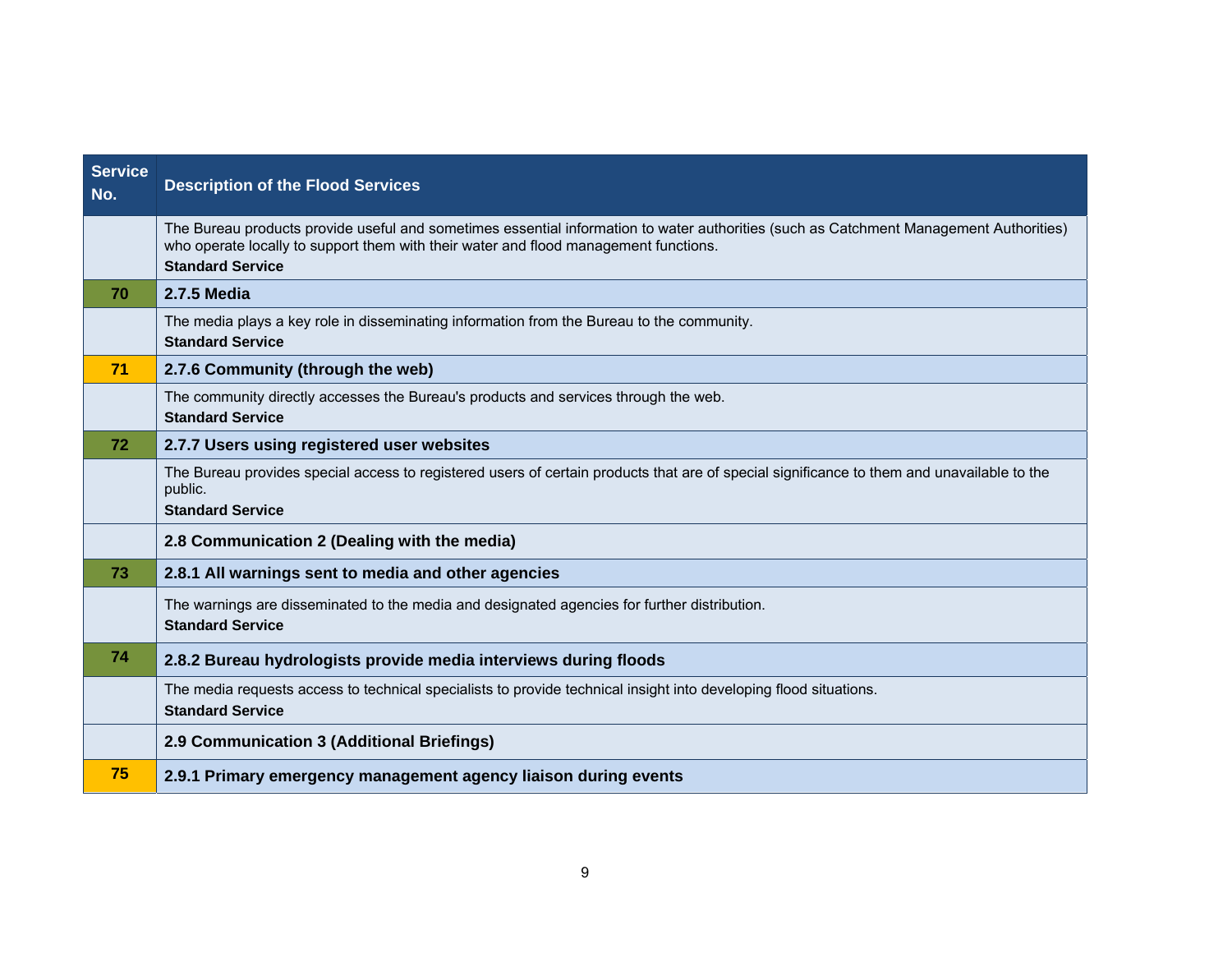| Service No. | Description of the Flood Services |
|---|---|
| | The Bureau products provide useful and sometimes essential information to water authorities (such as Catchment Management Authorities) who operate locally to support them with their water and flood management functions. **Standard Service** |
| 70 | **2.7.5 Media** |
| | The media plays a key role in disseminating information from the Bureau to the community. **Standard Service** |
| 71 | **2.7.6 Community (through the web)** |
| | The community directly accesses the Bureau's products and services through the web. **Standard Service** |
| 72 | **2.7.7 Users using registered user websites** |
| | The Bureau provides special access to registered users of certain products that are of special significance to them and unavailable to the public. **Standard Service** |
| | **2.8 Communication 2 (Dealing with the media)** |
| 73 | **2.8.1 All warnings sent to media and other agencies** |
| | The warnings are disseminated to the media and designated agencies for further distribution. **Standard Service** |
| 74 | **2.8.2 Bureau hydrologists provide media interviews during floods** |
| | The media requests access to technical specialists to provide technical insight into developing flood situations. **Standard Service** |
| | **2.9 Communication 3 (Additional Briefings)** |
| 75 | **2.9.1 Primary emergency management agency liaison during events** |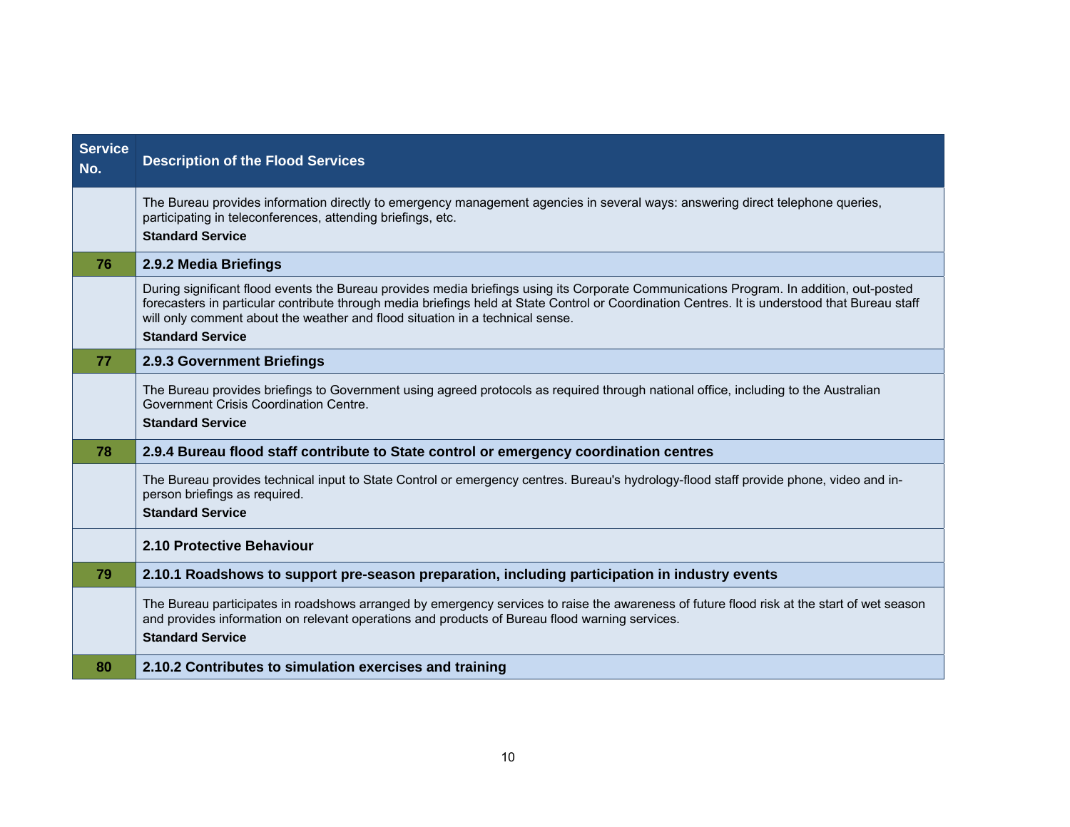| Service No. | Description of the Flood Services |
|---|---|
| | The Bureau provides information directly to emergency management agencies in several ways: answering direct telephone queries, participating in teleconferences, attending briefings, etc.<br>**Standard Service** |
| **76** | **2.9.2 Media Briefings** |
| | During significant flood events the Bureau provides media briefings using its Corporate Communications Program. In addition, out-posted forecasters in particular contribute through media briefings held at State Control or Coordination Centres. It is understood that Bureau staff will only comment about the weather and flood situation in a technical sense.<br>**Standard Service** |
| **77** | **2.9.3 Government Briefings** |
| | The Bureau provides briefings to Government using agreed protocols as required through national office, including to the Australian Government Crisis Coordination Centre.<br>**Standard Service** |
| **78** | **2.9.4 Bureau flood staff contribute to State control or emergency coordination centres** |
| | The Bureau provides technical input to State Control or emergency centres. Bureau's hydrology-flood staff provide phone, video and in-person briefings as required.<br>**Standard Service** |
| | **2.10 Protective Behaviour** |
| **79** | **2.10.1 Roadshows to support pre-season preparation, including participation in industry events** |
| | The Bureau participates in roadshows arranged by emergency services to raise the awareness of future flood risk at the start of wet season and provides information on relevant operations and products of Bureau flood warning services.<br>**Standard Service** |
| **80** | **2.10.2 Contributes to simulation exercises and training** |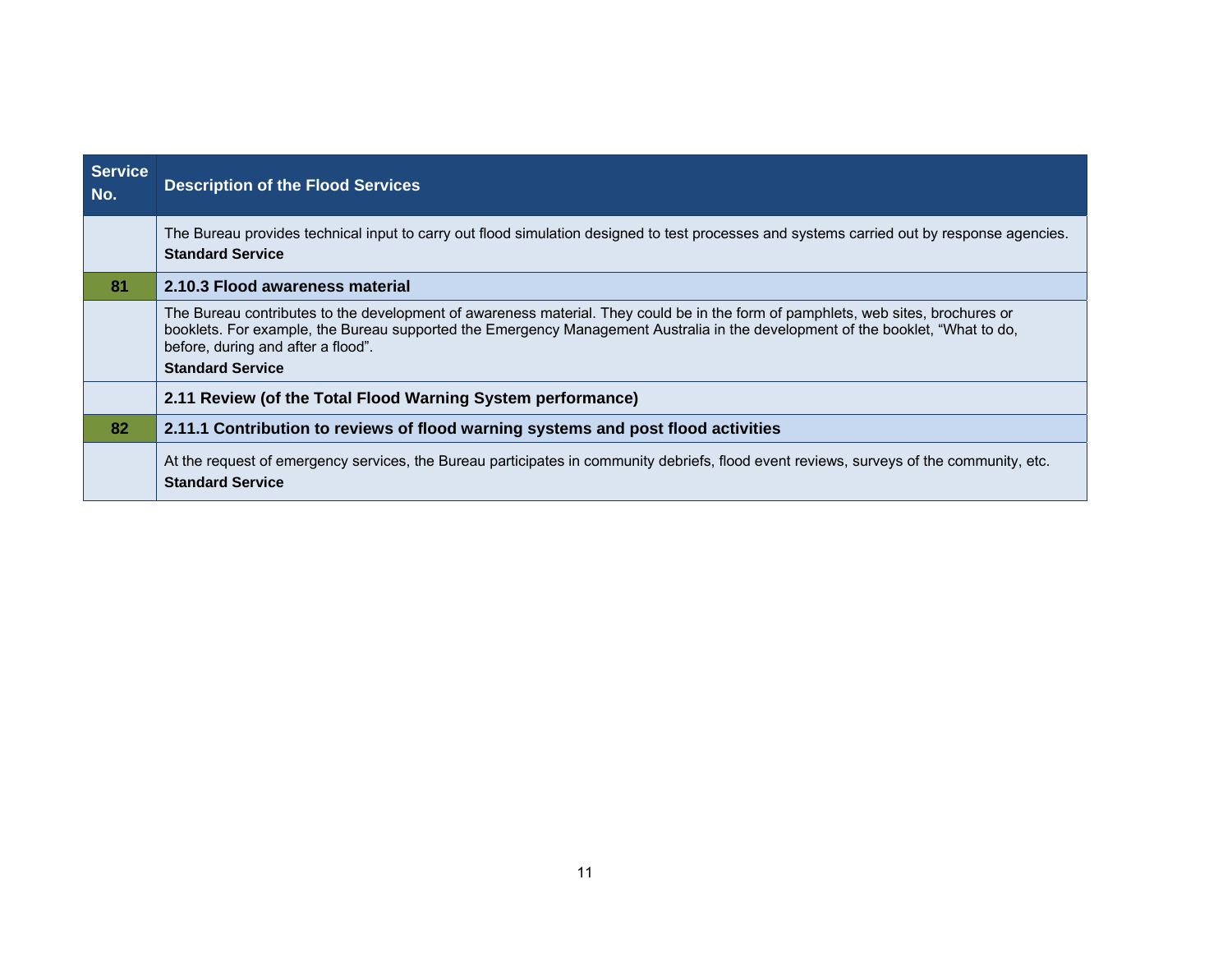| Service No. | Description of the Flood Services |
|---|---|
| | The Bureau provides technical input to carry out flood simulation designed to test processes and systems carried out by response agencies. **Standard Service** |
| **81** | **2.10.3 Flood awareness material** |
| | The Bureau contributes to the development of awareness material. They could be in the form of pamphlets, web sites, brochures or booklets. For example, the Bureau supported the Emergency Management Australia in the development of the booklet, “What to do, before, during and after a flood”. **Standard Service** |
| | **2.11 Review (of the Total Flood Warning System performance)** |
| **82** | **2.11.1 Contribution to reviews of flood warning systems and post flood activities** |
| | At the request of emergency services, the Bureau participates in community debriefs, flood event reviews, surveys of the community, etc. **Standard Service** |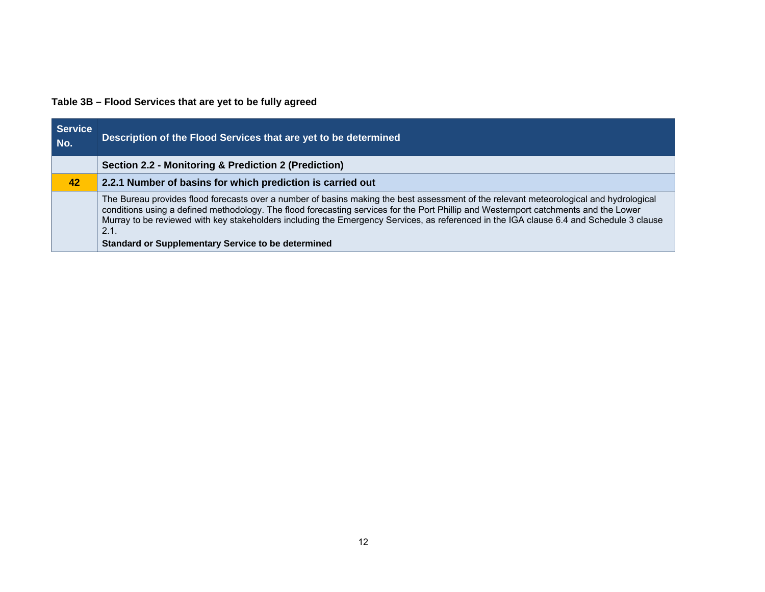**Table 3B – Flood Services that are yet to be fully agreed**

| Service No. | Description of the Flood Services that are yet to be determined |
|---|---|
| | **Section 2.2 - Monitoring & Prediction 2 (Prediction)** |
| **42** | **2.2.1 Number of basins for which prediction is carried out** |
| | The Bureau provides flood forecasts over a number of basins making the best assessment of the relevant meteorological and hydrological conditions using a defined methodology. The flood forecasting services for the Port Phillip and Westernport catchments and the Lower Murray to be reviewed with key stakeholders including the Emergency Services, as referenced in the IGA clause 6.4 and Schedule 3 clause 2.1. **Standard or Supplementary Service to be determined** |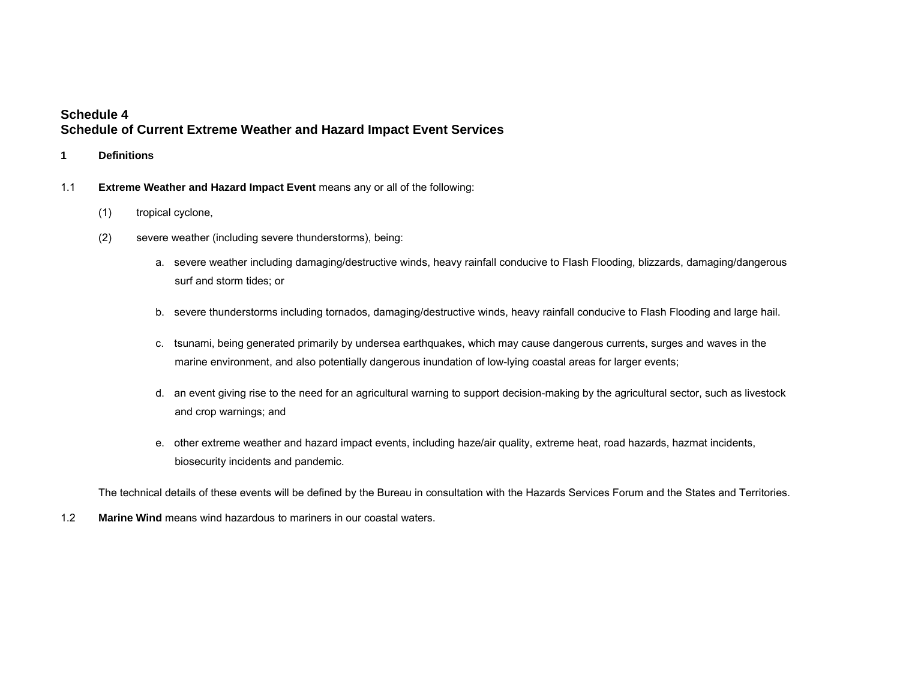# Schedule 4
# Schedule of Current Extreme Weather and Hazard Impact Event Services

## 1 Definitions

1.1 **Extreme Weather and Hazard Impact Event** means any or all of the following:

(1) tropical cyclone,

(2) severe weather (including severe thunderstorms), being:

a. severe weather including damaging/destructive winds, heavy rainfall conducive to Flash Flooding, blizzards, damaging/dangerous surf and storm tides; or

b. severe thunderstorms including tornados, damaging/destructive winds, heavy rainfall conducive to Flash Flooding and large hail.

c. tsunami, being generated primarily by undersea earthquakes, which may cause dangerous currents, surges and waves in the marine environment, and also potentially dangerous inundation of low-lying coastal areas for larger events;

d. an event giving rise to the need for an agricultural warning to support decision-making by the agricultural sector, such as livestock and crop warnings; and

e. other extreme weather and hazard impact events, including haze/air quality, extreme heat, road hazards, hazmat incidents, biosecurity incidents and pandemic.

The technical details of these events will be defined by the Bureau in consultation with the Hazards Services Forum and the States and Territories.

1.2 **Marine Wind** means wind hazardous to mariners in our coastal waters.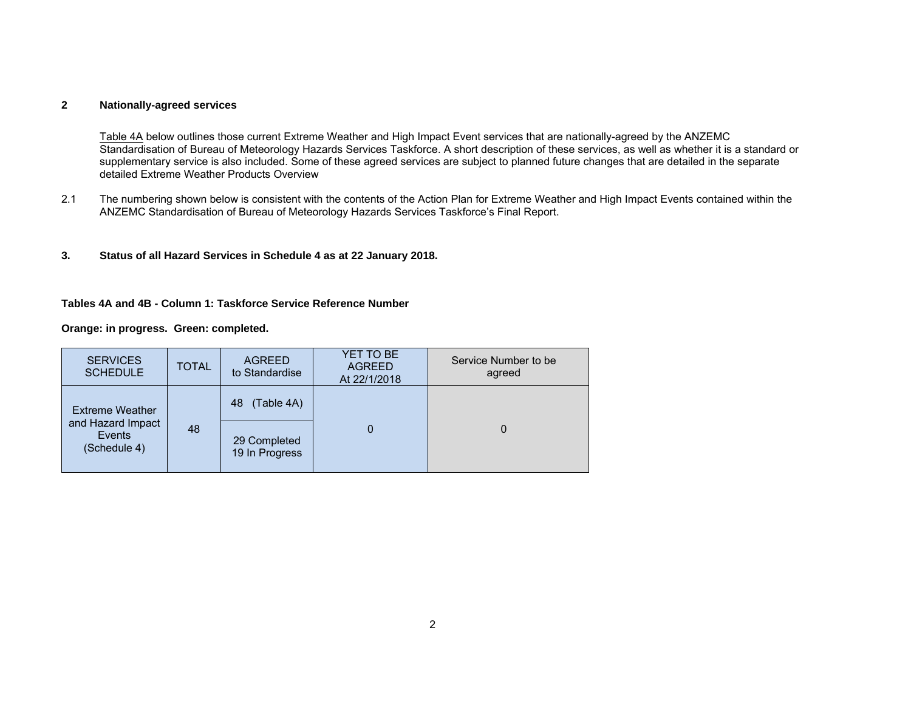## 2 Nationally-agreed services

Table 4A below outlines those current Extreme Weather and High Impact Event services that are nationally-agreed by the ANZEMC Standardisation of Bureau of Meteorology Hazards Services Taskforce. A short description of these services, as well as whether it is a standard or supplementary service is also included. Some of these agreed services are subject to planned future changes that are detailed in the separate detailed Extreme Weather Products Overview

2.1 The numbering shown below is consistent with the contents of the Action Plan for Extreme Weather and High Impact Events contained within the ANZEMC Standardisation of Bureau of Meteorology Hazards Services Taskforce's Final Report.

## 3. Status of all Hazard Services in Schedule 4 as at 22 January 2018.

**Tables 4A and 4B - Column 1: Taskforce Service Reference Number**

**Orange: in progress. Green: completed.**

| SERVICES SCHEDULE | TOTAL | AGREED to Standardise | YET TO BE AGREED At 22/1/2018 | Service Number to be agreed |
|---|---|---|---|---|
| Extreme Weather and Hazard Impact Events (Schedule 4) | 48 | 48 (Table 4A) | 0 | 0 |
| | | 29 Completed 19 In Progress | | |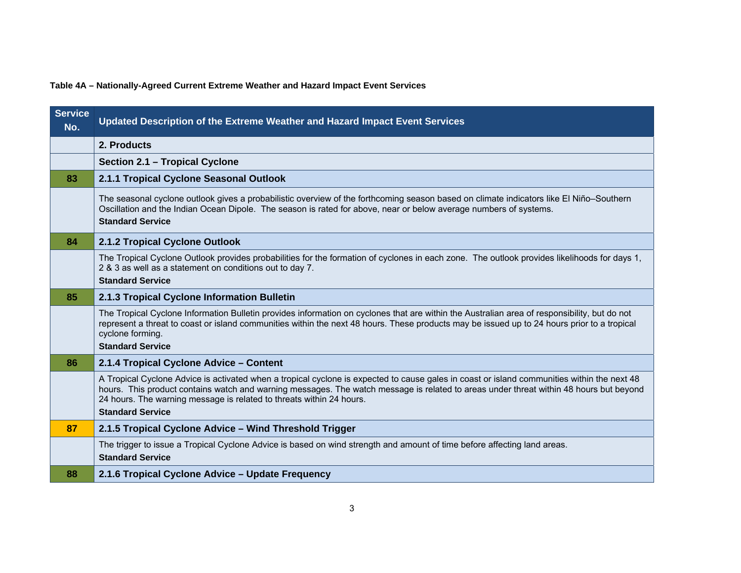**Table 4A – Nationally-Agreed Current Extreme Weather and Hazard Impact Event Services**

| Service No. | Updated Description of the Extreme Weather and Hazard Impact Event Services |
|---|---|
| | **2. Products** |
| | **Section 2.1 – Tropical Cyclone** |
| 83 | **2.1.1 Tropical Cyclone Seasonal Outlook** |
| | The seasonal cyclone outlook gives a probabilistic overview of the forthcoming season based on climate indicators like El Niño–Southern Oscillation and the Indian Ocean Dipole. The season is rated for above, near or below average numbers of systems. **Standard Service** |
| 84 | **2.1.2 Tropical Cyclone Outlook** |
| | The Tropical Cyclone Outlook provides probabilities for the formation of cyclones in each zone. The outlook provides likelihoods for days 1, 2 & 3 as well as a statement on conditions out to day 7. **Standard Service** |
| 85 | **2.1.3 Tropical Cyclone Information Bulletin** |
| | The Tropical Cyclone Information Bulletin provides information on cyclones that are within the Australian area of responsibility, but do not represent a threat to coast or island communities within the next 48 hours. These products may be issued up to 24 hours prior to a tropical cyclone forming. **Standard Service** |
| 86 | **2.1.4 Tropical Cyclone Advice – Content** |
| | A Tropical Cyclone Advice is activated when a tropical cyclone is expected to cause gales in coast or island communities within the next 48 hours. This product contains watch and warning messages. The watch message is related to areas under threat within 48 hours but beyond 24 hours. The warning message is related to threats within 24 hours. **Standard Service** |
| 87 | **2.1.5 Tropical Cyclone Advice – Wind Threshold Trigger** |
| | The trigger to issue a Tropical Cyclone Advice is based on wind strength and amount of time before affecting land areas. **Standard Service** |
| 88 | **2.1.6 Tropical Cyclone Advice – Update Frequency** |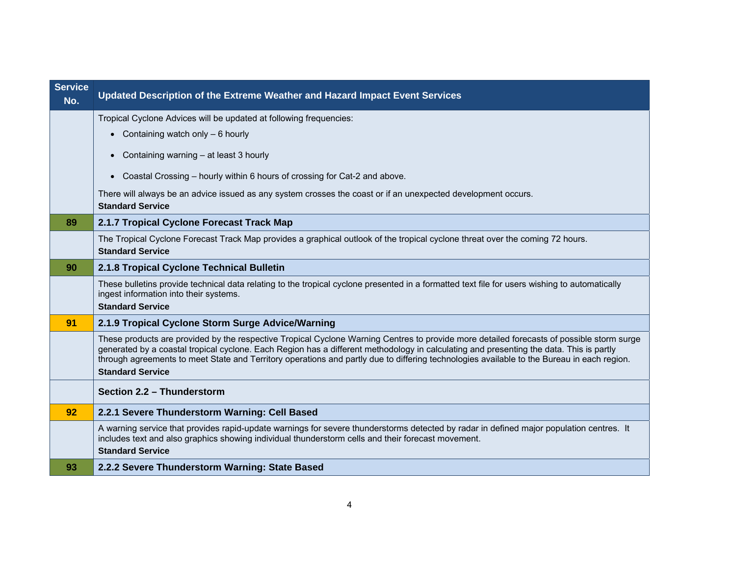| Service No. | Updated Description of the Extreme Weather and Hazard Impact Event Services |
| --- | --- |
| | Tropical Cyclone Advices will be updated at following frequencies:<br>• Containing watch only – 6 hourly<br>• Containing warning – at least 3 hourly<br>• Coastal Crossing – hourly within 6 hours of crossing for Cat-2 and above.<br>There will always be an advice issued as any system crosses the coast or if an unexpected development occurs.<br>**Standard Service** |
| 89 | **2.1.7 Tropical Cyclone Forecast Track Map** |
| | The Tropical Cyclone Forecast Track Map provides a graphical outlook of the tropical cyclone threat over the coming 72 hours.<br>**Standard Service** |
| 90 | **2.1.8 Tropical Cyclone Technical Bulletin** |
| | These bulletins provide technical data relating to the tropical cyclone presented in a formatted text file for users wishing to automatically ingest information into their systems.<br>**Standard Service** |
| 91 | **2.1.9 Tropical Cyclone Storm Surge Advice/Warning** |
| | These products are provided by the respective Tropical Cyclone Warning Centres to provide more detailed forecasts of possible storm surge generated by a coastal tropical cyclone. Each Region has a different methodology in calculating and presenting the data. This is partly through agreements to meet State and Territory operations and partly due to differing technologies available to the Bureau in each region.<br>**Standard Service** |
| | **Section 2.2 – Thunderstorm** |
| 92 | **2.2.1 Severe Thunderstorm Warning: Cell Based** |
| | A warning service that provides rapid-update warnings for severe thunderstorms detected by radar in defined major population centres. It includes text and also graphics showing individual thunderstorm cells and their forecast movement.<br>**Standard Service** |
| 93 | **2.2.2 Severe Thunderstorm Warning: State Based** |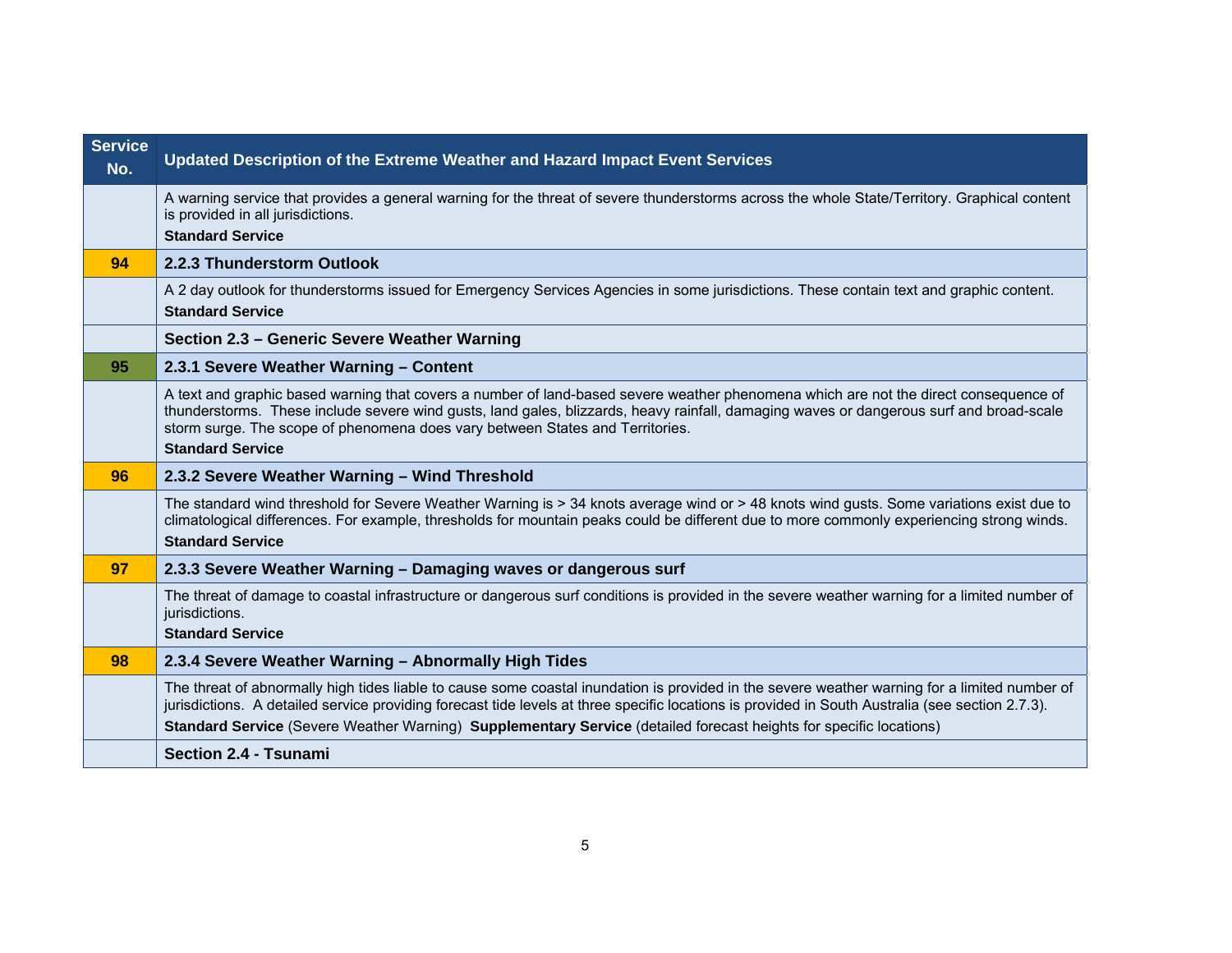| Service No. | Updated Description of the Extreme Weather and Hazard Impact Event Services |
|---|---|
| | A warning service that provides a general warning for the threat of severe thunderstorms across the whole State/Territory. Graphical content is provided in all jurisdictions.<br>**Standard Service** |
| 94 | **2.2.3 Thunderstorm Outlook** |
| | A 2 day outlook for thunderstorms issued for Emergency Services Agencies in some jurisdictions. These contain text and graphic content.<br>**Standard Service** |
| | **Section 2.3 – Generic Severe Weather Warning** |
| 95 | **2.3.1 Severe Weather Warning – Content** |
| | A text and graphic based warning that covers a number of land-based severe weather phenomena which are not the direct consequence of thunderstorms. These include severe wind gusts, land gales, blizzards, heavy rainfall, damaging waves or dangerous surf and broad-scale storm surge. The scope of phenomena does vary between States and Territories.<br>**Standard Service** |
| 96 | **2.3.2 Severe Weather Warning – Wind Threshold** |
| | The standard wind threshold for Severe Weather Warning is > 34 knots average wind or > 48 knots wind gusts. Some variations exist due to climatological differences. For example, thresholds for mountain peaks could be different due to more commonly experiencing strong winds.<br>**Standard Service** |
| 97 | **2.3.3 Severe Weather Warning – Damaging waves or dangerous surf** |
| | The threat of damage to coastal infrastructure or dangerous surf conditions is provided in the severe weather warning for a limited number of jurisdictions.<br>**Standard Service** |
| 98 | **2.3.4 Severe Weather Warning – Abnormally High Tides** |
| | The threat of abnormally high tides liable to cause some coastal inundation is provided in the severe weather warning for a limited number of jurisdictions. A detailed service providing forecast tide levels at three specific locations is provided in South Australia (see section 2.7.3).<br>**Standard Service** (Severe Weather Warning) **Supplementary Service** (detailed forecast heights for specific locations) |
| | **Section 2.4 - Tsunami** |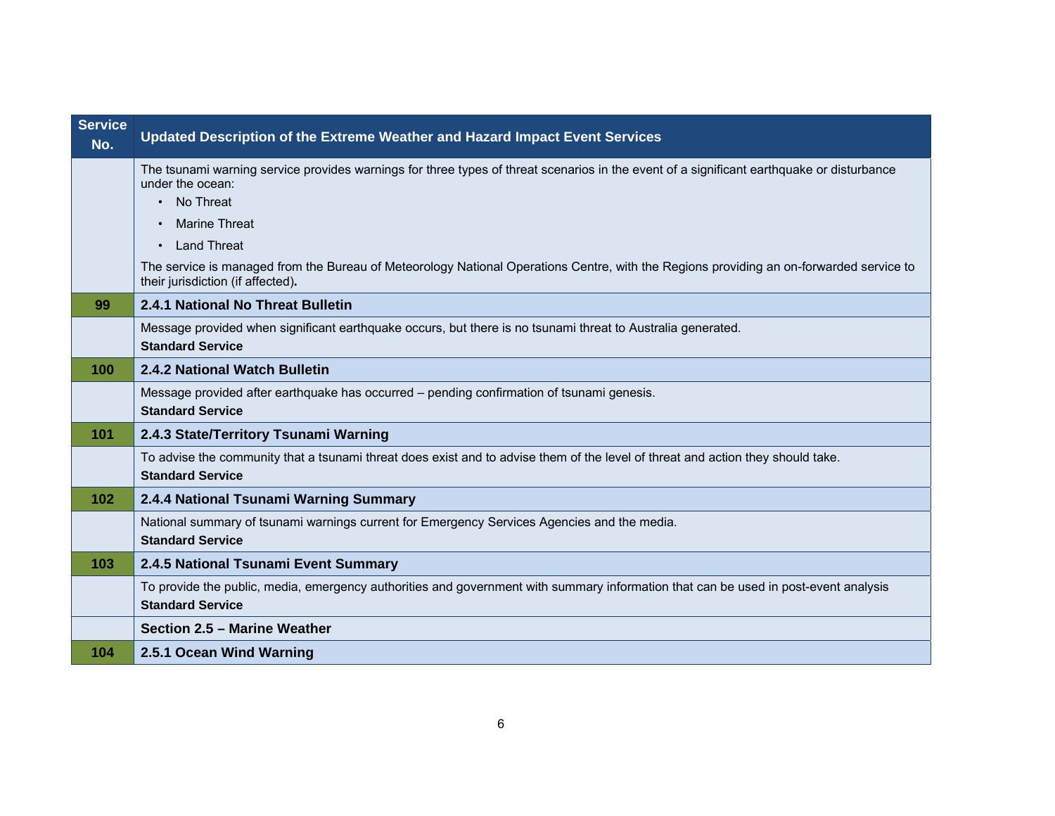| Service No. | Updated Description of the Extreme Weather and Hazard Impact Event Services |
|---|---|
| | The tsunami warning service provides warnings for three types of threat scenarios in the event of a significant earthquake or disturbance under the ocean:<br>• No Threat<br>• Marine Threat<br>• Land Threat<br>The service is managed from the Bureau of Meteorology National Operations Centre, with the Regions providing an on-forwarded service to their jurisdiction (if affected). |
| **99** | **2.4.1 National No Threat Bulletin** |
| | Message provided when significant earthquake occurs, but there is no tsunami threat to Australia generated.<br>**Standard Service** |
| **100** | **2.4.2 National Watch Bulletin** |
| | Message provided after earthquake has occurred – pending confirmation of tsunami genesis.<br>**Standard Service** |
| **101** | **2.4.3 State/Territory Tsunami Warning** |
| | To advise the community that a tsunami threat does exist and to advise them of the level of threat and action they should take.<br>**Standard Service** |
| **102** | **2.4.4 National Tsunami Warning Summary** |
| | National summary of tsunami warnings current for Emergency Services Agencies and the media.<br>**Standard Service** |
| **103** | **2.4.5 National Tsunami Event Summary** |
| | To provide the public, media, emergency authorities and government with summary information that can be used in post-event analysis<br>**Standard Service** |
| | **Section 2.5 – Marine Weather** |
| **104** | **2.5.1 Ocean Wind Warning** |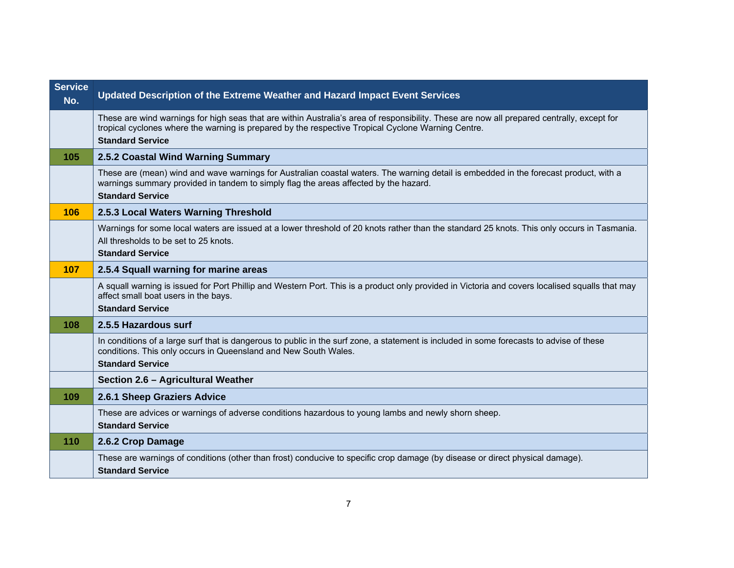| Service No. | Updated Description of the Extreme Weather and Hazard Impact Event Services |
|---|---|
| | These are wind warnings for high seas that are within Australia's area of responsibility. These are now all prepared centrally, except for tropical cyclones where the warning is prepared by the respective Tropical Cyclone Warning Centre. **Standard Service** |
| 105 | **2.5.2 Coastal Wind Warning Summary** |
| | These are (mean) wind and wave warnings for Australian coastal waters. The warning detail is embedded in the forecast product, with a warnings summary provided in tandem to simply flag the areas affected by the hazard. **Standard Service** |
| 106 | **2.5.3 Local Waters Warning Threshold** |
| | Warnings for some local waters are issued at a lower threshold of 20 knots rather than the standard 25 knots. This only occurs in Tasmania. All thresholds to be set to 25 knots. **Standard Service** |
| 107 | **2.5.4 Squall warning for marine areas** |
| | A squall warning is issued for Port Phillip and Western Port. This is a product only provided in Victoria and covers localised squalls that may affect small boat users in the bays. **Standard Service** |
| 108 | **2.5.5 Hazardous surf** |
| | In conditions of a large surf that is dangerous to public in the surf zone, a statement is included in some forecasts to advise of these conditions. This only occurs in Queensland and New South Wales. **Standard Service** |
| | **Section 2.6 – Agricultural Weather** |
| 109 | **2.6.1 Sheep Graziers Advice** |
| | These are advices or warnings of adverse conditions hazardous to young lambs and newly shorn sheep. **Standard Service** |
| 110 | **2.6.2 Crop Damage** |
| | These are warnings of conditions (other than frost) conducive to specific crop damage (by disease or direct physical damage). **Standard Service** |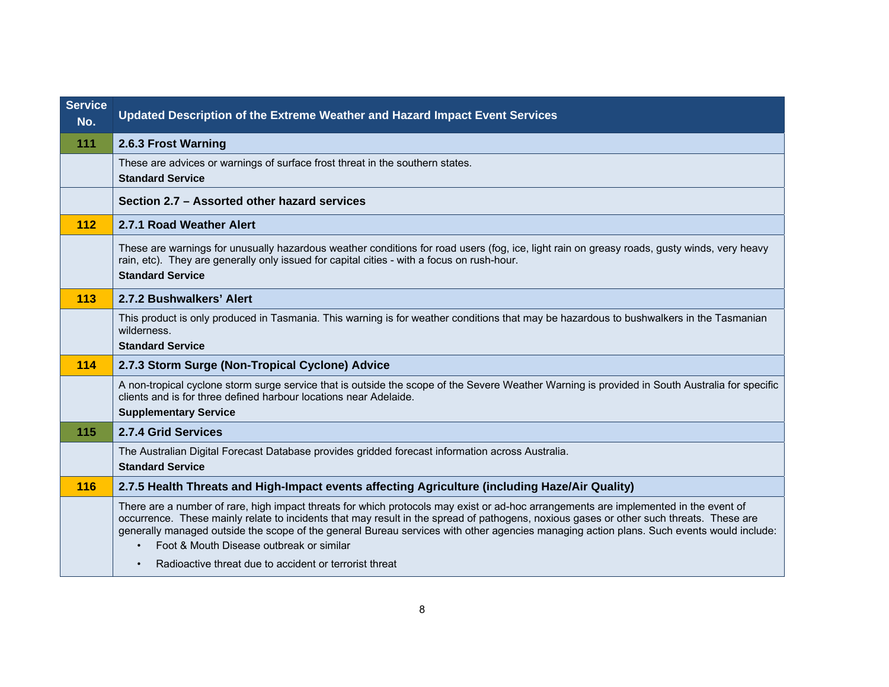| Service No. | Updated Description of the Extreme Weather and Hazard Impact Event Services |
|---|---|
| 111 | **2.6.3 Frost Warning** |
| | These are advices or warnings of surface frost threat in the southern states.<br>**Standard Service** |
| | **Section 2.7 – Assorted other hazard services** |
| 112 | **2.7.1 Road Weather Alert** |
| | These are warnings for unusually hazardous weather conditions for road users (fog, ice, light rain on greasy roads, gusty winds, very heavy rain, etc). They are generally only issued for capital cities - with a focus on rush-hour.<br>**Standard Service** |
| 113 | **2.7.2 Bushwalkers' Alert** |
| | This product is only produced in Tasmania. This warning is for weather conditions that may be hazardous to bushwalkers in the Tasmanian wilderness.<br>**Standard Service** |
| 114 | **2.7.3 Storm Surge (Non-Tropical Cyclone) Advice** |
| | A non-tropical cyclone storm surge service that is outside the scope of the Severe Weather Warning is provided in South Australia for specific clients and is for three defined harbour locations near Adelaide.<br>**Supplementary Service** |
| 115 | **2.7.4 Grid Services** |
| | The Australian Digital Forecast Database provides gridded forecast information across Australia.<br>**Standard Service** |
| 116 | **2.7.5 Health Threats and High-Impact events affecting Agriculture (including Haze/Air Quality)** |
| | There are a number of rare, high impact threats for which protocols may exist or ad-hoc arrangements are implemented in the event of occurrence. These mainly relate to incidents that may result in the spread of pathogens, noxious gases or other such threats. These are generally managed outside the scope of the general Bureau services with other agencies managing action plans. Such events would include:<br>• Foot & Mouth Disease outbreak or similar<br>• Radioactive threat due to accident or terrorist threat |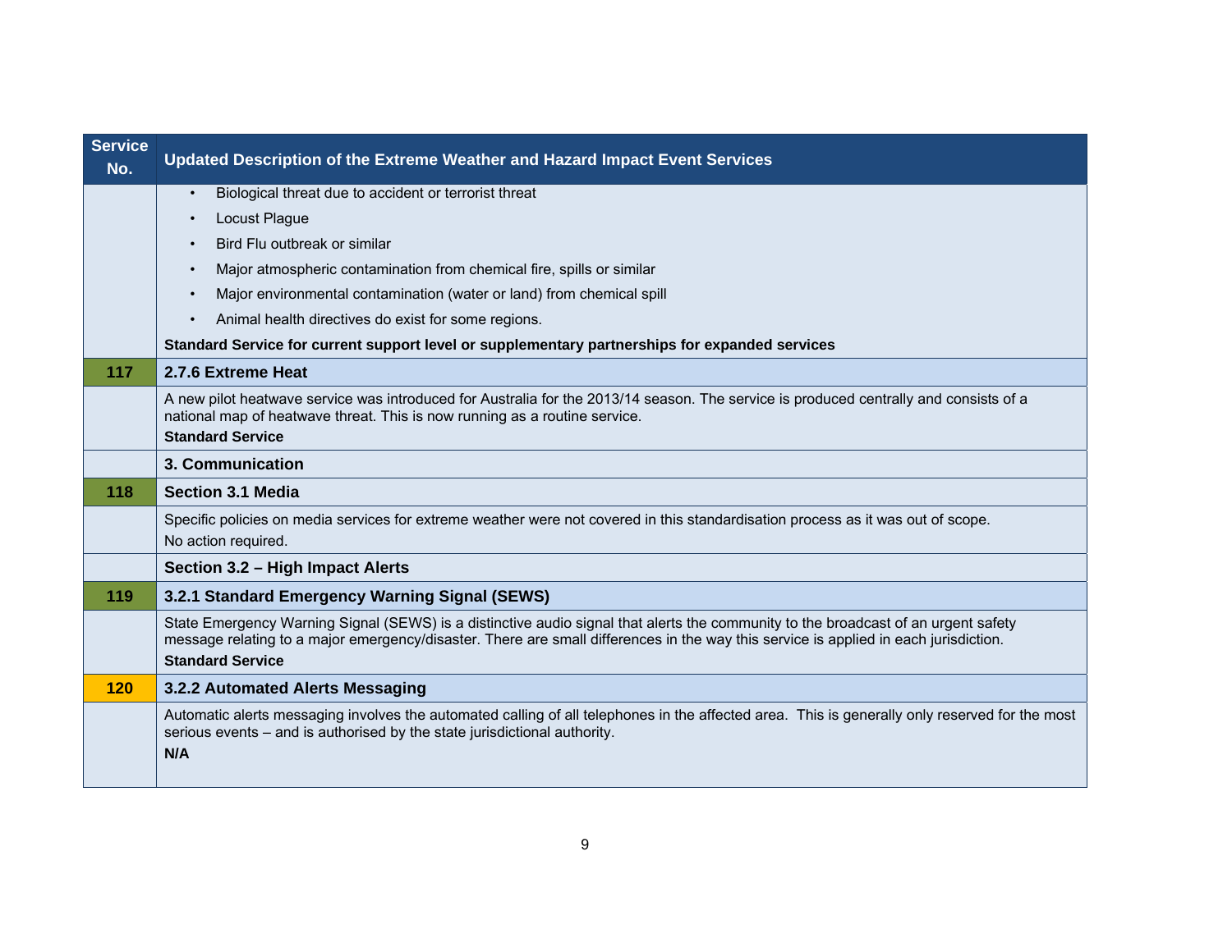| Service No. | Updated Description of the Extreme Weather and Hazard Impact Event Services |
|---|---|
| | • Biological threat due to accident or terrorist threat<br>• Locust Plague<br>• Bird Flu outbreak or similar<br>• Major atmospheric contamination from chemical fire, spills or similar<br>• Major environmental contamination (water or land) from chemical spill<br>• Animal health directives do exist for some regions.<br>**Standard Service for current support level or supplementary partnerships for expanded services** |
| **117** | **2.7.6 Extreme Heat** |
| | A new pilot heatwave service was introduced for Australia for the 2013/14 season. The service is produced centrally and consists of a national map of heatwave threat. This is now running as a routine service.<br>**Standard Service** |
| | **3. Communication** |
| **118** | **Section 3.1 Media** |
| | Specific policies on media services for extreme weather were not covered in this standardisation process as it was out of scope.<br>No action required. |
| | **Section 3.2 – High Impact Alerts** |
| **119** | **3.2.1 Standard Emergency Warning Signal (SEWS)** |
| | State Emergency Warning Signal (SEWS) is a distinctive audio signal that alerts the community to the broadcast of an urgent safety message relating to a major emergency/disaster. There are small differences in the way this service is applied in each jurisdiction.<br>**Standard Service** |
| **120** | **3.2.2 Automated Alerts Messaging** |
| | Automatic alerts messaging involves the automated calling of all telephones in the affected area. This is generally only reserved for the most serious events – and is authorised by the state jurisdictional authority.<br>**N/A** |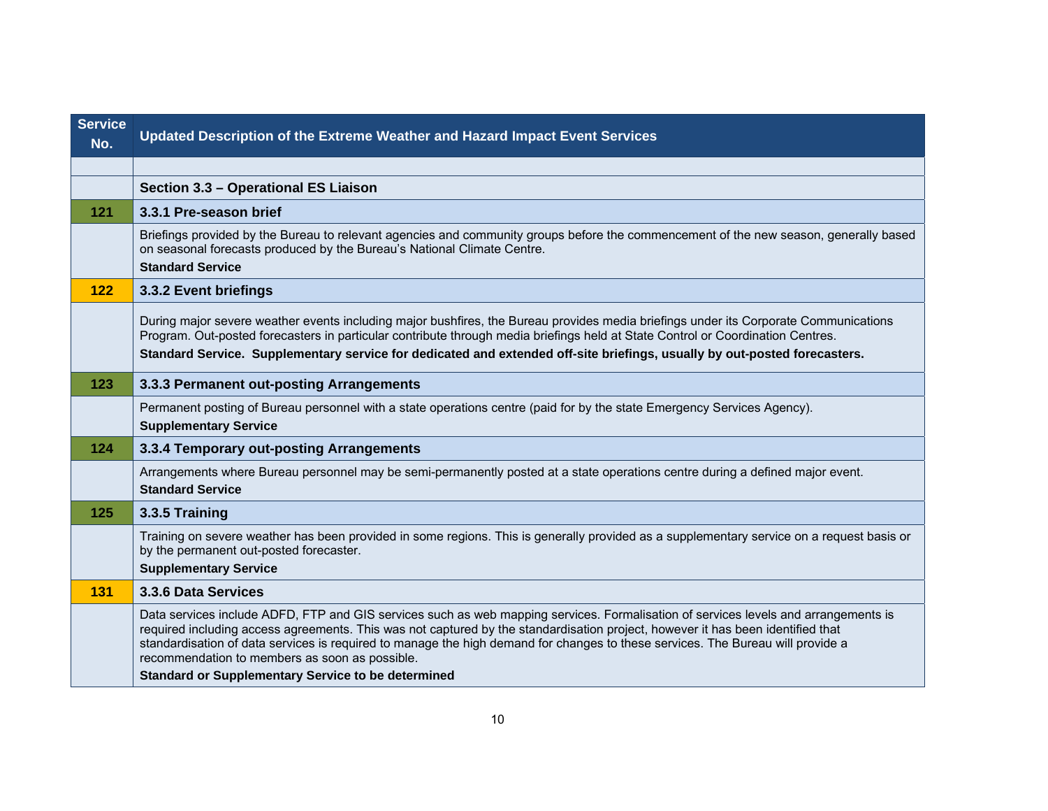| Service No. | Updated Description of the Extreme Weather and Hazard Impact Event Services |
|---|---|
| | |
| | **Section 3.3 – Operational ES Liaison** |
| 121 | **3.3.1 Pre-season brief** |
| | Briefings provided by the Bureau to relevant agencies and community groups before the commencement of the new season, generally based on seasonal forecasts produced by the Bureau's National Climate Centre.<br>**Standard Service** |
| 122 | **3.3.2 Event briefings** |
| | During major severe weather events including major bushfires, the Bureau provides media briefings under its Corporate Communications Program. Out-posted forecasters in particular contribute through media briefings held at State Control or Coordination Centres.<br>**Standard Service. Supplementary service for dedicated and extended off-site briefings, usually by out-posted forecasters.** |
| 123 | **3.3.3 Permanent out-posting Arrangements** |
| | Permanent posting of Bureau personnel with a state operations centre (paid for by the state Emergency Services Agency).<br>**Supplementary Service** |
| 124 | **3.3.4 Temporary out-posting Arrangements** |
| | Arrangements where Bureau personnel may be semi-permanently posted at a state operations centre during a defined major event.<br>**Standard Service** |
| 125 | **3.3.5 Training** |
| | Training on severe weather has been provided in some regions. This is generally provided as a supplementary service on a request basis or by the permanent out-posted forecaster.<br>**Supplementary Service** |
| 131 | **3.3.6 Data Services** |
| | Data services include ADFD, FTP and GIS services such as web mapping services. Formalisation of services levels and arrangements is required including access agreements. This was not captured by the standardisation project, however it has been identified that standardisation of data services is required to manage the high demand for changes to these services. The Bureau will provide a recommendation to members as soon as possible.<br>**Standard or Supplementary Service to be determined** |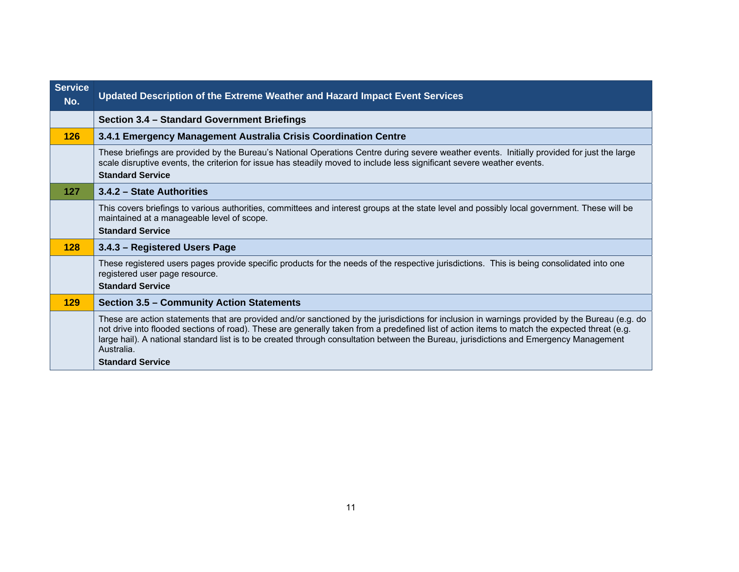| Service No. | Updated Description of the Extreme Weather and Hazard Impact Event Services |
|---|---|
| | **Section 3.4 – Standard Government Briefings** |
| **126** | **3.4.1 Emergency Management Australia Crisis Coordination Centre** |
| | These briefings are provided by the Bureau's National Operations Centre during severe weather events. Initially provided for just the large scale disruptive events, the criterion for issue has steadily moved to include less significant severe weather events.<br>**Standard Service** |
| **127** | **3.4.2 – State Authorities** |
| | This covers briefings to various authorities, committees and interest groups at the state level and possibly local government. These will be maintained at a manageable level of scope.<br>**Standard Service** |
| **128** | **3.4.3 – Registered Users Page** |
| | These registered users pages provide specific products for the needs of the respective jurisdictions. This is being consolidated into one registered user page resource.<br>**Standard Service** |
| **129** | **Section 3.5 – Community Action Statements** |
| | These are action statements that are provided and/or sanctioned by the jurisdictions for inclusion in warnings provided by the Bureau (e.g. do not drive into flooded sections of road). These are generally taken from a predefined list of action items to match the expected threat (e.g. large hail). A national standard list is to be created through consultation between the Bureau, jurisdictions and Emergency Management Australia.<br>**Standard Service** |